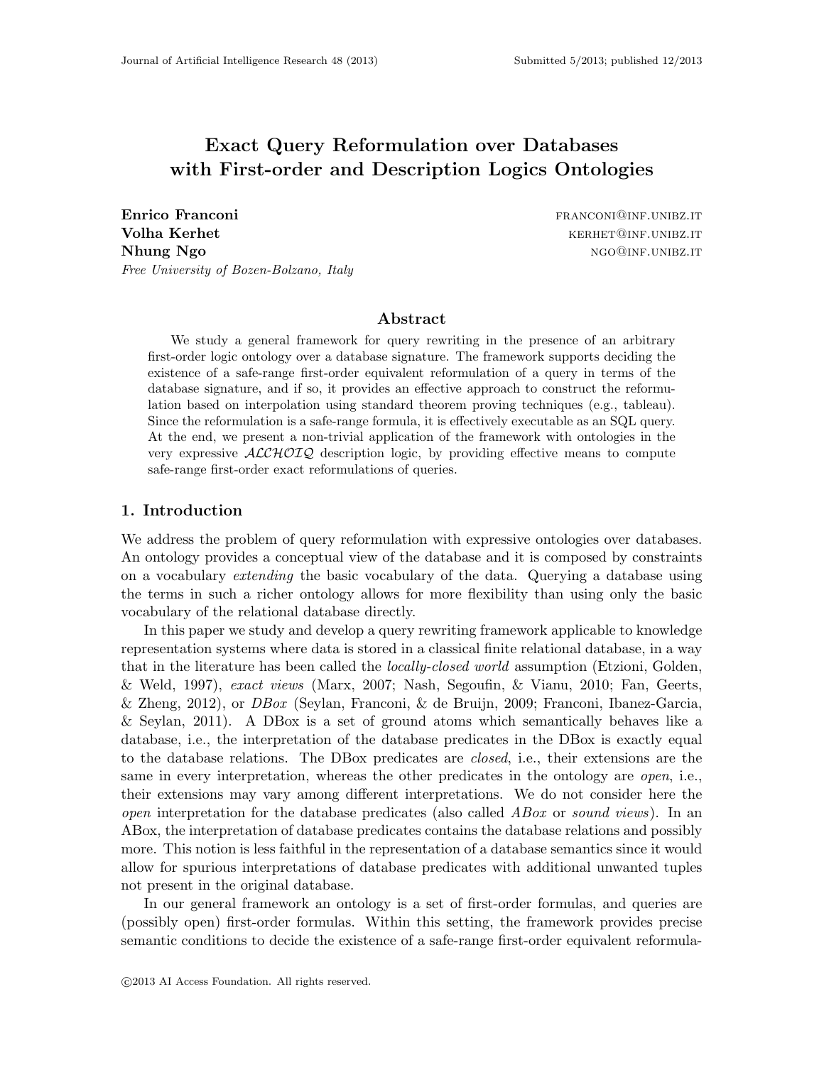# Exact Query Reformulation over Databases with First-order and Description Logics Ontologies

**Enrico Franconi** FRANCONI@INF.UNIBZ.IT
**Volha Kerhet** KERHET@INF.UNIBZ.IT
**Nhung Ngo** NGO@INF.UNIBZ.IT
*Free University of Bozen-Bolzano, Italy*

## Abstract

We study a general framework for query rewriting in the presence of an arbitrary first-order logic ontology over a database signature. The framework supports deciding the existence of a safe-range first-order equivalent reformulation of a query in terms of the database signature, and if so, it provides an effective approach to construct the reformulation based on interpolation using standard theorem proving techniques (e.g., tableau). Since the reformulation is a safe-range formula, it is effectively executable as an SQL query. At the end, we present a non-trivial application of the framework with ontologies in the very expressive $\mathcal{ALCHOIQ}$ description logic, by providing effective means to compute safe-range first-order exact reformulations of queries.

## 1. Introduction

We address the problem of query reformulation with expressive ontologies over databases. An ontology provides a conceptual view of the database and it is composed by constraints on a vocabulary *extending* the basic vocabulary of the data. Querying a database using the terms in such a richer ontology allows for more flexibility than using only the basic vocabulary of the relational database directly.

In this paper we study and develop a query rewriting framework applicable to knowledge representation systems where data is stored in a classical finite relational database, in a way that in the literature has been called the *locally-closed world* assumption (Etzioni, Golden, & Weld, 1997), *exact views* (Marx, 2007; Nash, Segoufin, & Vianu, 2010; Fan, Geerts, & Zheng, 2012), or *DBox* (Seylan, Franconi, & de Bruijn, 2009; Franconi, Ibanez-Garcia, & Seylan, 2011). A DBox is a set of ground atoms which semantically behaves like a database, i.e., the interpretation of the database predicates in the DBox is exactly equal to the database relations. The DBox predicates are *closed*, i.e., their extensions are the same in every interpretation, whereas the other predicates in the ontology are *open*, i.e., their extensions may vary among different interpretations. We do not consider here the *open* interpretation for the database predicates (also called *ABox* or *sound views*). In an ABox, the interpretation of database predicates contains the database relations and possibly more. This notion is less faithful in the representation of a database semantics since it would allow for spurious interpretations of database predicates with additional unwanted tuples not present in the original database.

In our general framework an ontology is a set of first-order formulas, and queries are (possibly open) first-order formulas. Within this setting, the framework provides precise semantic conditions to decide the existence of a safe-range first-order equivalent reformula-

©2013 AI Access Foundation. All rights reserved.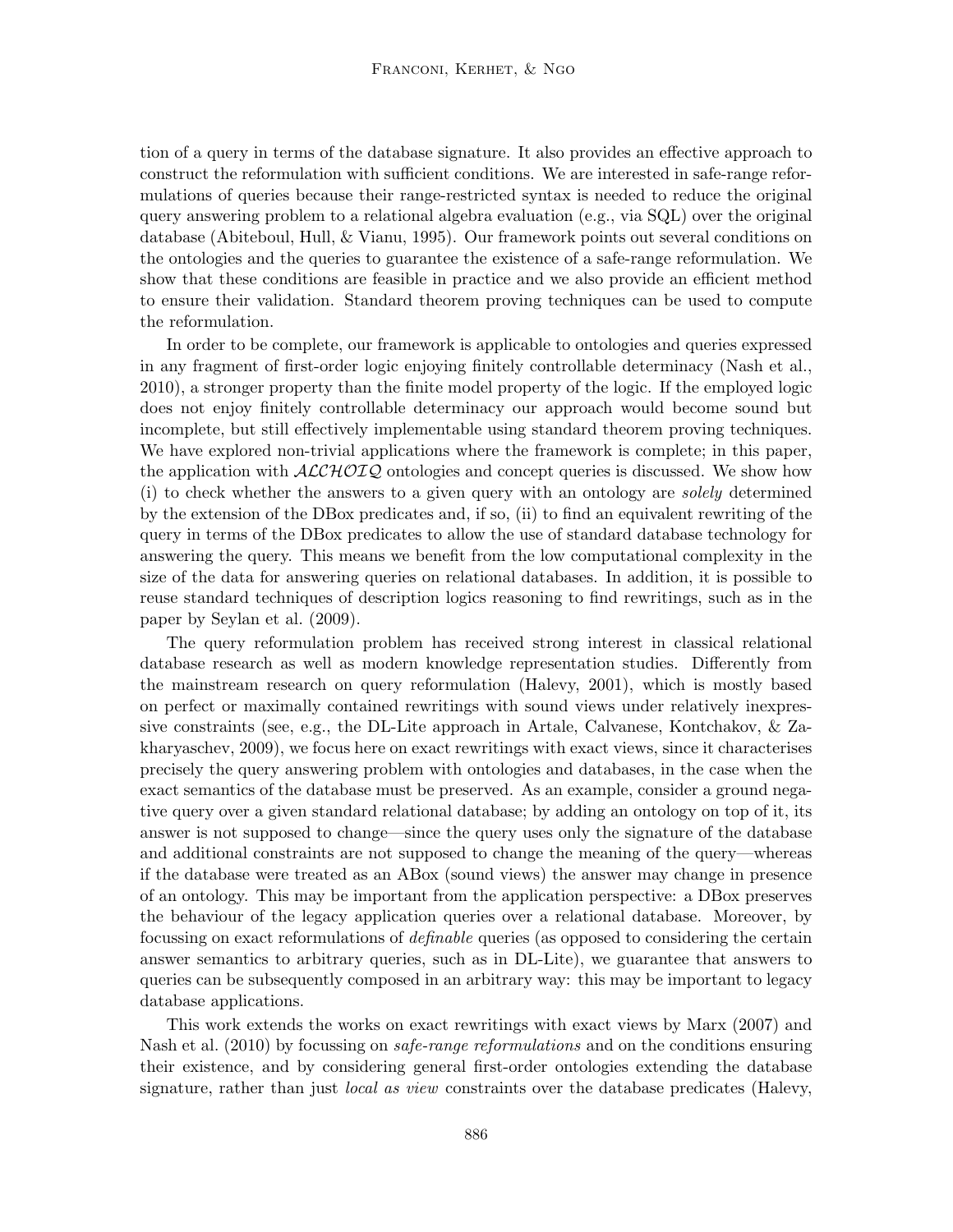tion of a query in terms of the database signature. It also provides an effective approach to construct the reformulation with sufficient conditions. We are interested in safe-range reformulations of queries because their range-restricted syntax is needed to reduce the original query answering problem to a relational algebra evaluation (e.g., via SQL) over the original database (Abiteboul, Hull, & Vianu, 1995). Our framework points out several conditions on the ontologies and the queries to guarantee the existence of a safe-range reformulation. We show that these conditions are feasible in practice and we also provide an efficient method to ensure their validation. Standard theorem proving techniques can be used to compute the reformulation.

In order to be complete, our framework is applicable to ontologies and queries expressed in any fragment of first-order logic enjoying finitely controllable determinacy (Nash et al., 2010), a stronger property than the finite model property of the logic. If the employed logic does not enjoy finitely controllable determinacy our approach would become sound but incomplete, but still effectively implementable using standard theorem proving techniques. We have explored non-trivial applications where the framework is complete; in this paper, the application with $\mathcal{ALCHOIQ}$ ontologies and concept queries is discussed. We show how (i) to check whether the answers to a given query with an ontology are *solely* determined by the extension of the DBox predicates and, if so, (ii) to find an equivalent rewriting of the query in terms of the DBox predicates to allow the use of standard database technology for answering the query. This means we benefit from the low computational complexity in the size of the data for answering queries on relational databases. In addition, it is possible to reuse standard techniques of description logics reasoning to find rewritings, such as in the paper by Seylan et al. (2009).

The query reformulation problem has received strong interest in classical relational database research as well as modern knowledge representation studies. Differently from the mainstream research on query reformulation (Halevy, 2001), which is mostly based on perfect or maximally contained rewritings with sound views under relatively inexpressive constraints (see, e.g., the DL-Lite approach in Artale, Calvanese, Kontchakov, & Zakharyaschev, 2009), we focus here on exact rewritings with exact views, since it characterises precisely the query answering problem with ontologies and databases, in the case when the exact semantics of the database must be preserved. As an example, consider a ground negative query over a given standard relational database; by adding an ontology on top of it, its answer is not supposed to change—since the query uses only the signature of the database and additional constraints are not supposed to change the meaning of the query—whereas if the database were treated as an ABox (sound views) the answer may change in presence of an ontology. This may be important from the application perspective: a DBox preserves the behaviour of the legacy application queries over a relational database. Moreover, by focussing on exact reformulations of *definable* queries (as opposed to considering the certain answer semantics to arbitrary queries, such as in DL-Lite), we guarantee that answers to queries can be subsequently composed in an arbitrary way: this may be important to legacy database applications.

This work extends the works on exact rewritings with exact views by Marx (2007) and Nash et al. (2010) by focussing on *safe-range reformulations* and on the conditions ensuring their existence, and by considering general first-order ontologies extending the database signature, rather than just *local as view* constraints over the database predicates (Halevy,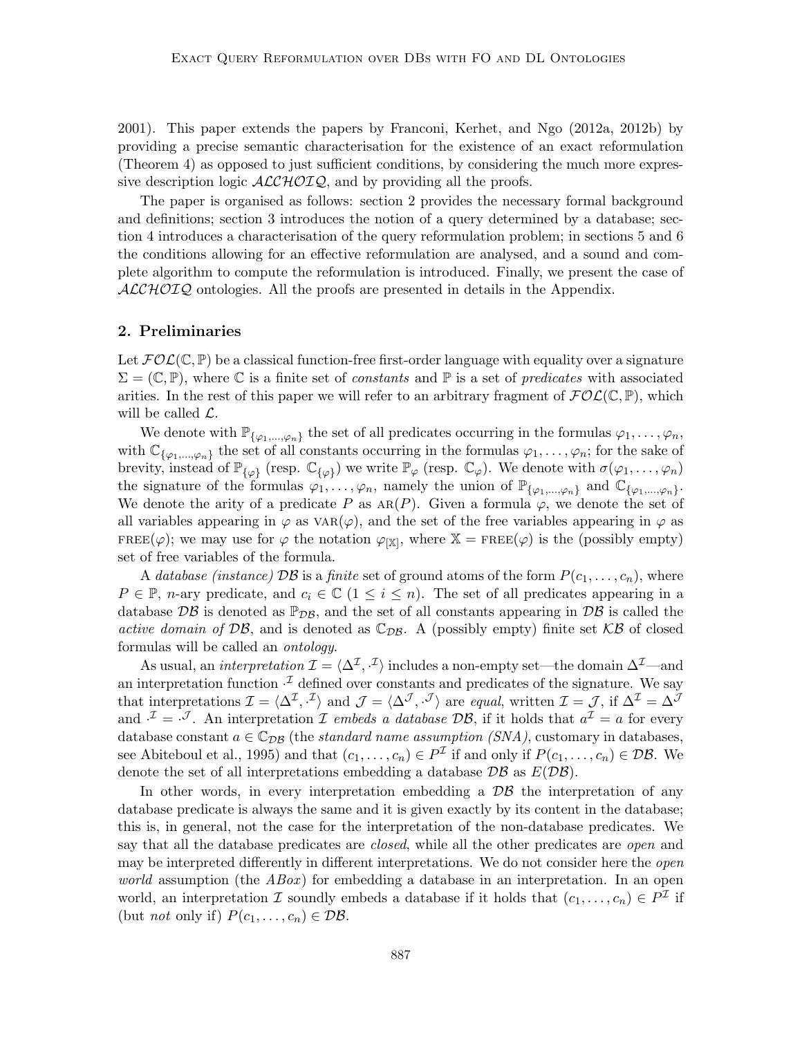2001). This paper extends the papers by Franconi, Kerhet, and Ngo (2012a, 2012b) by providing a precise semantic characterisation for the existence of an exact reformulation (Theorem 4) as opposed to just sufficient conditions, by considering the much more expressive description logic $\mathcal{ALCHOIQ}$, and by providing all the proofs.

The paper is organised as follows: section 2 provides the necessary formal background and definitions; section 3 introduces the notion of a query determined by a database; section 4 introduces a characterisation of the query reformulation problem; in sections 5 and 6 the conditions allowing for an effective reformulation are analysed, and a sound and complete algorithm to compute the reformulation is introduced. Finally, we present the case of $\mathcal{ALCHOIQ}$ ontologies. All the proofs are presented in details in the Appendix.

## 2. Preliminaries

Let $\mathcal{FOL}(\mathbb{C}, \mathbb{P})$ be a classical function-free first-order language with equality over a signature $\Sigma = (\mathbb{C}, \mathbb{P})$, where $\mathbb{C}$ is a finite set of *constants* and $\mathbb{P}$ is a set of *predicates* with associated arities. In the rest of this paper we will refer to an arbitrary fragment of $\mathcal{FOL}(\mathbb{C}, \mathbb{P})$, which will be called $\mathcal{L}$.

We denote with $\mathbb{P}_{\{\varphi_1,\ldots,\varphi_n\}}$ the set of all predicates occurring in the formulas $\varphi_1, \ldots, \varphi_n$, with $\mathbb{C}_{\{\varphi_1,\ldots,\varphi_n\}}$ the set of all constants occurring in the formulas $\varphi_1, \ldots, \varphi_n$; for the sake of brevity, instead of $\mathbb{P}_{\{\varphi\}}$ (resp. $\mathbb{C}_{\{\varphi\}}$) we write $\mathbb{P}_\varphi$ (resp. $\mathbb{C}_\varphi$). We denote with $\sigma(\varphi_1, \ldots, \varphi_n)$ the signature of the formulas $\varphi_1, \ldots, \varphi_n$, namely the union of $\mathbb{P}_{\{\varphi_1,\ldots,\varphi_n\}}$ and $\mathbb{C}_{\{\varphi_1,\ldots,\varphi_n\}}$. We denote the arity of a predicate $P$ as $\textsc{ar}(P)$. Given a formula $\varphi$, we denote the set of all variables appearing in $\varphi$ as $\textsc{var}(\varphi)$, and the set of the free variables appearing in $\varphi$ as $\textsc{free}(\varphi)$; we may use for $\varphi$ the notation $\varphi_{[\mathbb{X}]}$, where $\mathbb{X} = \textsc{free}(\varphi)$ is the (possibly empty) set of free variables of the formula.

A *database (instance)* $\mathcal{DB}$ is a *finite* set of ground atoms of the form $P(c_1, \ldots, c_n)$, where $P \in \mathbb{P}$, $n$-ary predicate, and $c_i \in \mathbb{C}$ $(1 \leq i \leq n)$. The set of all predicates appearing in a database $\mathcal{DB}$ is denoted as $\mathbb{P}_{\mathcal{DB}}$, and the set of all constants appearing in $\mathcal{DB}$ is called the *active domain of* $\mathcal{DB}$, and is denoted as $\mathbb{C}_{\mathcal{DB}}$. A (possibly empty) finite set $\mathcal{KB}$ of closed formulas will be called an *ontology*.

As usual, an *interpretation* $\mathcal{I} = \langle \Delta^{\mathcal{I}}, \cdot^{\mathcal{I}} \rangle$ includes a non-empty set—the domain $\Delta^{\mathcal{I}}$—and an interpretation function $\cdot^{\mathcal{I}}$ defined over constants and predicates of the signature. We say that interpretations $\mathcal{I} = \langle \Delta^{\mathcal{I}}, \cdot^{\mathcal{I}} \rangle$ and $\mathcal{J} = \langle \Delta^{\mathcal{J}}, \cdot^{\mathcal{J}} \rangle$ are *equal*, written $\mathcal{I} = \mathcal{J}$, if $\Delta^{\mathcal{I}} = \Delta^{\mathcal{J}}$ and $\cdot^{\mathcal{I}} = \cdot^{\mathcal{J}}$. An interpretation $\mathcal{I}$ *embeds a database* $\mathcal{DB}$, if it holds that $a^{\mathcal{I}} = a$ for every database constant $a \in \mathbb{C}_{\mathcal{DB}}$ (the *standard name assumption (SNA)*, customary in databases, see Abiteboul et al., 1995) and that $(c_1, \ldots, c_n) \in P^{\mathcal{I}}$ if and only if $P(c_1, \ldots, c_n) \in \mathcal{DB}$. We denote the set of all interpretations embedding a database $\mathcal{DB}$ as $E(\mathcal{DB})$.

In other words, in every interpretation embedding a $\mathcal{DB}$ the interpretation of any database predicate is always the same and it is given exactly by its content in the database; this is, in general, not the case for the interpretation of the non-database predicates. We say that all the database predicates are *closed*, while all the other predicates are *open* and may be interpreted differently in different interpretations. We do not consider here the *open world* assumption (the *ABox*) for embedding a database in an interpretation. In an open world, an interpretation $\mathcal{I}$ soundly embeds a database if it holds that $(c_1, \ldots, c_n) \in P^{\mathcal{I}}$ if (but *not* only if) $P(c_1, \ldots, c_n) \in \mathcal{DB}$.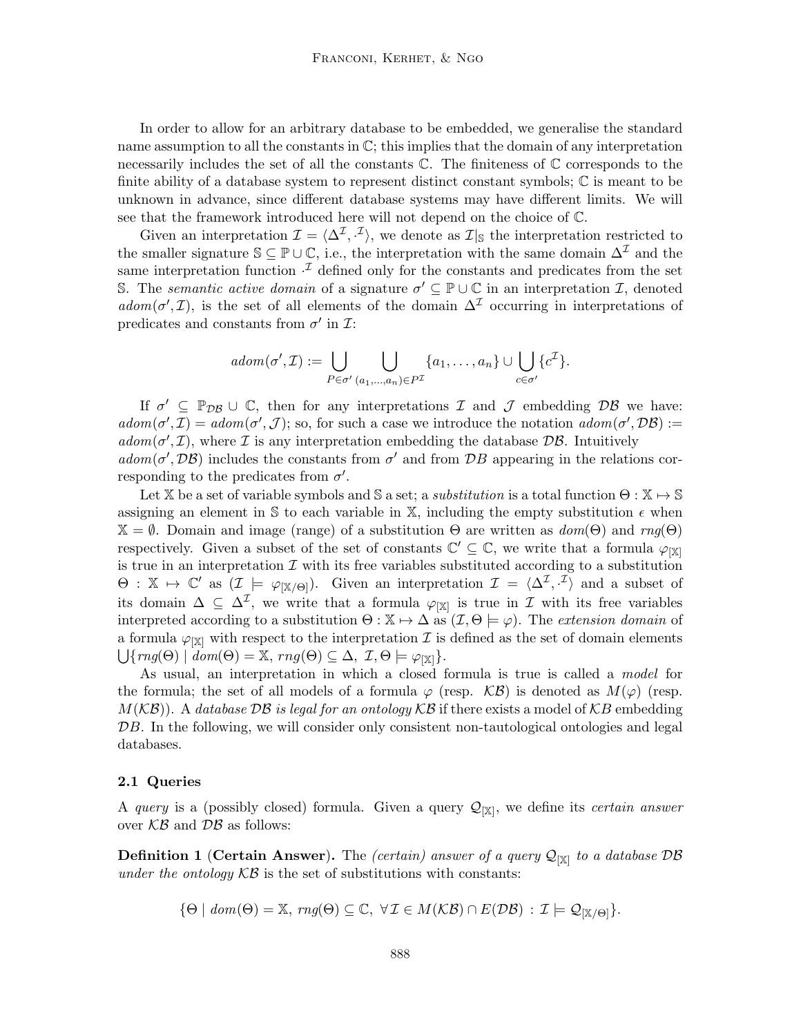In order to allow for an arbitrary database to be embedded, we generalise the standard name assumption to all the constants in $\mathbb{C}$; this implies that the domain of any interpretation necessarily includes the set of all the constants $\mathbb{C}$. The finiteness of $\mathbb{C}$ corresponds to the finite ability of a database system to represent distinct constant symbols; $\mathbb{C}$ is meant to be unknown in advance, since different database systems may have different limits. We will see that the framework introduced here will not depend on the choice of $\mathbb{C}$.

Given an interpretation $\mathcal{I} = \langle \Delta^{\mathcal{I}}, \cdot^{\mathcal{I}} \rangle$, we denote as $\mathcal{I}|_{\mathbb{S}}$ the interpretation restricted to the smaller signature $\mathbb{S} \subseteq \mathbb{P} \cup \mathbb{C}$, i.e., the interpretation with the same domain $\Delta^{\mathcal{I}}$ and the same interpretation function $\cdot^{\mathcal{I}}$ defined only for the constants and predicates from the set $\mathbb{S}$. The *semantic active domain* of a signature $\sigma' \subseteq \mathbb{P} \cup \mathbb{C}$ in an interpretation $\mathcal{I}$, denoted $adom(\sigma', \mathcal{I})$, is the set of all elements of the domain $\Delta^{\mathcal{I}}$ occurring in interpretations of predicates and constants from $\sigma'$ in $\mathcal{I}$:

$$adom(\sigma', \mathcal{I}) := \bigcup_{P \in \sigma'} \bigcup_{(a_1,\ldots,a_n) \in P^{\mathcal{I}}} \{a_1, \ldots, a_n\} \cup \bigcup_{c \in \sigma'} \{c^{\mathcal{I}}\}.$$

If $\sigma' \subseteq \mathbb{P}_{\mathcal{DB}} \cup \mathbb{C}$, then for any interpretations $\mathcal{I}$ and $\mathcal{J}$ embedding $\mathcal{DB}$ we have: $adom(\sigma', \mathcal{I}) = adom(\sigma', \mathcal{J})$; so, for such a case we introduce the notation $adom(\sigma', \mathcal{DB}) := adom(\sigma', \mathcal{I})$, where $\mathcal{I}$ is any interpretation embedding the database $\mathcal{DB}$. Intuitively $adom(\sigma', \mathcal{DB})$ includes the constants from $\sigma'$ and from $\mathcal{D}B$ appearing in the relations corresponding to the predicates from $\sigma'$.

Let $\mathbb{X}$ be a set of variable symbols and $\mathbb{S}$ a set; a *substitution* is a total function $\Theta : \mathbb{X} \mapsto \mathbb{S}$ assigning an element in $\mathbb{S}$ to each variable in $\mathbb{X}$, including the empty substitution $\epsilon$ when $\mathbb{X} = \emptyset$. Domain and image (range) of a substitution $\Theta$ are written as $dom(\Theta)$ and $rng(\Theta)$ respectively. Given a subset of the set of constants $\mathbb{C}' \subseteq \mathbb{C}$, we write that a formula $\varphi_{[\mathbb{X}]}$ is true in an interpretation $\mathcal{I}$ with its free variables substituted according to a substitution $\Theta : \mathbb{X} \mapsto \mathbb{C}'$ as $(\mathcal{I} \models \varphi_{[\mathbb{X}/\Theta]})$. Given an interpretation $\mathcal{I} = \langle \Delta^{\mathcal{I}}, \cdot^{\mathcal{I}} \rangle$ and a subset of its domain $\Delta \subseteq \Delta^{\mathcal{I}}$, we write that a formula $\varphi_{[\mathbb{X}]}$ is true in $\mathcal{I}$ with its free variables interpreted according to a substitution $\Theta : \mathbb{X} \mapsto \Delta$ as $(\mathcal{I}, \Theta \models \varphi)$. The *extension domain* of a formula $\varphi_{[\mathbb{X}]}$ with respect to the interpretation $\mathcal{I}$ is defined as the set of domain elements $\bigcup \{rng(\Theta) \mid dom(\Theta) = \mathbb{X}, \, rng(\Theta) \subseteq \Delta, \, \mathcal{I}, \Theta \models \varphi_{[\mathbb{X}]}\}$.

As usual, an interpretation in which a closed formula is true is called a *model* for the formula; the set of all models of a formula $\varphi$ (resp. $\mathcal{KB}$) is denoted as $M(\varphi)$ (resp. $M(\mathcal{KB})$). A *database $\mathcal{DB}$ is legal for an ontology $\mathcal{KB}$* if there exists a model of $\mathcal{K}B$ embedding $\mathcal{D}B$. In the following, we will consider only consistent non-tautological ontologies and legal databases.

### 2.1 Queries

A *query* is a (possibly closed) formula. Given a query $\mathcal{Q}_{[\mathbb{X}]}$, we define its *certain answer* over $\mathcal{KB}$ and $\mathcal{DB}$ as follows:

**Definition 1** (**Certain Answer**). The *(certain) answer of a query $\mathcal{Q}_{[\mathbb{X}]}$ to a database $\mathcal{DB}$ under the ontology $\mathcal{KB}$* is the set of substitutions with constants:

$$\{\Theta \mid dom(\Theta) = \mathbb{X}, \, rng(\Theta) \subseteq \mathbb{C}, \, \forall \mathcal{I} \in M(\mathcal{KB}) \cap E(\mathcal{DB}) \, : \, \mathcal{I} \models \mathcal{Q}_{[\mathbb{X}/\Theta]}\}.$$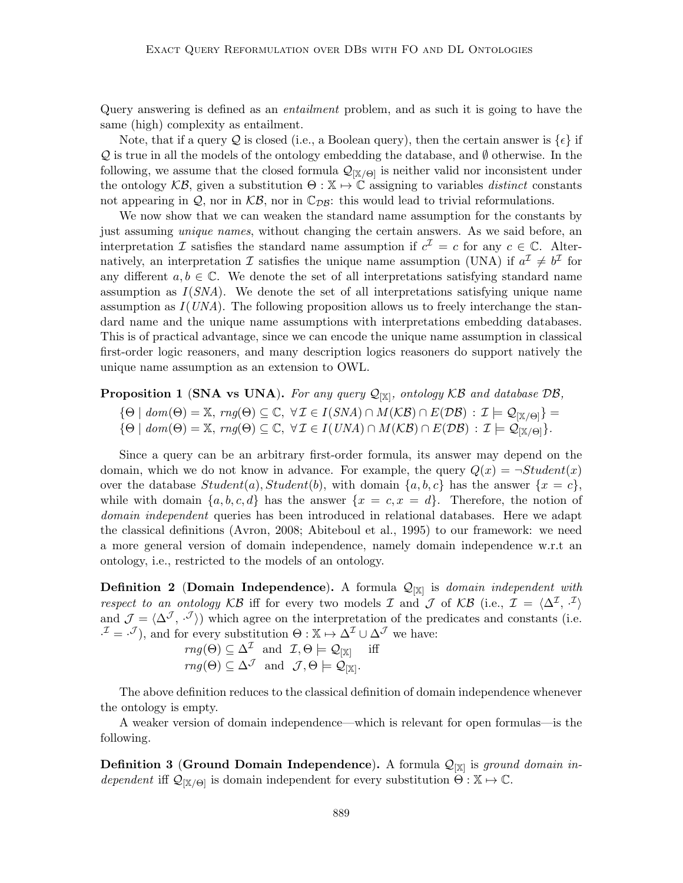Query answering is defined as an *entailment* problem, and as such it is going to have the same (high) complexity as entailment.

Note, that if a query $\mathcal{Q}$ is closed (i.e., a Boolean query), then the certain answer is $\{\epsilon\}$ if $\mathcal{Q}$ is true in all the models of the ontology embedding the database, and $\emptyset$ otherwise. In the following, we assume that the closed formula $\mathcal{Q}_{[\mathbb{X}/\Theta]}$ is neither valid nor inconsistent under the ontology $\mathcal{KB}$, given a substitution $\Theta : \mathbb{X} \mapsto \mathbb{C}$ assigning to variables *distinct* constants not appearing in $\mathcal{Q}$, nor in $\mathcal{KB}$, nor in $\mathbb{C}_{\mathcal{DB}}$: this would lead to trivial reformulations.

We now show that we can weaken the standard name assumption for the constants by just assuming *unique names*, without changing the certain answers. As we said before, an interpretation $\mathcal{I}$ satisfies the standard name assumption if $c^{\mathcal{I}} = c$ for any $c \in \mathbb{C}$. Alternatively, an interpretation $\mathcal{I}$ satisfies the unique name assumption (UNA) if $a^{\mathcal{I}} \neq b^{\mathcal{I}}$ for any different $a, b \in \mathbb{C}$. We denote the set of all interpretations satisfying standard name assumption as $I(SNA)$. We denote the set of all interpretations satisfying unique name assumption as $I(UNA)$. The following proposition allows us to freely interchange the standard name and the unique name assumptions with interpretations embedding databases. This is of practical advantage, since we can encode the unique name assumption in classical first-order logic reasoners, and many description logics reasoners do support natively the unique name assumption as an extension to OWL.

**Proposition 1** (**SNA vs UNA**). *For any query $\mathcal{Q}_{[\mathbb{X}]}$, ontology $\mathcal{KB}$ and database $\mathcal{DB}$,*

$$\{\Theta \mid dom(\Theta) = \mathbb{X},\ rng(\Theta) \subseteq \mathbb{C},\ \forall \mathcal{I} \in I(SNA) \cap M(\mathcal{KB}) \cap E(\mathcal{DB}) : \mathcal{I} \models \mathcal{Q}_{[\mathbb{X}/\Theta]}\} =$$
$$\{\Theta \mid dom(\Theta) = \mathbb{X},\ rng(\Theta) \subseteq \mathbb{C},\ \forall \mathcal{I} \in I(UNA) \cap M(\mathcal{KB}) \cap E(\mathcal{DB}) : \mathcal{I} \models \mathcal{Q}_{[\mathbb{X}/\Theta]}\}.$$

Since a query can be an arbitrary first-order formula, its answer may depend on the domain, which we do not know in advance. For example, the query $Q(x) = \neg Student(x)$ over the database $Student(a), Student(b)$, with domain $\{a, b, c\}$ has the answer $\{x = c\}$, while with domain $\{a, b, c, d\}$ has the answer $\{x = c, x = d\}$. Therefore, the notion of *domain independent* queries has been introduced in relational databases. Here we adapt the classical definitions (Avron, 2008; Abiteboul et al., 1995) to our framework: we need a more general version of domain independence, namely domain independence w.r.t an ontology, i.e., restricted to the models of an ontology.

**Definition 2** (**Domain Independence**). A formula $\mathcal{Q}_{[\mathbb{X}]}$ is *domain independent with respect to an ontology* $\mathcal{KB}$ iff for every two models $\mathcal{I}$ and $\mathcal{J}$ of $\mathcal{KB}$ (i.e., $\mathcal{I} = \langle \Delta^{\mathcal{I}}, \cdot^{\mathcal{I}} \rangle$ and $\mathcal{J} = \langle \Delta^{\mathcal{J}}, \cdot^{\mathcal{J}} \rangle$) which agree on the interpretation of the predicates and constants (i.e. $\cdot^{\mathcal{I}} = \cdot^{\mathcal{J}}$), and for every substitution $\Theta : \mathbb{X} \mapsto \Delta^{\mathcal{I}} \cup \Delta^{\mathcal{J}}$ we have:

$$rng(\Theta) \subseteq \Delta^{\mathcal{I}} \text{ and } \mathcal{I}, \Theta \models \mathcal{Q}_{[\mathbb{X}]} \quad \text{iff}$$
$$rng(\Theta) \subseteq \Delta^{\mathcal{J}} \text{ and } \mathcal{J}, \Theta \models \mathcal{Q}_{[\mathbb{X}]}.$$

The above definition reduces to the classical definition of domain independence whenever the ontology is empty.

A weaker version of domain independence—which is relevant for open formulas—is the following.

**Definition 3** (**Ground Domain Independence**). A formula $\mathcal{Q}_{[\mathbb{X}]}$ is *ground domain independent* iff $\mathcal{Q}_{[\mathbb{X}/\Theta]}$ is domain independent for every substitution $\Theta : \mathbb{X} \mapsto \mathbb{C}$.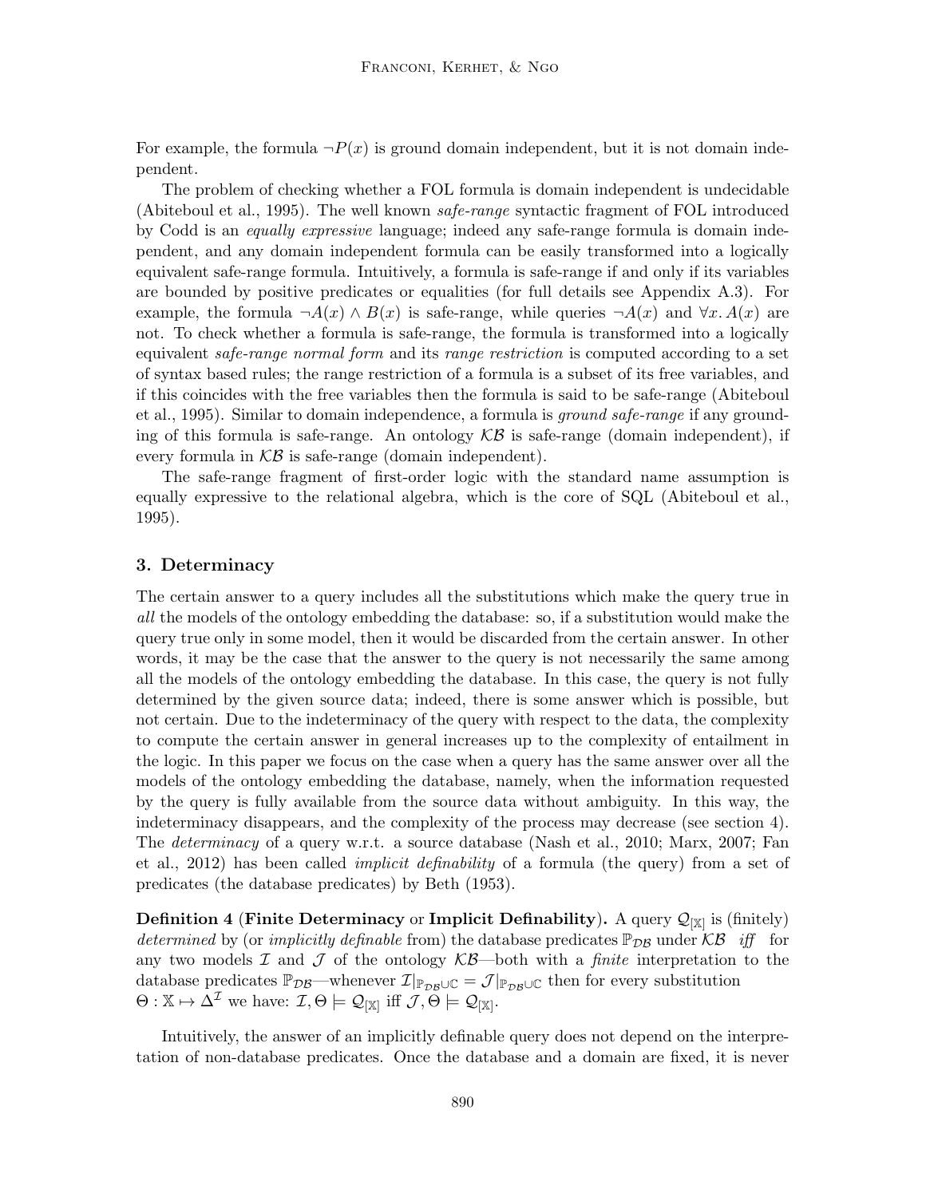For example, the formula $\neg P(x)$ is ground domain independent, but it is not domain independent.

The problem of checking whether a FOL formula is domain independent is undecidable (Abiteboul et al., 1995). The well known *safe-range* syntactic fragment of FOL introduced by Codd is an *equally expressive* language; indeed any safe-range formula is domain independent, and any domain independent formula can be easily transformed into a logically equivalent safe-range formula. Intuitively, a formula is safe-range if and only if its variables are bounded by positive predicates or equalities (for full details see Appendix A.3). For example, the formula $\neg A(x) \land B(x)$ is safe-range, while queries $\neg A(x)$ and $\forall x.\, A(x)$ are not. To check whether a formula is safe-range, the formula is transformed into a logically equivalent *safe-range normal form* and its *range restriction* is computed according to a set of syntax based rules; the range restriction of a formula is a subset of its free variables, and if this coincides with the free variables then the formula is said to be safe-range (Abiteboul et al., 1995). Similar to domain independence, a formula is *ground safe-range* if any grounding of this formula is safe-range. An ontology $\mathcal{KB}$ is safe-range (domain independent), if every formula in $\mathcal{KB}$ is safe-range (domain independent).

The safe-range fragment of first-order logic with the standard name assumption is equally expressive to the relational algebra, which is the core of SQL (Abiteboul et al., 1995).

## 3. Determinacy

The certain answer to a query includes all the substitutions which make the query true in *all* the models of the ontology embedding the database: so, if a substitution would make the query true only in some model, then it would be discarded from the certain answer. In other words, it may be the case that the answer to the query is not necessarily the same among all the models of the ontology embedding the database. In this case, the query is not fully determined by the given source data; indeed, there is some answer which is possible, but not certain. Due to the indeterminacy of the query with respect to the data, the complexity to compute the certain answer in general increases up to the complexity of entailment in the logic. In this paper we focus on the case when a query has the same answer over all the models of the ontology embedding the database, namely, when the information requested by the query is fully available from the source data without ambiguity. In this way, the indeterminacy disappears, and the complexity of the process may decrease (see section 4). The *determinacy* of a query w.r.t. a source database (Nash et al., 2010; Marx, 2007; Fan et al., 2012) has been called *implicit definability* of a formula (the query) from a set of predicates (the database predicates) by Beth (1953).

**Definition 4** (**Finite Determinacy** or **Implicit Definability**)**.** A query $\mathcal{Q}_{[\mathbb{X}]}$ is (finitely) *determined* by (or *implicitly definable* from) the database predicates $\mathbb{P}_{\mathcal{DB}}$ under $\mathcal{KB}$ *iff* for any two models $\mathcal{I}$ and $\mathcal{J}$ of the ontology $\mathcal{KB}$—both with a *finite* interpretation to the database predicates $\mathbb{P}_{\mathcal{DB}}$—whenever $\mathcal{I}|_{\mathbb{P}_{\mathcal{DB}}\cup\mathbb{C}} = \mathcal{J}|_{\mathbb{P}_{\mathcal{DB}}\cup\mathbb{C}}$ then for every substitution $\Theta : \mathbb{X} \mapsto \Delta^{\mathcal{I}}$ we have: $\mathcal{I}, \Theta \models \mathcal{Q}_{[\mathbb{X}]}$ iff $\mathcal{J}, \Theta \models \mathcal{Q}_{[\mathbb{X}]}$.

Intuitively, the answer of an implicitly definable query does not depend on the interpretation of non-database predicates. Once the database and a domain are fixed, it is never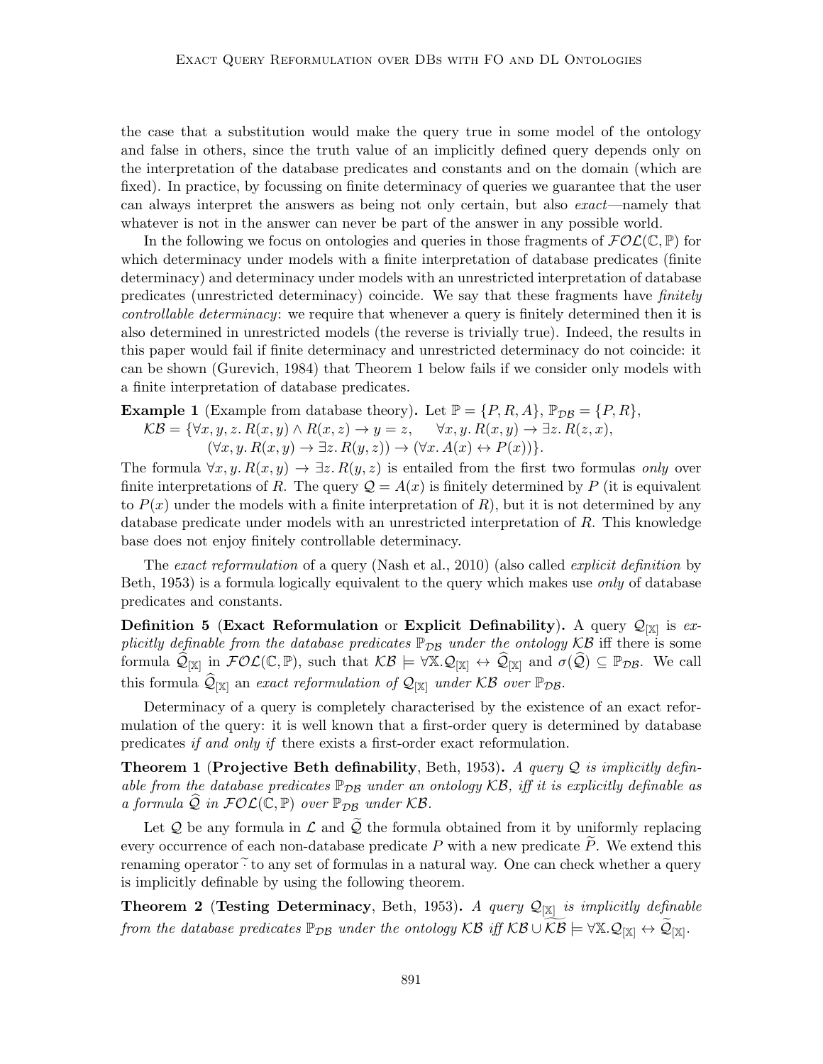the case that a substitution would make the query true in some model of the ontology and false in others, since the truth value of an implicitly defined query depends only on the interpretation of the database predicates and constants and on the domain (which are fixed). In practice, by focussing on finite determinacy of queries we guarantee that the user can always interpret the answers as being not only certain, but also *exact*—namely that whatever is not in the answer can never be part of the answer in any possible world.

In the following we focus on ontologies and queries in those fragments of $\mathcal{FOL}(\mathbb{C},\mathbb{P})$ for which determinacy under models with a finite interpretation of database predicates (finite determinacy) and determinacy under models with an unrestricted interpretation of database predicates (unrestricted determinacy) coincide. We say that these fragments have *finitely controllable determinacy*: we require that whenever a query is finitely determined then it is also determined in unrestricted models (the reverse is trivially true). Indeed, the results in this paper would fail if finite determinacy and unrestricted determinacy do not coincide: it can be shown (Gurevich, 1984) that Theorem 1 below fails if we consider only models with a finite interpretation of database predicates.

**Example 1** (Example from database theory)**.** Let $\mathbb{P} = \{P, R, A\}$, $\mathbb{P}_{\mathcal{DB}} = \{P, R\}$,

$$\mathcal{KB} = \{\forall x, y, z.\, R(x, y) \wedge R(x, z) \rightarrow y = z, \quad \forall x, y.\, R(x, y) \rightarrow \exists z.\, R(z, x),$$
$$(\forall x, y.\, R(x, y) \rightarrow \exists z.\, R(y, z)) \rightarrow (\forall x.\, A(x) \leftrightarrow P(x))\}.$$

The formula $\forall x, y.\, R(x, y) \rightarrow \exists z.\, R(y, z)$ is entailed from the first two formulas *only* over finite interpretations of $R$. The query $\mathcal{Q} = A(x)$ is finitely determined by $P$ (it is equivalent to $P(x)$ under the models with a finite interpretation of $R$), but it is not determined by any database predicate under models with an unrestricted interpretation of $R$. This knowledge base does not enjoy finitely controllable determinacy.

The *exact reformulation* of a query (Nash et al., 2010) (also called *explicit definition* by Beth, 1953) is a formula logically equivalent to the query which makes use *only* of database predicates and constants.

**Definition 5** (**Exact Reformulation** or **Explicit Definability**)**.** A query $\mathcal{Q}_{[\mathbb{X}]}$ is *explicitly definable from the database predicates $\mathbb{P}_{\mathcal{DB}}$ under the ontology $\mathcal{KB}$* iff there is some formula $\widehat{\mathcal{Q}}_{[\mathbb{X}]}$ in $\mathcal{FOL}(\mathbb{C},\mathbb{P})$, such that $\mathcal{KB} \models \forall \mathbb{X}.\mathcal{Q}_{[\mathbb{X}]} \leftrightarrow \widehat{\mathcal{Q}}_{[\mathbb{X}]}$ and $\sigma(\widehat{\mathcal{Q}}) \subseteq \mathbb{P}_{\mathcal{DB}}$. We call this formula $\widehat{\mathcal{Q}}_{[\mathbb{X}]}$ an *exact reformulation of $\mathcal{Q}_{[\mathbb{X}]}$ under $\mathcal{KB}$ over $\mathbb{P}_{\mathcal{DB}}$*.

Determinacy of a query is completely characterised by the existence of an exact reformulation of the query: it is well known that a first-order query is determined by database predicates *if and only if* there exists a first-order exact reformulation.

**Theorem 1** (**Projective Beth definability**, Beth, 1953)**.** *A query $\mathcal{Q}$ is implicitly definable from the database predicates $\mathbb{P}_{\mathcal{DB}}$ under an ontology $\mathcal{KB}$, iff it is explicitly definable as a formula $\widehat{\mathcal{Q}}$ in $\mathcal{FOL}(\mathbb{C},\mathbb{P})$ over $\mathbb{P}_{\mathcal{DB}}$ under $\mathcal{KB}$.*

Let $\mathcal{Q}$ be any formula in $\mathcal{L}$ and $\widetilde{\mathcal{Q}}$ the formula obtained from it by uniformly replacing every occurrence of each non-database predicate $P$ with a new predicate $\widetilde{P}$. We extend this renaming operator $\widetilde{\cdot}$ to any set of formulas in a natural way. One can check whether a query is implicitly definable by using the following theorem.

**Theorem 2** (**Testing Determinacy**, Beth, 1953)**.** *A query $\mathcal{Q}_{[\mathbb{X}]}$ is implicitly definable from the database predicates $\mathbb{P}_{\mathcal{DB}}$ under the ontology $\mathcal{KB}$ iff $\mathcal{KB} \cup \widetilde{\mathcal{KB}} \models \forall \mathbb{X}.\mathcal{Q}_{[\mathbb{X}]} \leftrightarrow \widetilde{\mathcal{Q}}_{[\mathbb{X}]}$.*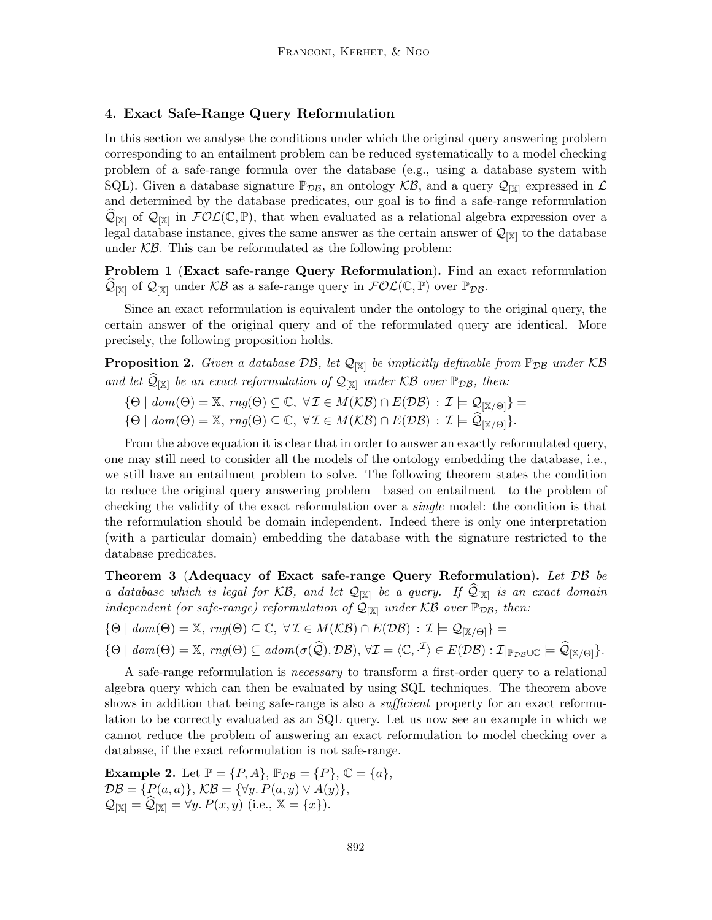## 4. Exact Safe-Range Query Reformulation

In this section we analyse the conditions under which the original query answering problem corresponding to an entailment problem can be reduced systematically to a model checking problem of a safe-range formula over the database (e.g., using a database system with SQL). Given a database signature $\mathbb{P}_{\mathcal{DB}}$, an ontology $\mathcal{KB}$, and a query $\mathcal{Q}_{[\mathbb{X}]}$ expressed in $\mathcal{L}$ and determined by the database predicates, our goal is to find a safe-range reformulation $\widehat{\mathcal{Q}}_{[\mathbb{X}]}$ of $\mathcal{Q}_{[\mathbb{X}]}$ in $\mathcal{FOL}(\mathbb{C}, \mathbb{P})$, that when evaluated as a relational algebra expression over a legal database instance, gives the same answer as the certain answer of $\mathcal{Q}_{[\mathbb{X}]}$ to the database under $\mathcal{KB}$. This can be reformulated as the following problem:

**Problem 1** (**Exact safe-range Query Reformulation**). Find an exact reformulation $\widehat{\mathcal{Q}}_{[\mathbb{X}]}$ of $\mathcal{Q}_{[\mathbb{X}]}$ under $\mathcal{KB}$ as a safe-range query in $\mathcal{FOL}(\mathbb{C}, \mathbb{P})$ over $\mathbb{P}_{\mathcal{DB}}$.

Since an exact reformulation is equivalent under the ontology to the original query, the certain answer of the original query and of the reformulated query are identical. More precisely, the following proposition holds.

**Proposition 2.** *Given a database $\mathcal{DB}$, let $\mathcal{Q}_{[\mathbb{X}]}$ be implicitly definable from $\mathbb{P}_{\mathcal{DB}}$ under $\mathcal{KB}$ and let $\widehat{\mathcal{Q}}_{[\mathbb{X}]}$ be an exact reformulation of $\mathcal{Q}_{[\mathbb{X}]}$ under $\mathcal{KB}$ over $\mathbb{P}_{\mathcal{DB}}$, then:*

$$\{\Theta \mid dom(\Theta) = \mathbb{X},\ rng(\Theta) \subseteq \mathbb{C},\ \forall \mathcal{I} \in M(\mathcal{KB}) \cap E(\mathcal{DB}) \,:\, \mathcal{I} \models \mathcal{Q}_{[\mathbb{X}/\Theta]}\} =$$
$$\{\Theta \mid dom(\Theta) = \mathbb{X},\ rng(\Theta) \subseteq \mathbb{C},\ \forall \mathcal{I} \in M(\mathcal{KB}) \cap E(\mathcal{DB}) \,:\, \mathcal{I} \models \widehat{\mathcal{Q}}_{[\mathbb{X}/\Theta]}\}.$$

From the above equation it is clear that in order to answer an exactly reformulated query, one may still need to consider all the models of the ontology embedding the database, i.e., we still have an entailment problem to solve. The following theorem states the condition to reduce the original query answering problem—based on entailment—to the problem of checking the validity of the exact reformulation over a *single* model: the condition is that the reformulation should be domain independent. Indeed there is only one interpretation (with a particular domain) embedding the database with the signature restricted to the database predicates.

**Theorem 3** (**Adequacy of Exact safe-range Query Reformulation**). *Let $\mathcal{DB}$ be a database which is legal for $\mathcal{KB}$, and let $\mathcal{Q}_{[\mathbb{X}]}$ be a query. If $\widehat{\mathcal{Q}}_{[\mathbb{X}]}$ is an exact domain independent (or safe-range) reformulation of $\mathcal{Q}_{[\mathbb{X}]}$ under $\mathcal{KB}$ over $\mathbb{P}_{\mathcal{DB}}$, then:*

$$\{\Theta \mid dom(\Theta) = \mathbb{X},\ rng(\Theta) \subseteq \mathbb{C},\ \forall \mathcal{I} \in M(\mathcal{KB}) \cap E(\mathcal{DB}) \,:\, \mathcal{I} \models \mathcal{Q}_{[\mathbb{X}/\Theta]}\} =$$
$$\{\Theta \mid dom(\Theta) = \mathbb{X},\ rng(\Theta) \subseteq adom(\sigma(\widehat{\mathcal{Q}}), \mathcal{DB}),\ \forall \mathcal{I} = \langle \mathbb{C}, \cdot^{\mathcal{I}} \rangle \in E(\mathcal{DB}) : \mathcal{I}|_{\mathbb{P}_{\mathcal{DB}} \cup \mathbb{C}} \models \widehat{\mathcal{Q}}_{[\mathbb{X}/\Theta]}\}.$$

A safe-range reformulation is *necessary* to transform a first-order query to a relational algebra query which can then be evaluated by using SQL techniques. The theorem above shows in addition that being safe-range is also a *sufficient* property for an exact reformulation to be correctly evaluated as an SQL query. Let us now see an example in which we cannot reduce the problem of answering an exact reformulation to model checking over a database, if the exact reformulation is not safe-range.

**Example 2.** Let $\mathbb{P} = \{P, A\}$, $\mathbb{P}_{\mathcal{DB}} = \{P\}$, $\mathbb{C} = \{a\}$,
$\mathcal{DB} = \{P(a, a)\}$, $\mathcal{KB} = \{\forall y.\, P(a, y) \lor A(y)\}$,
$\mathcal{Q}_{[\mathbb{X}]} = \widehat{\mathcal{Q}}_{[\mathbb{X}]} = \forall y.\, P(x, y)$ (i.e., $\mathbb{X} = \{x\}$).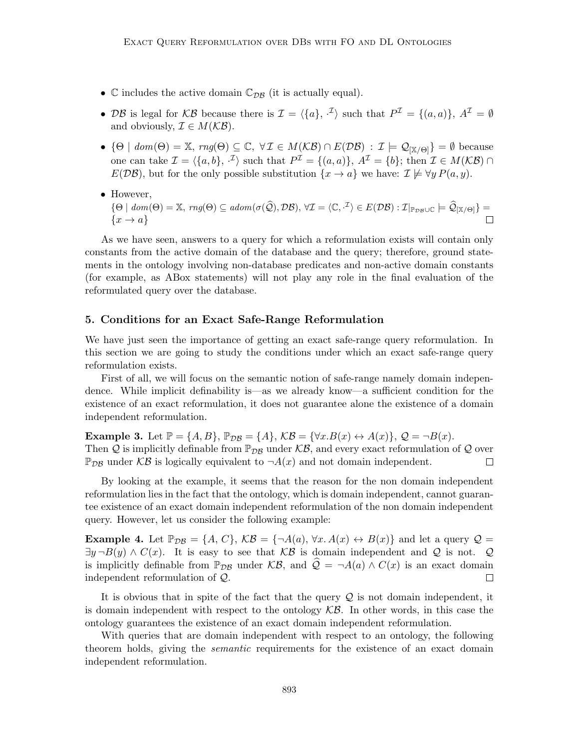- $\mathbb{C}$ includes the active domain $\mathbb{C}_{\mathcal{DB}}$ (it is actually equal).
- $\mathcal{DB}$ is legal for $\mathcal{KB}$ because there is $\mathcal{I} = \langle \{a\}, \cdot^{\mathcal{I}} \rangle$ such that $P^{\mathcal{I}} = \{(a,a)\}$, $A^{\mathcal{I}} = \emptyset$ and obviously, $\mathcal{I} \in M(\mathcal{KB})$.
- $\{\Theta \mid dom(\Theta) = \mathbb{X},\ rng(\Theta) \subseteq \mathbb{C},\ \forall \mathcal{I} \in M(\mathcal{KB}) \cap E(\mathcal{DB}) : \mathcal{I} \models \mathcal{Q}_{[\mathbb{X}/\Theta]}\} = \emptyset$ because one can take $\mathcal{I} = \langle \{a, b\}, \cdot^{\mathcal{I}} \rangle$ such that $P^{\mathcal{I}} = \{(a,a)\}$, $A^{\mathcal{I}} = \{b\}$; then $\mathcal{I} \in M(\mathcal{KB}) \cap E(\mathcal{DB})$, but for the only possible substitution $\{x \to a\}$ we have: $\mathcal{I} \not\models \forall y\, P(a, y)$.
- However, $\{\Theta \mid dom(\Theta) = \mathbb{X},\ rng(\Theta) \subseteq adom(\sigma(\widehat{\mathcal{Q}}), \mathcal{DB}),\ \forall \mathcal{I} = \langle \mathbb{C}, \cdot^{\mathcal{I}} \rangle \in E(\mathcal{DB}) : \mathcal{I}|_{\mathbb{P}_{\mathcal{DB}} \cup \mathbb{C}} \models \widehat{\mathcal{Q}}_{[\mathbb{X}/\Theta]}\} = \{x \to a\}$ □

As we have seen, answers to a query for which a reformulation exists will contain only constants from the active domain of the database and the query; therefore, ground statements in the ontology involving non-database predicates and non-active domain constants (for example, as ABox statements) will not play any role in the final evaluation of the reformulated query over the database.

## 5. Conditions for an Exact Safe-Range Reformulation

We have just seen the importance of getting an exact safe-range query reformulation. In this section we are going to study the conditions under which an exact safe-range query reformulation exists.

First of all, we will focus on the semantic notion of safe-range namely domain independence. While implicit definability is—as we already know—a sufficient condition for the existence of an exact reformulation, it does not guarantee alone the existence of a domain independent reformulation.

**Example 3.** Let $\mathbb{P} = \{A, B\}$, $\mathbb{P}_{\mathcal{DB}} = \{A\}$, $\mathcal{KB} = \{\forall x. B(x) \leftrightarrow A(x)\}$, $\mathcal{Q} = \neg B(x)$. Then $\mathcal{Q}$ is implicitly definable from $\mathbb{P}_{\mathcal{DB}}$ under $\mathcal{KB}$, and every exact reformulation of $\mathcal{Q}$ over $\mathbb{P}_{\mathcal{DB}}$ under $\mathcal{KB}$ is logically equivalent to $\neg A(x)$ and not domain independent. □

By looking at the example, it seems that the reason for the non domain independent reformulation lies in the fact that the ontology, which is domain independent, cannot guarantee existence of an exact domain independent reformulation of the non domain independent query. However, let us consider the following example:

**Example 4.** Let $\mathbb{P}_{\mathcal{DB}} = \{A, C\}$, $\mathcal{KB} = \{\neg A(a), \forall x. A(x) \leftrightarrow B(x)\}$ and let a query $\mathcal{Q} = \exists y\, \neg B(y) \wedge C(x)$. It is easy to see that $\mathcal{KB}$ is domain independent and $\mathcal{Q}$ is not. $\mathcal{Q}$ is implicitly definable from $\mathbb{P}_{\mathcal{DB}}$ under $\mathcal{KB}$, and $\widehat{\mathcal{Q}} = \neg A(a) \wedge C(x)$ is an exact domain independent reformulation of $\mathcal{Q}$. □

It is obvious that in spite of the fact that the query $\mathcal{Q}$ is not domain independent, it is domain independent with respect to the ontology $\mathcal{KB}$. In other words, in this case the ontology guarantees the existence of an exact domain independent reformulation.

With queries that are domain independent with respect to an ontology, the following theorem holds, giving the *semantic* requirements for the existence of an exact domain independent reformulation.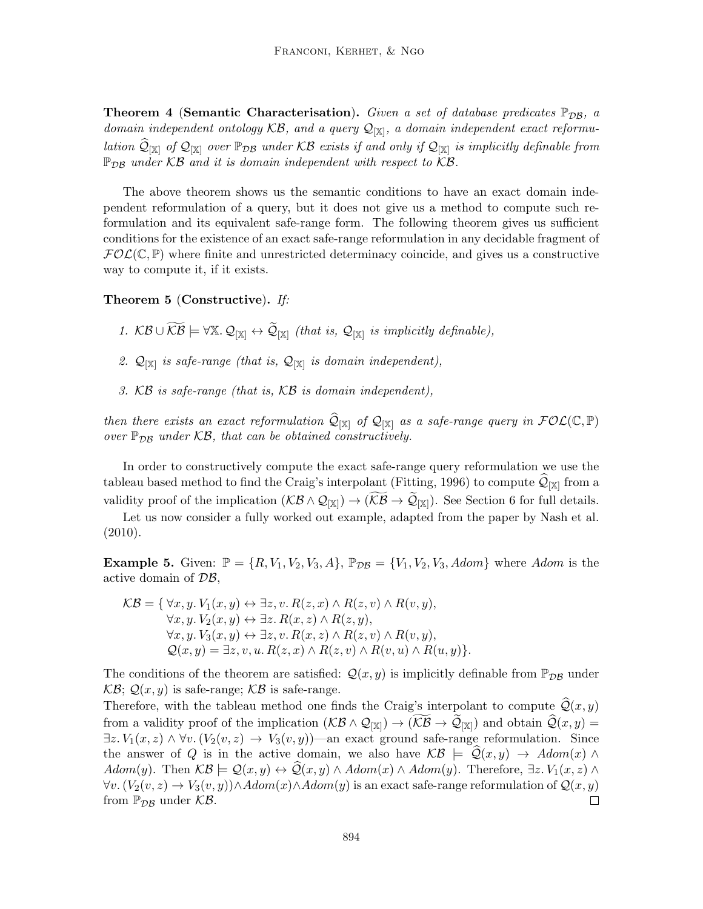**Theorem 4** (**Semantic Characterisation**). *Given a set of database predicates $\mathbb{P}_{\mathcal{DB}}$, a domain independent ontology $\mathcal{KB}$, and a query $\mathcal{Q}_{[\mathbb{X}]}$, a domain independent exact reformulation $\widehat{\mathcal{Q}}_{[\mathbb{X}]}$ of $\mathcal{Q}_{[\mathbb{X}]}$ over $\mathbb{P}_{\mathcal{DB}}$ under $\mathcal{KB}$ exists if and only if $\mathcal{Q}_{[\mathbb{X}]}$ is implicitly definable from $\mathbb{P}_{\mathcal{DB}}$ under $\mathcal{KB}$ and it is domain independent with respect to $\mathcal{KB}$.*

The above theorem shows us the semantic conditions to have an exact domain independent reformulation of a query, but it does not give us a method to compute such reformulation and its equivalent safe-range form. The following theorem gives us sufficient conditions for the existence of an exact safe-range reformulation in any decidable fragment of $\mathcal{FOL}(\mathbb{C}, \mathbb{P})$ where finite and unrestricted determinacy coincide, and gives us a constructive way to compute it, if it exists.

**Theorem 5** (**Constructive**). *If:*

1. $\mathcal{KB} \cup \widetilde{\mathcal{KB}} \models \forall \mathbb{X}. \mathcal{Q}_{[\mathbb{X}]} \leftrightarrow \widetilde{\mathcal{Q}}_{[\mathbb{X}]}$ *(that is, $\mathcal{Q}_{[\mathbb{X}]}$ is implicitly definable),*
2. $\mathcal{Q}_{[\mathbb{X}]}$ *is safe-range (that is, $\mathcal{Q}_{[\mathbb{X}]}$ is domain independent),*
3. $\mathcal{KB}$ *is safe-range (that is, $\mathcal{KB}$ is domain independent),*

*then there exists an exact reformulation $\widehat{\mathcal{Q}}_{[\mathbb{X}]}$ of $\mathcal{Q}_{[\mathbb{X}]}$ as a safe-range query in $\mathcal{FOL}(\mathbb{C}, \mathbb{P})$ over $\mathbb{P}_{\mathcal{DB}}$ under $\mathcal{KB}$, that can be obtained constructively.*

In order to constructively compute the exact safe-range query reformulation we use the tableau based method to find the Craig's interpolant (Fitting, 1996) to compute $\widehat{\mathcal{Q}}_{[\mathbb{X}]}$ from a validity proof of the implication $(\mathcal{KB} \wedge \mathcal{Q}_{[\mathbb{X}]}) \rightarrow (\widetilde{\mathcal{KB}} \rightarrow \widetilde{\mathcal{Q}}_{[\mathbb{X}]})$. See Section 6 for full details.

Let us now consider a fully worked out example, adapted from the paper by Nash et al. (2010).

**Example 5.** Given: $\mathbb{P} = \{R, V_1, V_2, V_3, A\}$, $\mathbb{P}_{\mathcal{DB}} = \{V_1, V_2, V_3, Adom\}$ where $Adom$ is the active domain of $\mathcal{DB}$,

$$
\begin{aligned}
\mathcal{KB} = \{\, & \forall x, y.\, V_1(x, y) \leftrightarrow \exists z, v.\, R(z, x) \wedge R(z, v) \wedge R(v, y), \\
& \forall x, y.\, V_2(x, y) \leftrightarrow \exists z.\, R(x, z) \wedge R(z, y), \\
& \forall x, y.\, V_3(x, y) \leftrightarrow \exists z, v.\, R(x, z) \wedge R(z, v) \wedge R(v, y), \\
& \mathcal{Q}(x, y) = \exists z, v, u.\, R(z, x) \wedge R(z, v) \wedge R(v, u) \wedge R(u, y)\}.
\end{aligned}
$$

The conditions of the theorem are satisfied: $\mathcal{Q}(x, y)$ is implicitly definable from $\mathbb{P}_{\mathcal{DB}}$ under $\mathcal{KB}$; $\mathcal{Q}(x, y)$ is safe-range; $\mathcal{KB}$ is safe-range.

Therefore, with the tableau method one finds the Craig's interpolant to compute $\widehat{\mathcal{Q}}(x, y)$ from a validity proof of the implication $(\mathcal{KB} \wedge \mathcal{Q}_{[\mathbb{X}]}) \rightarrow (\widetilde{\mathcal{KB}} \rightarrow \widetilde{\mathcal{Q}}_{[\mathbb{X}]})$ and obtain $\widehat{\mathcal{Q}}(x, y) = \exists z.\, V_1(x, z) \wedge \forall v.\, (V_2(v, z) \rightarrow V_3(v, y))$—an exact ground safe-range reformulation. Since the answer of $Q$ is in the active domain, we also have $\mathcal{KB} \models \widehat{\mathcal{Q}}(x, y) \rightarrow Adom(x) \wedge Adom(y)$. Then $\mathcal{KB} \models \mathcal{Q}(x, y) \leftrightarrow \widehat{\mathcal{Q}}(x, y) \wedge Adom(x) \wedge Adom(y)$. Therefore, $\exists z.\, V_1(x, z) \wedge \forall v.\, (V_2(v, z) \rightarrow V_3(v, y)) \wedge Adom(x) \wedge Adom(y)$ is an exact safe-range reformulation of $\mathcal{Q}(x, y)$ from $\mathbb{P}_{\mathcal{DB}}$ under $\mathcal{KB}$. □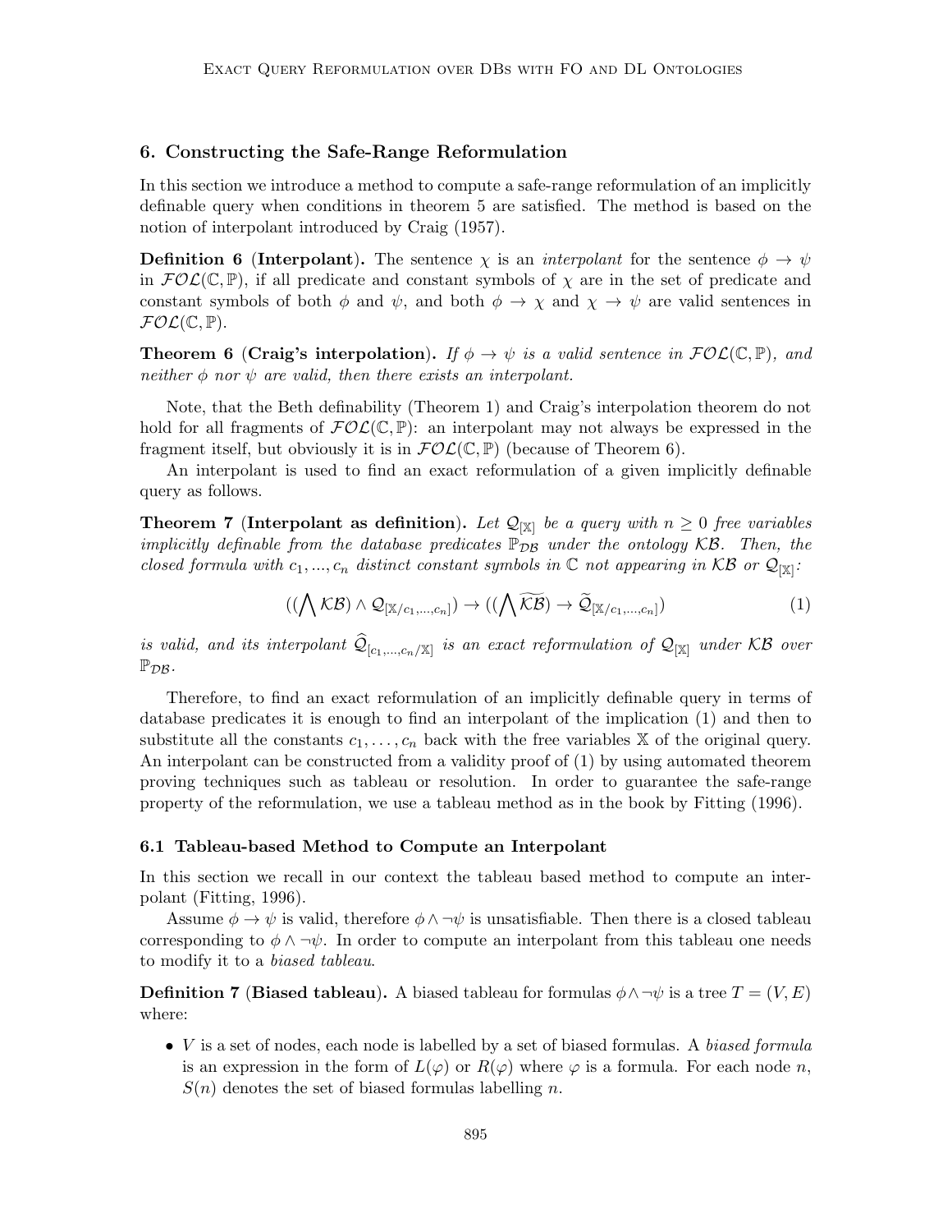## 6. Constructing the Safe-Range Reformulation

In this section we introduce a method to compute a safe-range reformulation of an implicitly definable query when conditions in theorem 5 are satisfied. The method is based on the notion of interpolant introduced by Craig (1957).

**Definition 6 (Interpolant).** The sentence $\chi$ is an *interpolant* for the sentence $\phi \to \psi$ in $\mathcal{FOL}(\mathbb{C}, \mathbb{P})$, if all predicate and constant symbols of $\chi$ are in the set of predicate and constant symbols of both $\phi$ and $\psi$, and both $\phi \to \chi$ and $\chi \to \psi$ are valid sentences in $\mathcal{FOL}(\mathbb{C}, \mathbb{P})$.

**Theorem 6 (Craig's interpolation).** *If $\phi \to \psi$ is a valid sentence in $\mathcal{FOL}(\mathbb{C}, \mathbb{P})$, and neither $\phi$ nor $\psi$ are valid, then there exists an interpolant.*

Note, that the Beth definability (Theorem 1) and Craig's interpolation theorem do not hold for all fragments of $\mathcal{FOL}(\mathbb{C}, \mathbb{P})$: an interpolant may not always be expressed in the fragment itself, but obviously it is in $\mathcal{FOL}(\mathbb{C}, \mathbb{P})$ (because of Theorem 6).

An interpolant is used to find an exact reformulation of a given implicitly definable query as follows.

**Theorem 7 (Interpolant as definition).** *Let $\mathcal{Q}_{[\mathbb{X}]}$ be a query with $n \geq 0$ free variables implicitly definable from the database predicates $\mathbb{P}_{\mathcal{DB}}$ under the ontology $\mathcal{KB}$. Then, the closed formula with $c_1, ..., c_n$ distinct constant symbols in $\mathbb{C}$ not appearing in $\mathcal{KB}$ or $\mathcal{Q}_{[\mathbb{X}]}$:*

$$((\bigwedge \mathcal{KB}) \wedge \mathcal{Q}_{[\mathbb{X}/c_1,...,c_n]}) \to ((\bigwedge \widetilde{\mathcal{KB}}) \to \widetilde{\mathcal{Q}}_{[\mathbb{X}/c_1,...,c_n]}) \tag{1}$$

*is valid, and its interpolant $\widehat{\mathcal{Q}}_{[c_1,...,c_n/\mathbb{X}]}$ is an exact reformulation of $\mathcal{Q}_{[\mathbb{X}]}$ under $\mathcal{KB}$ over $\mathbb{P}_{\mathcal{DB}}$.*

Therefore, to find an exact reformulation of an implicitly definable query in terms of database predicates it is enough to find an interpolant of the implication (1) and then to substitute all the constants $c_1, \ldots, c_n$ back with the free variables $\mathbb{X}$ of the original query. An interpolant can be constructed from a validity proof of (1) by using automated theorem proving techniques such as tableau or resolution. In order to guarantee the safe-range property of the reformulation, we use a tableau method as in the book by Fitting (1996).

### 6.1 Tableau-based Method to Compute an Interpolant

In this section we recall in our context the tableau based method to compute an interpolant (Fitting, 1996).

Assume $\phi \to \psi$ is valid, therefore $\phi \wedge \neg\psi$ is unsatisfiable. Then there is a closed tableau corresponding to $\phi \wedge \neg\psi$. In order to compute an interpolant from this tableau one needs to modify it to a *biased tableau*.

**Definition 7 (Biased tableau).** A biased tableau for formulas $\phi \wedge \neg\psi$ is a tree $T = (V, E)$ where:

- $V$ is a set of nodes, each node is labelled by a set of biased formulas. A *biased formula* is an expression in the form of $L(\varphi)$ or $R(\varphi)$ where $\varphi$ is a formula. For each node $n$, $S(n)$ denotes the set of biased formulas labelling $n$.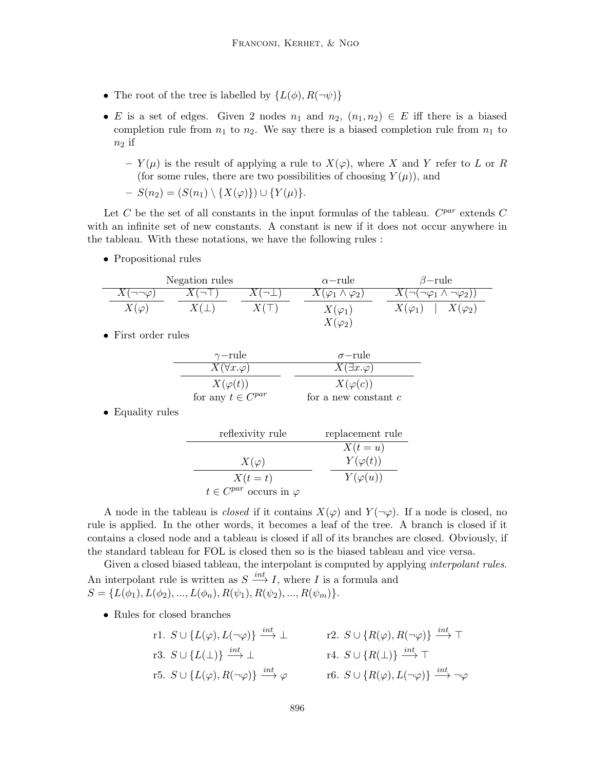- The root of the tree is labelled by $\{L(\phi), R(\neg\psi)\}$
- $E$ is a set of edges. Given 2 nodes $n_1$ and $n_2$, $(n_1, n_2) \in E$ iff there is a biased completion rule from $n_1$ to $n_2$. We say there is a biased completion rule from $n_1$ to $n_2$ if
  - $Y(\mu)$ is the result of applying a rule to $X(\varphi)$, where $X$ and $Y$ refer to $L$ or $R$ (for some rules, there are two possibilities of choosing $Y(\mu)$), and
  - $S(n_2) = (S(n_1) \setminus \{X(\varphi)\}) \cup \{Y(\mu)\}$.

Let $C$ be the set of all constants in the input formulas of the tableau. $C^{par}$ extends $C$ with an infinite set of new constants. A constant is new if it does not occur anywhere in the tableau. With these notations, we have the following rules :

- Propositional rules

$$
\begin{array}{ccc|c|c}
\multicolumn{3}{c|}{\text{Negation rules}} & \alpha\text{-rule} & \beta\text{-rule} \\
\hline
\dfrac{X(\neg\neg\varphi)}{X(\varphi)} & \dfrac{X(\neg\top)}{X(\bot)} & \dfrac{X(\neg\bot)}{X(\top)} & \dfrac{X(\varphi_1 \wedge \varphi_2)}{\begin{array}{c}X(\varphi_1)\\ X(\varphi_2)\end{array}} & \dfrac{X(\neg(\neg\varphi_1 \wedge \neg\varphi_2))}{X(\varphi_1) \quad | \quad X(\varphi_2)}
\end{array}
$$

- First order rules

$$
\begin{array}{c|c}
\gamma\text{-rule} & \sigma\text{-rule} \\
\hline
\dfrac{X(\forall x.\varphi)}{X(\varphi(t))} & \dfrac{X(\exists x.\varphi)}{X(\varphi(c))} \\
\text{for any } t \in C^{par} & \text{for a new constant } c
\end{array}
$$

- Equality rules

$$
\begin{array}{c|c}
\text{reflexivity rule} & \text{replacement rule} \\
\hline
\dfrac{X(\varphi)}{X(t = t)} & \dfrac{\begin{array}{c}X(t = u)\\ Y(\varphi(t))\end{array}}{Y(\varphi(u))} \\
t \in C^{par} \text{ occurs in } \varphi &
\end{array}
$$

A node in the tableau is *closed* if it contains $X(\varphi)$ and $Y(\neg\varphi)$. If a node is closed, no rule is applied. In the other words, it becomes a leaf of the tree. A branch is closed if it contains a closed node and a tableau is closed if all of its branches are closed. Obviously, if the standard tableau for FOL is closed then so is the biased tableau and vice versa.

Given a closed biased tableau, the interpolant is computed by applying *interpolant rules*. An interpolant rule is written as $S \xrightarrow{int} I$, where $I$ is a formula and $S = \{L(\phi_1), L(\phi_2), ..., L(\phi_n), R(\psi_1), R(\psi_2), ..., R(\psi_m)\}$.

- Rules for closed branches

| | |
|---|---|
| r1. $S \cup \{L(\varphi), L(\neg\varphi)\} \xrightarrow{int} \bot$ | r2. $S \cup \{R(\varphi), R(\neg\varphi)\} \xrightarrow{int} \top$ |
| r3. $S \cup \{L(\bot)\} \xrightarrow{int} \bot$ | r4. $S \cup \{R(\bot)\} \xrightarrow{int} \top$ |
| r5. $S \cup \{L(\varphi), R(\neg\varphi)\} \xrightarrow{int} \varphi$ | r6. $S \cup \{R(\varphi), L(\neg\varphi)\} \xrightarrow{int} \neg\varphi$ |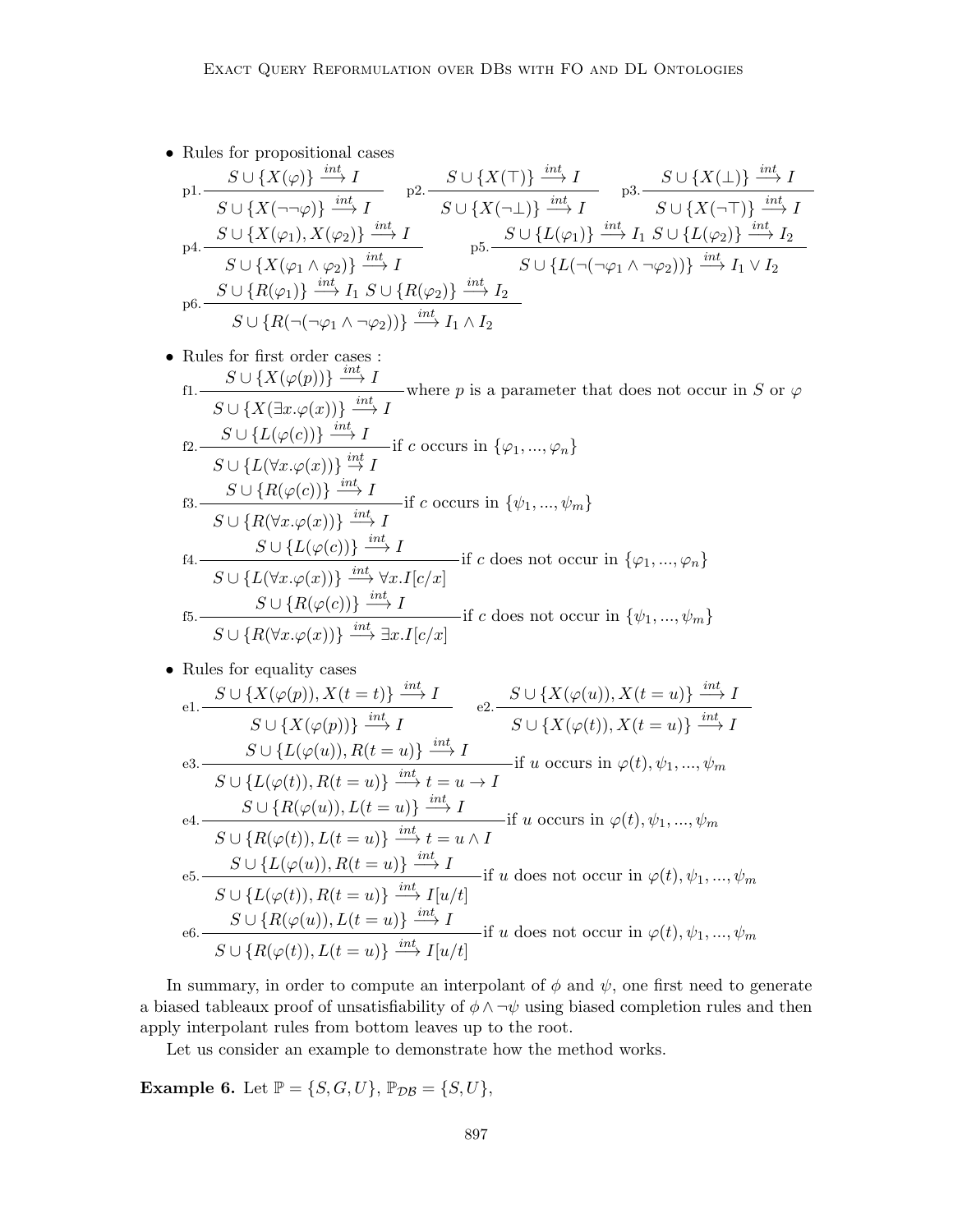- Rules for propositional cases

$$\text{p1.}\ \frac{S \cup \{X(\varphi)\} \xrightarrow{int} I}{S \cup \{X(\neg\neg\varphi)\} \xrightarrow{int} I} \qquad \text{p2.}\ \frac{S \cup \{X(\top)\} \xrightarrow{int} I}{S \cup \{X(\neg\bot)\} \xrightarrow{int} I} \qquad \text{p3.}\ \frac{S \cup \{X(\bot)\} \xrightarrow{int} I}{S \cup \{X(\neg\top)\} \xrightarrow{int} I}$$

$$\text{p4.}\ \frac{S \cup \{X(\varphi_1), X(\varphi_2)\} \xrightarrow{int} I}{S \cup \{X(\varphi_1 \wedge \varphi_2)\} \xrightarrow{int} I} \qquad \text{p5.}\ \frac{S \cup \{L(\varphi_1)\} \xrightarrow{int} I_1 \ \ S \cup \{L(\varphi_2)\} \xrightarrow{int} I_2}{S \cup \{L(\neg(\neg\varphi_1 \wedge \neg\varphi_2))\} \xrightarrow{int} I_1 \vee I_2}$$

$$\text{p6.}\ \frac{S \cup \{R(\varphi_1)\} \xrightarrow{int} I_1 \ \ S \cup \{R(\varphi_2)\} \xrightarrow{int} I_2}{S \cup \{R(\neg(\neg\varphi_1 \wedge \neg\varphi_2))\} \xrightarrow{int} I_1 \wedge I_2}$$

- Rules for first order cases :

$$\text{f1.}\ \frac{S \cup \{X(\varphi(p))\} \xrightarrow{int} I}{S \cup \{X(\exists x.\varphi(x))\} \xrightarrow{int} I} \text{ where } p \text{ is a parameter that does not occur in } S \text{ or } \varphi$$

$$\text{f2.}\ \frac{S \cup \{L(\varphi(c))\} \xrightarrow{int} I}{S \cup \{L(\forall x.\varphi(x))\} \xrightarrow{int} I} \text{ if } c \text{ occurs in } \{\varphi_1, ..., \varphi_n\}$$

$$\text{f3.}\ \frac{S \cup \{R(\varphi(c))\} \xrightarrow{int} I}{S \cup \{R(\forall x.\varphi(x))\} \xrightarrow{int} I} \text{ if } c \text{ occurs in } \{\psi_1, ..., \psi_m\}$$

$$\text{f4.}\ \frac{S \cup \{L(\varphi(c))\} \xrightarrow{int} I}{S \cup \{L(\forall x.\varphi(x))\} \xrightarrow{int} \forall x.I[c/x]} \text{ if } c \text{ does not occur in } \{\varphi_1, ..., \varphi_n\}$$

$$\text{f5.}\ \frac{S \cup \{R(\varphi(c))\} \xrightarrow{int} I}{S \cup \{R(\forall x.\varphi(x))\} \xrightarrow{int} \exists x.I[c/x]} \text{ if } c \text{ does not occur in } \{\psi_1, ..., \psi_m\}$$

- Rules for equality cases

$$\text{e1.}\ \frac{S \cup \{X(\varphi(p)), X(t = t)\} \xrightarrow{int} I}{S \cup \{X(\varphi(p))\} \xrightarrow{int} I} \qquad \text{e2.}\ \frac{S \cup \{X(\varphi(u)), X(t = u)\} \xrightarrow{int} I}{S \cup \{X(\varphi(t)), X(t = u)\} \xrightarrow{int} I}$$

$$\text{e3.}\ \frac{S \cup \{L(\varphi(u)), R(t = u)\} \xrightarrow{int} I}{S \cup \{L(\varphi(t)), R(t = u)\} \xrightarrow{int} t = u \to I} \text{ if } u \text{ occurs in } \varphi(t), \psi_1, ..., \psi_m$$

$$\text{e4.}\ \frac{S \cup \{R(\varphi(u)), L(t = u)\} \xrightarrow{int} I}{S \cup \{R(\varphi(t)), L(t = u)\} \xrightarrow{int} t = u \wedge I} \text{ if } u \text{ occurs in } \varphi(t), \psi_1, ..., \psi_m$$

$$\text{e5.}\ \frac{S \cup \{L(\varphi(u)), R(t = u)\} \xrightarrow{int} I}{S \cup \{L(\varphi(t)), R(t = u)\} \xrightarrow{int} I[u/t]} \text{ if } u \text{ does not occur in } \varphi(t), \psi_1, ..., \psi_m$$

$$\text{e6.}\ \frac{S \cup \{R(\varphi(u)), L(t = u)\} \xrightarrow{int} I}{S \cup \{R(\varphi(t)), L(t = u)\} \xrightarrow{int} I[u/t]} \text{ if } u \text{ does not occur in } \varphi(t), \psi_1, ..., \psi_m$$

In summary, in order to compute an interpolant of $\phi$ and $\psi$, one first need to generate a biased tableaux proof of unsatisfiability of $\phi \wedge \neg\psi$ using biased completion rules and then apply interpolant rules from bottom leaves up to the root.

Let us consider an example to demonstrate how the method works.

**Example 6.** Let $\mathbb{P} = \{S, G, U\}$, $\mathbb{P}_{\mathcal{DB}} = \{S, U\}$,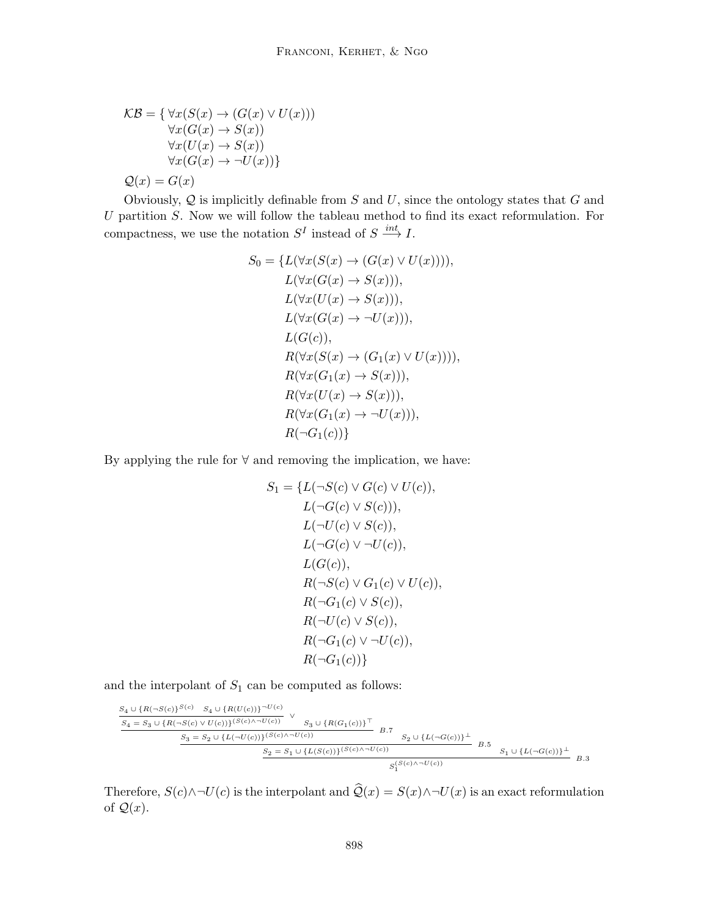$$
\begin{aligned}
\mathcal{KB} = \{\ & \forall x(S(x) \to (G(x) \vee U(x))) \\
& \forall x(G(x) \to S(x)) \\
& \forall x(U(x) \to S(x)) \\
& \forall x(G(x) \to \neg U(x))\}
\end{aligned}
$$

$$
\mathcal{Q}(x) = G(x)
$$

Obviously, $\mathcal{Q}$ is implicitly definable from $S$ and $U$, since the ontology states that $G$ and $U$ partition $S$. Now we will follow the tableau method to find its exact reformulation. For compactness, we use the notation $S^I$ instead of $S \xrightarrow{int} I$.

$$
\begin{aligned}
S_0 = \{ & L(\forall x(S(x) \to (G(x) \vee U(x)))), \\
& L(\forall x(G(x) \to S(x))), \\
& L(\forall x(U(x) \to S(x))), \\
& L(\forall x(G(x) \to \neg U(x))), \\
& L(G(c)), \\
& R(\forall x(S(x) \to (G_1(x) \vee U(x)))), \\
& R(\forall x(G_1(x) \to S(x))), \\
& R(\forall x(U(x) \to S(x))), \\
& R(\forall x(G_1(x) \to \neg U(x))), \\
& R(\neg G_1(c))\}
\end{aligned}
$$

By applying the rule for $\forall$ and removing the implication, we have:

$$
\begin{aligned}
S_1 = \{ & L(\neg S(c) \vee G(c) \vee U(c)), \\
& L(\neg G(c) \vee S(c))), \\
& L(\neg U(c) \vee S(c)), \\
& L(\neg G(c) \vee \neg U(c)), \\
& L(G(c)), \\
& R(\neg S(c) \vee G_1(c) \vee U(c)), \\
& R(\neg G_1(c) \vee S(c)), \\
& R(\neg U(c) \vee S(c)), \\
& R(\neg G_1(c) \vee \neg U(c)), \\
& R(\neg G_1(c))\}
\end{aligned}
$$

and the interpolant of $S_1$ can be computed as follows:

$$
\dfrac{\dfrac{\dfrac{\dfrac{\dfrac{S_4 \cup \{R(\neg S(c)\}^{S(c)} \quad S_4 \cup \{R(U(c))\}^{\neg U(c)}}{S_4 = S_3 \cup \{R(\neg S(c) \vee U(c))\}^{(S(c) \wedge \neg U(c))}} \vee \quad S_3 \cup \{R(G_1(c))\}^{\top}}{S_3 = S_2 \cup \{L(\neg U(c))\}^{(S(c) \wedge \neg U(c))}} B.7 \quad S_2 \cup \{L(\neg G(c))\}^{\bot}}{S_2 = S_1 \cup \{L(S(c))\}^{(S(c) \wedge \neg U(c))}} B.5 \quad S_1 \cup \{L(\neg G(c))\}^{\bot}}{S_1^{(S(c) \wedge \neg U(c))}} B.3}{}
$$

Therefore, $S(c) \wedge \neg U(c)$ is the interpolant and $\widehat{\mathcal{Q}}(x) = S(x) \wedge \neg U(x)$ is an exact reformulation of $\mathcal{Q}(x)$.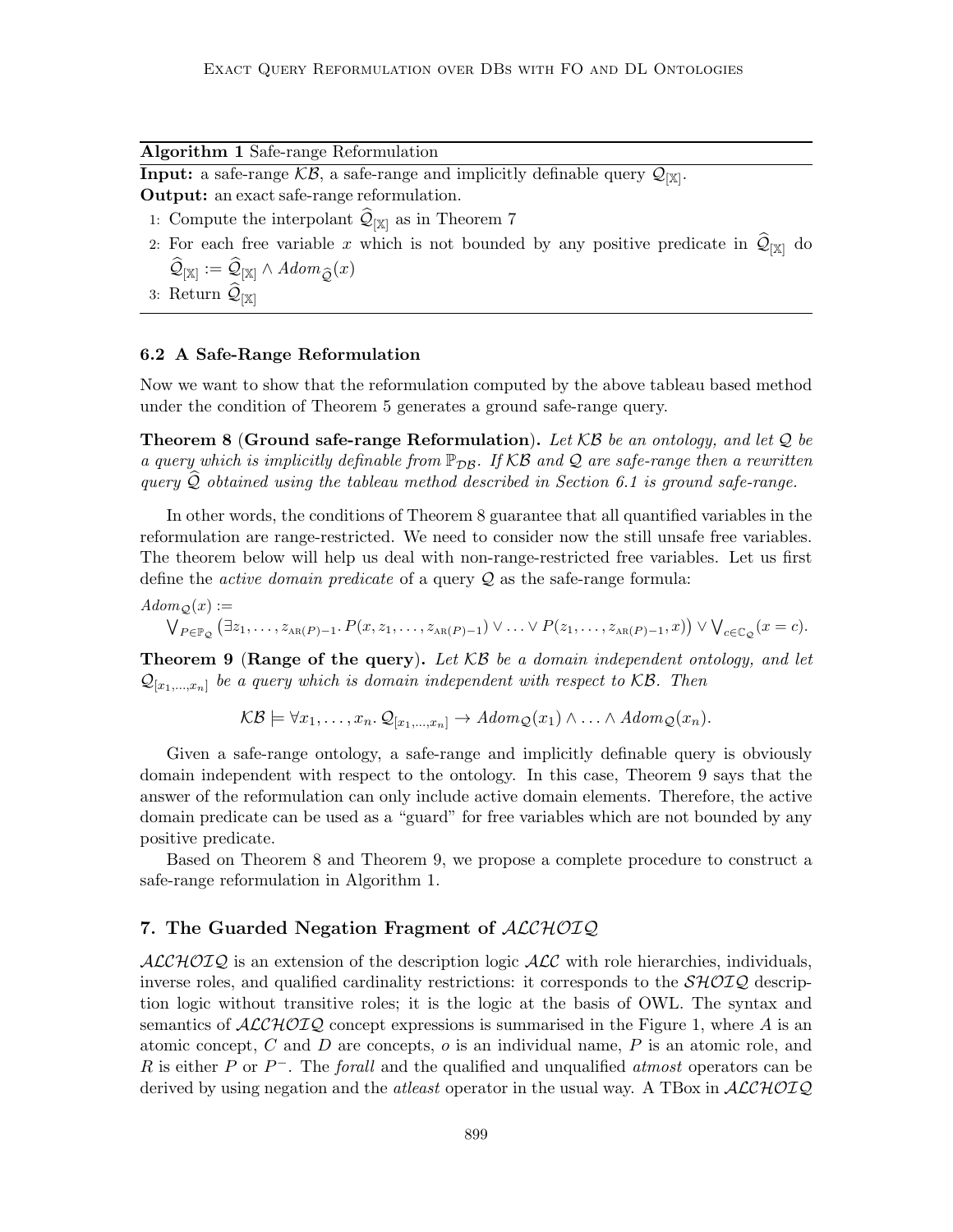**Algorithm 1** Safe-range Reformulation

**Input:** a safe-range $\mathcal{KB}$, a safe-range and implicitly definable query $\mathcal{Q}_{[\mathbb{X}]}$.

**Output:** an exact safe-range reformulation.

1: Compute the interpolant $\widehat{\mathcal{Q}}_{[\mathbb{X}]}$ as in Theorem 7

2: For each free variable $x$ which is not bounded by any positive predicate in $\widehat{\mathcal{Q}}_{[\mathbb{X}]}$ do $\widehat{\mathcal{Q}}_{[\mathbb{X}]} := \widehat{\mathcal{Q}}_{[\mathbb{X}]} \wedge Adom_{\widehat{\mathcal{Q}}}(x)$

3: Return $\widehat{\mathcal{Q}}_{[\mathbb{X}]}$

### 6.2 A Safe-Range Reformulation

Now we want to show that the reformulation computed by the above tableau based method under the condition of Theorem 5 generates a ground safe-range query.

**Theorem 8 (Ground safe-range Reformulation).** *Let $\mathcal{KB}$ be an ontology, and let $\mathcal{Q}$ be a query which is implicitly definable from $\mathbb{P}_{\mathcal{DB}}$. If $\mathcal{KB}$ and $\mathcal{Q}$ are safe-range then a rewritten query $\widehat{\mathcal{Q}}$ obtained using the tableau method described in Section 6.1 is ground safe-range.*

In other words, the conditions of Theorem 8 guarantee that all quantified variables in the reformulation are range-restricted. We need to consider now the still unsafe free variables. The theorem below will help us deal with non-range-restricted free variables. Let us first define the *active domain predicate* of a query $\mathcal{Q}$ as the safe-range formula:

$$Adom_{\mathcal{Q}}(x) := \bigvee_{P \in \mathbb{P}_{\mathcal{Q}}} \left( \exists z_1, \ldots, z_{\text{AR}(P)-1}.\, P(x, z_1, \ldots, z_{\text{AR}(P)-1}) \vee \ldots \vee P(z_1, \ldots, z_{\text{AR}(P)-1}, x) \right) \vee \bigvee_{c \in \mathbb{C}_{\mathcal{Q}}} (x = c).$$

**Theorem 9 (Range of the query).** *Let $\mathcal{KB}$ be a domain independent ontology, and let $\mathcal{Q}_{[x_1,\ldots,x_n]}$ be a query which is domain independent with respect to $\mathcal{KB}$. Then*

$$\mathcal{KB} \models \forall x_1, \ldots, x_n.\, \mathcal{Q}_{[x_1,\ldots,x_n]} \rightarrow Adom_{\mathcal{Q}}(x_1) \wedge \ldots \wedge Adom_{\mathcal{Q}}(x_n).$$

Given a safe-range ontology, a safe-range and implicitly definable query is obviously domain independent with respect to the ontology. In this case, Theorem 9 says that the answer of the reformulation can only include active domain elements. Therefore, the active domain predicate can be used as a "guard" for free variables which are not bounded by any positive predicate.

Based on Theorem 8 and Theorem 9, we propose a complete procedure to construct a safe-range reformulation in Algorithm 1.

## 7. The Guarded Negation Fragment of $\mathcal{ALCHOIQ}$

$\mathcal{ALCHOIQ}$ is an extension of the description logic $\mathcal{ALC}$ with role hierarchies, individuals, inverse roles, and qualified cardinality restrictions: it corresponds to the $\mathcal{SHOIQ}$ description logic without transitive roles; it is the logic at the basis of OWL. The syntax and semantics of $\mathcal{ALCHOIQ}$ concept expressions is summarised in the Figure 1, where $A$ is an atomic concept, $C$ and $D$ are concepts, $o$ is an individual name, $P$ is an atomic role, and $R$ is either $P$ or $P^-$. The *forall* and the qualified and unqualified *atmost* operators can be derived by using negation and the *atleast* operator in the usual way. A TBox in $\mathcal{ALCHOIQ}$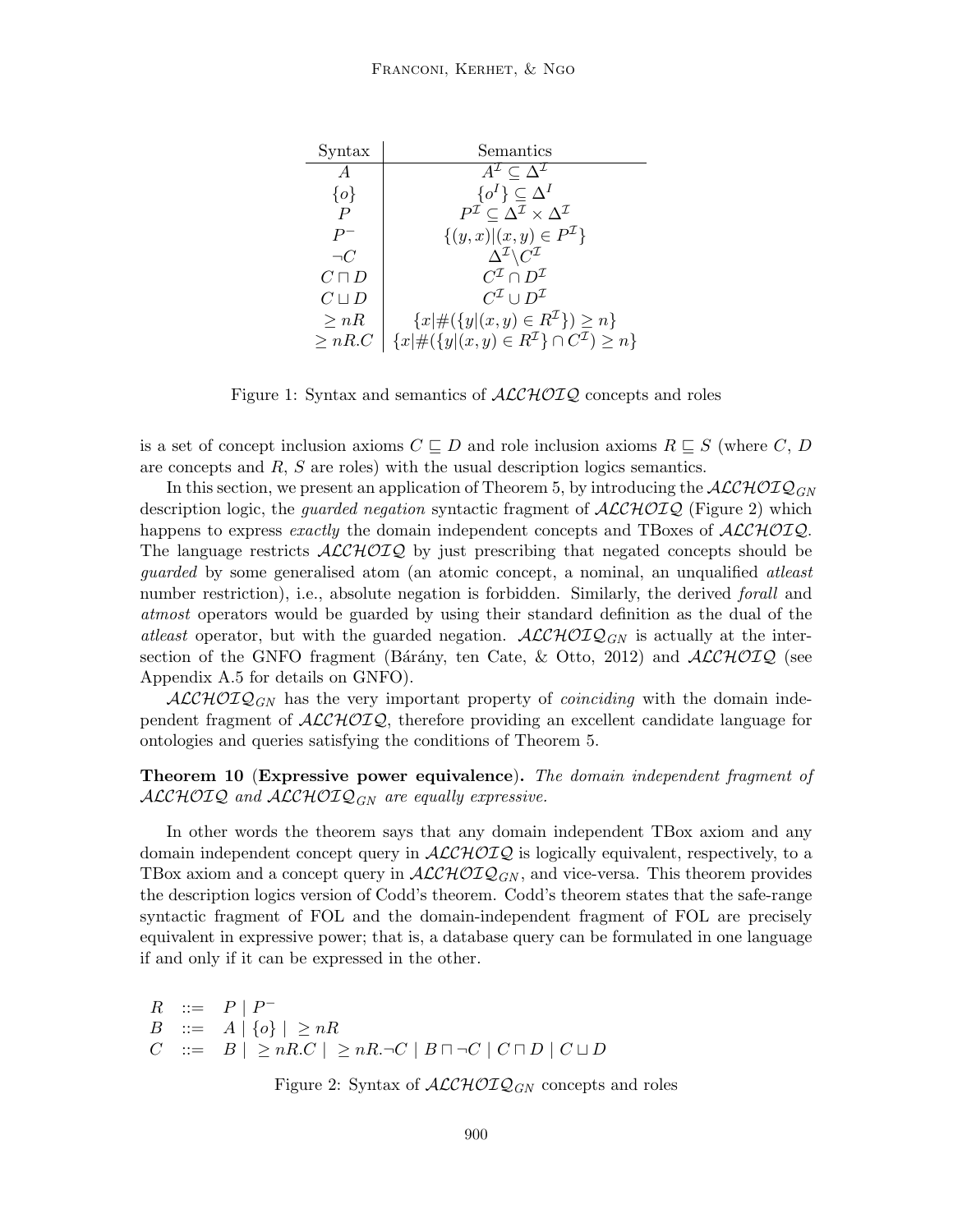| Syntax | Semantics |
|---|---|
| $A$ | $A^{\mathcal{I}} \subseteq \Delta^{\mathcal{I}}$ |
| $\{o\}$ | $\{o^{I}\} \subseteq \Delta^{I}$ |
| $P$ | $P^{\mathcal{I}} \subseteq \Delta^{\mathcal{I}} \times \Delta^{\mathcal{I}}$ |
| $P^{-}$ | $\{(y,x) \mid (x,y) \in P^{\mathcal{I}}\}$ |
| $\neg C$ | $\Delta^{\mathcal{I}} \setminus C^{\mathcal{I}}$ |
| $C \sqcap D$ | $C^{\mathcal{I}} \cap D^{\mathcal{I}}$ |
| $C \sqcup D$ | $C^{\mathcal{I}} \cup D^{\mathcal{I}}$ |
| $\geq nR$ | $\{x \mid \#(\{y \mid (x,y) \in R^{\mathcal{I}}\}) \geq n\}$ |
| $\geq nR.C$ | $\{x \mid \#(\{y \mid (x,y) \in R^{\mathcal{I}}\} \cap C^{\mathcal{I}}) \geq n\}$ |

Figure 1: Syntax and semantics of $\mathcal{ALCHOIQ}$ concepts and roles

is a set of concept inclusion axioms $C \sqsubseteq D$ and role inclusion axioms $R \sqsubseteq S$ (where $C$, $D$ are concepts and $R$, $S$ are roles) with the usual description logics semantics.

In this section, we present an application of Theorem 5, by introducing the $\mathcal{ALCHOIQ}_{GN}$ description logic, the *guarded negation* syntactic fragment of $\mathcal{ALCHOIQ}$ (Figure 2) which happens to express *exactly* the domain independent concepts and TBoxes of $\mathcal{ALCHOIQ}$. The language restricts $\mathcal{ALCHOIQ}$ by just prescribing that negated concepts should be *guarded* by some generalised atom (an atomic concept, a nominal, an unqualified *atleast* number restriction), i.e., absolute negation is forbidden. Similarly, the derived *forall* and *atmost* operators would be guarded by using their standard definition as the dual of the *atleast* operator, but with the guarded negation. $\mathcal{ALCHOIQ}_{GN}$ is actually at the intersection of the GNFO fragment (Bárány, ten Cate, & Otto, 2012) and $\mathcal{ALCHOIQ}$ (see Appendix A.5 for details on GNFO).

$\mathcal{ALCHOIQ}_{GN}$ has the very important property of *coinciding* with the domain independent fragment of $\mathcal{ALCHOIQ}$, therefore providing an excellent candidate language for ontologies and queries satisfying the conditions of Theorem 5.

**Theorem 10 (Expressive power equivalence).** *The domain independent fragment of $\mathcal{ALCHOIQ}$ and $\mathcal{ALCHOIQ}_{GN}$ are equally expressive.*

In other words the theorem says that any domain independent TBox axiom and any domain independent concept query in $\mathcal{ALCHOIQ}$ is logically equivalent, respectively, to a TBox axiom and a concept query in $\mathcal{ALCHOIQ}_{GN}$, and vice-versa. This theorem provides the description logics version of Codd's theorem. Codd's theorem states that the safe-range syntactic fragment of FOL and the domain-independent fragment of FOL are precisely equivalent in expressive power; that is, a database query can be formulated in one language if and only if it can be expressed in the other.

$$
\begin{array}{lcl}
R & ::= & P \mid P^{-} \\
B & ::= & A \mid \{o\} \mid \ \geq nR \\
C & ::= & B \mid \ \geq nR.C \mid \ \geq nR.\neg C \mid B \sqcap \neg C \mid C \sqcap D \mid C \sqcup D
\end{array}
$$

Figure 2: Syntax of $\mathcal{ALCHOIQ}_{GN}$ concepts and roles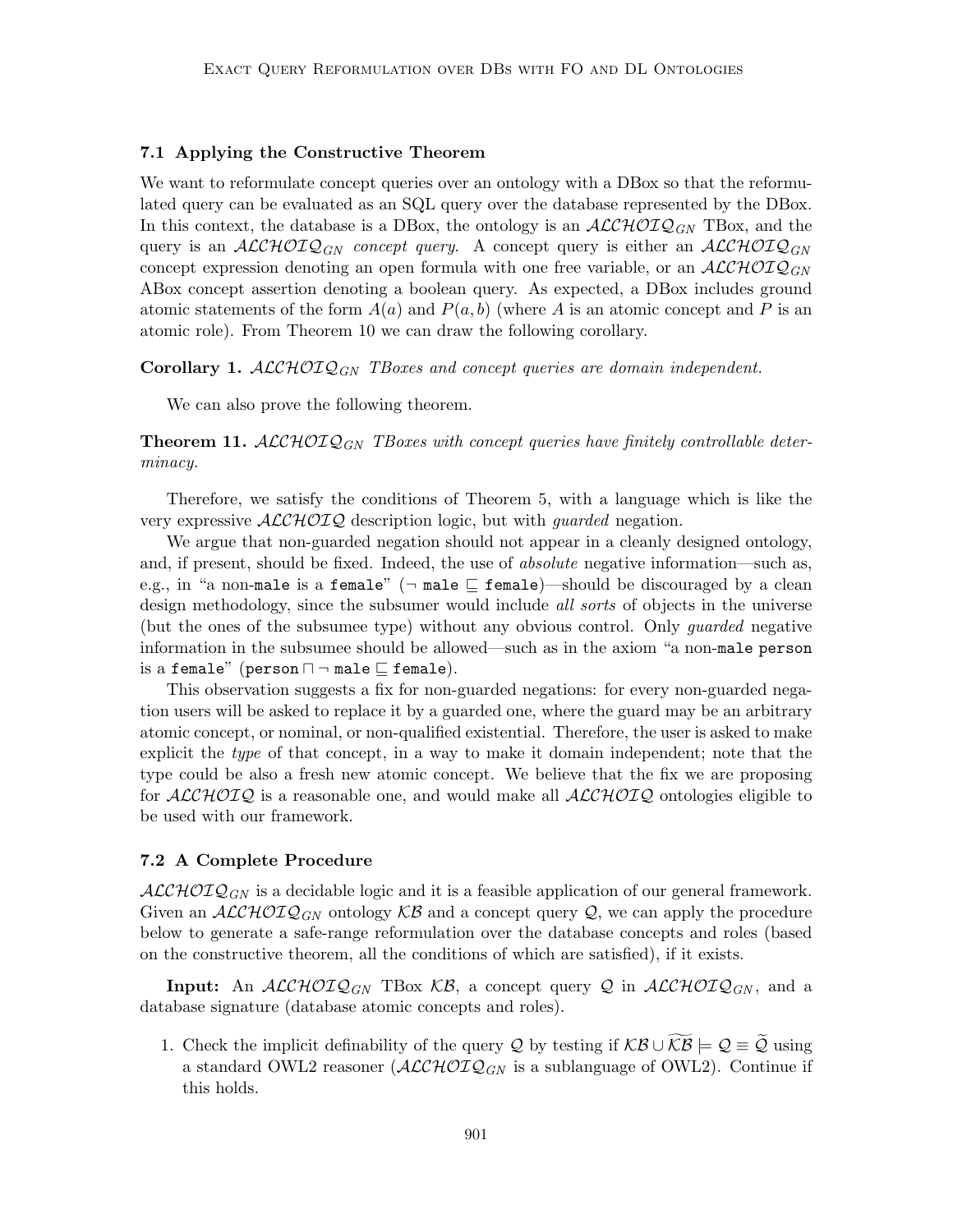### 7.1 Applying the Constructive Theorem

We want to reformulate concept queries over an ontology with a DBox so that the reformulated query can be evaluated as an SQL query over the database represented by the DBox. In this context, the database is a DBox, the ontology is an $\mathcal{ALCHOIQ}_{GN}$ TBox, and the query is an $\mathcal{ALCHOIQ}_{GN}$ *concept query*. A concept query is either an $\mathcal{ALCHOIQ}_{GN}$ concept expression denoting an open formula with one free variable, or an $\mathcal{ALCHOIQ}_{GN}$ ABox concept assertion denoting a boolean query. As expected, a DBox includes ground atomic statements of the form $A(a)$ and $P(a, b)$ (where $A$ is an atomic concept and $P$ is an atomic role). From Theorem 10 we can draw the following corollary.

**Corollary 1.** *$\mathcal{ALCHOIQ}_{GN}$ TBoxes and concept queries are domain independent.*

We can also prove the following theorem.

**Theorem 11.** *$\mathcal{ALCHOIQ}_{GN}$ TBoxes with concept queries have finitely controllable determinacy.*

Therefore, we satisfy the conditions of Theorem 5, with a language which is like the very expressive $\mathcal{ALCHOIQ}$ description logic, but with *guarded* negation.

We argue that non-guarded negation should not appear in a cleanly designed ontology, and, if present, should be fixed. Indeed, the use of *absolute* negative information—such as, e.g., in "a non-`male` is a `female`" ($\neg$ `male` $\sqsubseteq$ `female`)—should be discouraged by a clean design methodology, since the subsumer would include *all sorts* of objects in the universe (but the ones of the subsumee type) without any obvious control. Only *guarded* negative information in the subsumee should be allowed—such as in the axiom "a non-`male person` is a `female`" (`person` $\sqcap \neg$ `male` $\sqsubseteq$ `female`).

This observation suggests a fix for non-guarded negations: for every non-guarded negation users will be asked to replace it by a guarded one, where the guard may be an arbitrary atomic concept, or nominal, or non-qualified existential. Therefore, the user is asked to make explicit the *type* of that concept, in a way to make it domain independent; note that the type could be also a fresh new atomic concept. We believe that the fix we are proposing for $\mathcal{ALCHOIQ}$ is a reasonable one, and would make all $\mathcal{ALCHOIQ}$ ontologies eligible to be used with our framework.

### 7.2 A Complete Procedure

$\mathcal{ALCHOIQ}_{GN}$ is a decidable logic and it is a feasible application of our general framework. Given an $\mathcal{ALCHOIQ}_{GN}$ ontology $\mathcal{KB}$ and a concept query $\mathcal{Q}$, we can apply the procedure below to generate a safe-range reformulation over the database concepts and roles (based on the constructive theorem, all the conditions of which are satisfied), if it exists.

**Input:** An $\mathcal{ALCHOIQ}_{GN}$ TBox $\mathcal{KB}$, a concept query $\mathcal{Q}$ in $\mathcal{ALCHOIQ}_{GN}$, and a database signature (database atomic concepts and roles).

1. Check the implicit definability of the query $\mathcal{Q}$ by testing if $\mathcal{KB} \cup \widetilde{\mathcal{KB}} \models \mathcal{Q} \equiv \widetilde{\mathcal{Q}}$ using a standard OWL2 reasoner ($\mathcal{ALCHOIQ}_{GN}$ is a sublanguage of OWL2). Continue if this holds.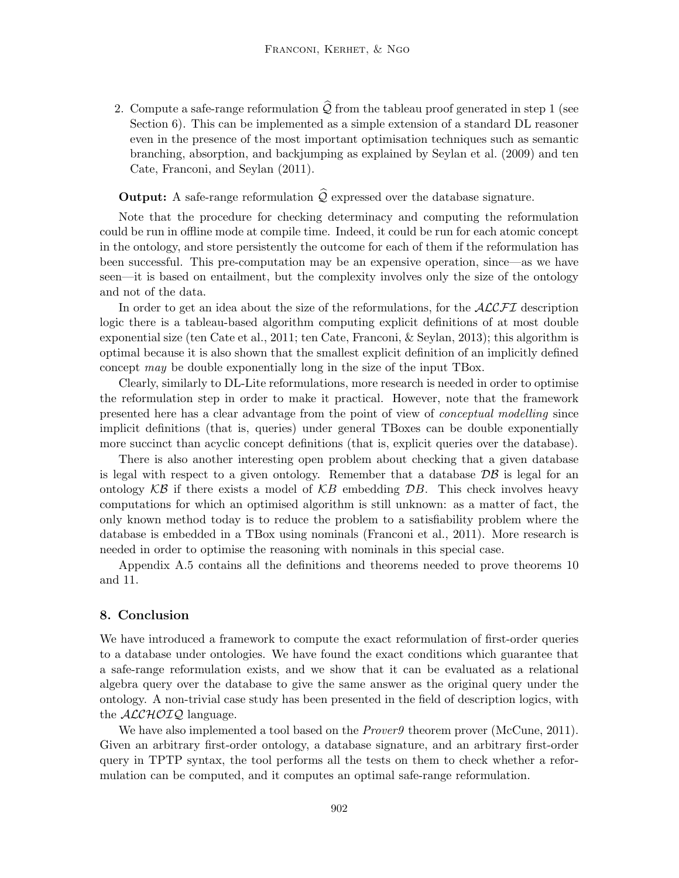2. Compute a safe-range reformulation $\widehat{\mathcal{Q}}$ from the tableau proof generated in step 1 (see Section 6). This can be implemented as a simple extension of a standard DL reasoner even in the presence of the most important optimisation techniques such as semantic branching, absorption, and backjumping as explained by Seylan et al. (2009) and ten Cate, Franconi, and Seylan (2011).

**Output:** A safe-range reformulation $\widehat{\mathcal{Q}}$ expressed over the database signature.

Note that the procedure for checking determinacy and computing the reformulation could be run in offline mode at compile time. Indeed, it could be run for each atomic concept in the ontology, and store persistently the outcome for each of them if the reformulation has been successful. This pre-computation may be an expensive operation, since—as we have seen—it is based on entailment, but the complexity involves only the size of the ontology and not of the data.

In order to get an idea about the size of the reformulations, for the $\mathcal{ALCFI}$ description logic there is a tableau-based algorithm computing explicit definitions of at most double exponential size (ten Cate et al., 2011; ten Cate, Franconi, & Seylan, 2013); this algorithm is optimal because it is also shown that the smallest explicit definition of an implicitly defined concept *may* be double exponentially long in the size of the input TBox.

Clearly, similarly to DL-Lite reformulations, more research is needed in order to optimise the reformulation step in order to make it practical. However, note that the framework presented here has a clear advantage from the point of view of *conceptual modelling* since implicit definitions (that is, queries) under general TBoxes can be double exponentially more succinct than acyclic concept definitions (that is, explicit queries over the database).

There is also another interesting open problem about checking that a given database is legal with respect to a given ontology. Remember that a database $\mathcal{DB}$ is legal for an ontology $\mathcal{KB}$ if there exists a model of $\mathcal{KB}$ embedding $\mathcal{DB}$. This check involves heavy computations for which an optimised algorithm is still unknown: as a matter of fact, the only known method today is to reduce the problem to a satisfiability problem where the database is embedded in a TBox using nominals (Franconi et al., 2011). More research is needed in order to optimise the reasoning with nominals in this special case.

Appendix A.5 contains all the definitions and theorems needed to prove theorems 10 and 11.

## 8. Conclusion

We have introduced a framework to compute the exact reformulation of first-order queries to a database under ontologies. We have found the exact conditions which guarantee that a safe-range reformulation exists, and we show that it can be evaluated as a relational algebra query over the database to give the same answer as the original query under the ontology. A non-trivial case study has been presented in the field of description logics, with the $\mathcal{ALCHOIQ}$ language.

We have also implemented a tool based on the *Prover9* theorem prover (McCune, 2011). Given an arbitrary first-order ontology, a database signature, and an arbitrary first-order query in TPTP syntax, the tool performs all the tests on them to check whether a reformulation can be computed, and it computes an optimal safe-range reformulation.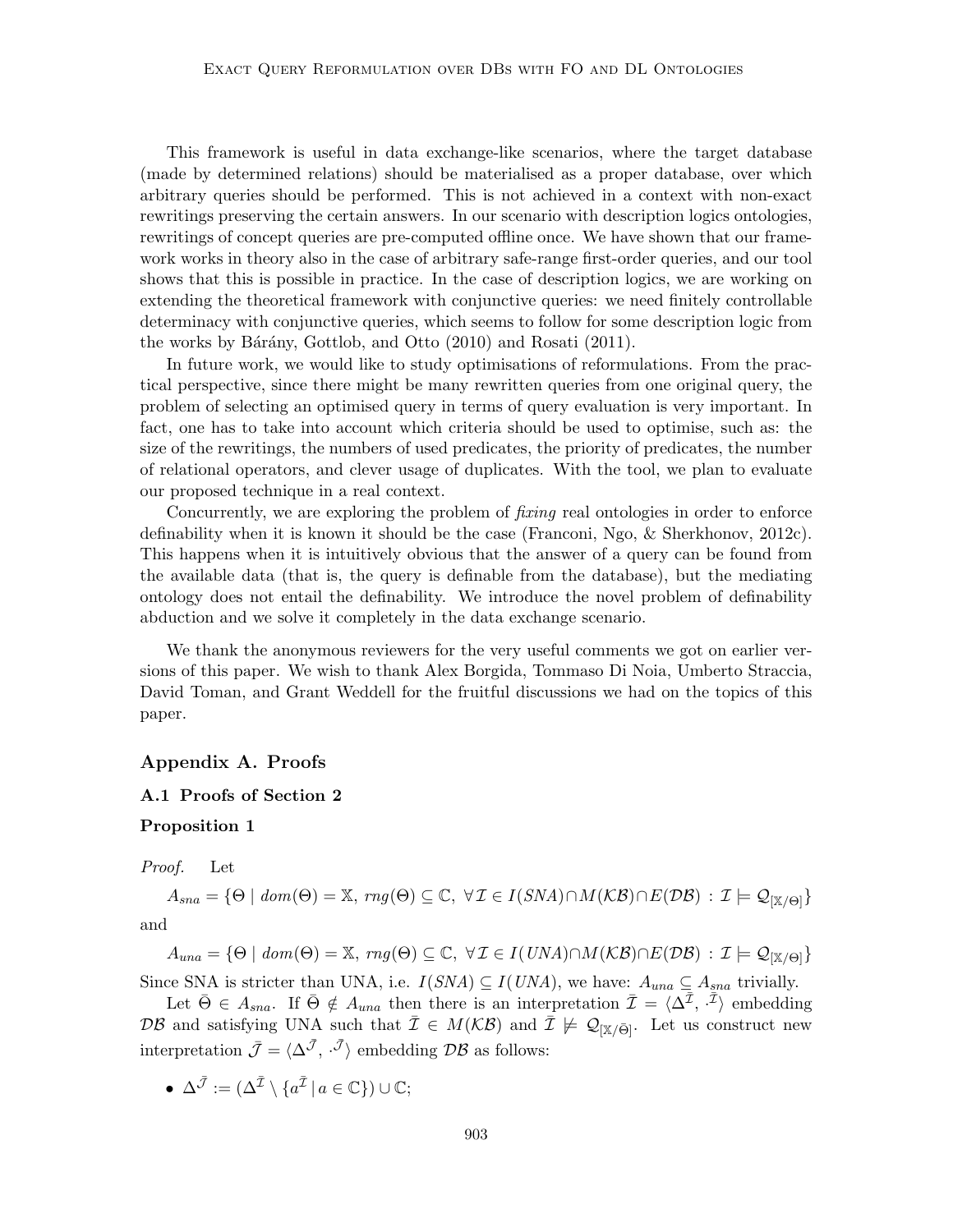This framework is useful in data exchange-like scenarios, where the target database (made by determined relations) should be materialised as a proper database, over which arbitrary queries should be performed. This is not achieved in a context with non-exact rewritings preserving the certain answers. In our scenario with description logics ontologies, rewritings of concept queries are pre-computed offline once. We have shown that our framework works in theory also in the case of arbitrary safe-range first-order queries, and our tool shows that this is possible in practice. In the case of description logics, we are working on extending the theoretical framework with conjunctive queries: we need finitely controllable determinacy with conjunctive queries, which seems to follow for some description logic from the works by Bárány, Gottlob, and Otto (2010) and Rosati (2011).

In future work, we would like to study optimisations of reformulations. From the practical perspective, since there might be many rewritten queries from one original query, the problem of selecting an optimised query in terms of query evaluation is very important. In fact, one has to take into account which criteria should be used to optimise, such as: the size of the rewritings, the numbers of used predicates, the priority of predicates, the number of relational operators, and clever usage of duplicates. With the tool, we plan to evaluate our proposed technique in a real context.

Concurrently, we are exploring the problem of *fixing* real ontologies in order to enforce definability when it is known it should be the case (Franconi, Ngo, & Sherkhonov, 2012c). This happens when it is intuitively obvious that the answer of a query can be found from the available data (that is, the query is definable from the database), but the mediating ontology does not entail the definability. We introduce the novel problem of definability abduction and we solve it completely in the data exchange scenario.

We thank the anonymous reviewers for the very useful comments we got on earlier versions of this paper. We wish to thank Alex Borgida, Tommaso Di Noia, Umberto Straccia, David Toman, and Grant Weddell for the fruitful discussions we had on the topics of this paper.

## Appendix A. Proofs

### A.1 Proofs of Section 2

#### Proposition 1

*Proof.* Let

$$A_{sna} = \{\Theta \mid dom(\Theta) = \mathbb{X},\ rng(\Theta) \subseteq \mathbb{C},\ \forall \mathcal{I} \in I(SNA) \cap M(\mathcal{KB}) \cap E(\mathcal{DB}) : \mathcal{I} \models \mathcal{Q}_{[\mathbb{X}/\Theta]}\}$$

and

$$A_{una} = \{\Theta \mid dom(\Theta) = \mathbb{X},\ rng(\Theta) \subseteq \mathbb{C},\ \forall \mathcal{I} \in I(UNA) \cap M(\mathcal{KB}) \cap E(\mathcal{DB}) : \mathcal{I} \models \mathcal{Q}_{[\mathbb{X}/\Theta]}\}$$

Since SNA is stricter than UNA, i.e. $I(SNA) \subseteq I(UNA)$, we have: $A_{una} \subseteq A_{sna}$ trivially.

Let $\bar{\Theta} \in A_{sna}$. If $\bar{\Theta} \notin A_{una}$ then there is an interpretation $\bar{\mathcal{I}} = \langle \Delta^{\bar{\mathcal{I}}}, \cdot^{\bar{\mathcal{I}}} \rangle$ embedding $\mathcal{DB}$ and satisfying UNA such that $\bar{\mathcal{I}} \in M(\mathcal{KB})$ and $\bar{\mathcal{I}} \not\models \mathcal{Q}_{[\mathbb{X}/\bar{\Theta}]}$. Let us construct new interpretation $\bar{\mathcal{J}} = \langle \Delta^{\bar{\mathcal{J}}}, \cdot^{\bar{\mathcal{J}}} \rangle$ embedding $\mathcal{DB}$ as follows:

- $\Delta^{\bar{\mathcal{J}}} := (\Delta^{\bar{\mathcal{I}}} \setminus \{a^{\bar{\mathcal{I}}} \mid a \in \mathbb{C}\}) \cup \mathbb{C}$;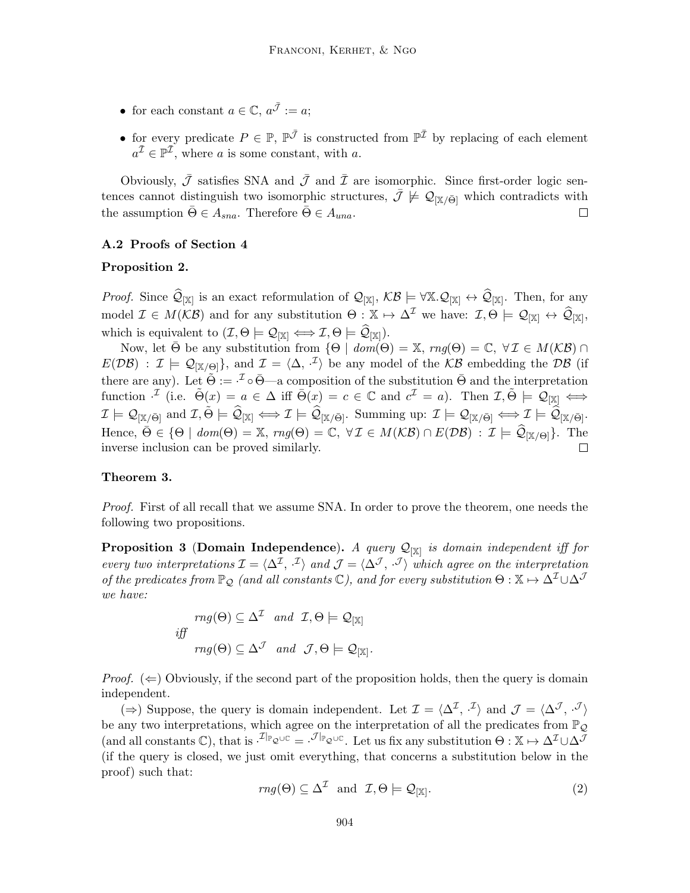- for each constant $a \in \mathbb{C}$, $a^{\bar{\mathcal{J}}} := a$;
- for every predicate $P \in \mathbb{P}$, $\mathbb{P}^{\bar{\mathcal{J}}}$ is constructed from $\mathbb{P}^{\bar{\mathcal{I}}}$ by replacing of each element $a^{\bar{\mathcal{I}}} \in \mathbb{P}^{\bar{\mathcal{I}}}$, where $a$ is some constant, with $a$.

Obviously, $\bar{\mathcal{J}}$ satisfies SNA and $\bar{\mathcal{J}}$ and $\bar{\mathcal{I}}$ are isomorphic. Since first-order logic sentences cannot distinguish two isomorphic structures, $\bar{\mathcal{J}} \not\models \mathcal{Q}_{[\mathbb{X}/\bar{\Theta}]}$ which contradicts with the assumption $\bar{\Theta} \in A_{sna}$. Therefore $\bar{\Theta} \in A_{una}$. $\square$

### A.2 Proofs of Section 4

#### Proposition 2.

*Proof.* Since $\widehat{\mathcal{Q}}_{[\mathbb{X}]}$ is an exact reformulation of $\mathcal{Q}_{[\mathbb{X}]}$, $\mathcal{KB} \models \forall \mathbb{X}. \mathcal{Q}_{[\mathbb{X}]} \leftrightarrow \widehat{\mathcal{Q}}_{[\mathbb{X}]}$. Then, for any model $\mathcal{I} \in M(\mathcal{KB})$ and for any substitution $\Theta : \mathbb{X} \mapsto \Delta^{\mathcal{I}}$ we have: $\mathcal{I}, \Theta \models \mathcal{Q}_{[\mathbb{X}]} \leftrightarrow \widehat{\mathcal{Q}}_{[\mathbb{X}]}$, which is equivalent to $(\mathcal{I}, \Theta \models \mathcal{Q}_{[\mathbb{X}]} \iff \mathcal{I}, \Theta \models \widehat{\mathcal{Q}}_{[\mathbb{X}]})$.

Now, let $\bar{\Theta}$ be any substitution from $\{\Theta \mid dom(\Theta) = \mathbb{X},\ rng(\Theta) = \mathbb{C},\ \forall \mathcal{I} \in M(\mathcal{KB}) \cap E(\mathcal{DB}) : \mathcal{I} \models \mathcal{Q}_{[\mathbb{X}/\Theta]}\}$, and $\mathcal{I} = \langle \Delta, \cdot^{\mathcal{I}} \rangle$ be any model of the $\mathcal{KB}$ embedding the $\mathcal{DB}$ (if there are any). Let $\tilde{\Theta} := \cdot^{\mathcal{I}} \circ \bar{\Theta}$—a composition of the substitution $\bar{\Theta}$ and the interpretation function $\cdot^{\mathcal{I}}$ (i.e. $\tilde{\Theta}(x) = a \in \Delta$ iff $\bar{\Theta}(x) = c \in \mathbb{C}$ and $c^{\mathcal{I}} = a$). Then $\mathcal{I}, \tilde{\Theta} \models \mathcal{Q}_{[\mathbb{X}]} \iff \mathcal{I} \models \mathcal{Q}_{[\mathbb{X}/\bar{\Theta}]}$ and $\mathcal{I}, \tilde{\Theta} \models \widehat{\mathcal{Q}}_{[\mathbb{X}]} \iff \mathcal{I} \models \widehat{\mathcal{Q}}_{[\mathbb{X}/\bar{\Theta}]}$. Summing up: $\mathcal{I} \models \mathcal{Q}_{[\mathbb{X}/\bar{\Theta}]} \iff \mathcal{I} \models \widehat{\mathcal{Q}}_{[\mathbb{X}/\bar{\Theta}]}$. Hence, $\bar{\Theta} \in \{\Theta \mid dom(\Theta) = \mathbb{X},\ rng(\Theta) = \mathbb{C},\ \forall \mathcal{I} \in M(\mathcal{KB}) \cap E(\mathcal{DB}) : \mathcal{I} \models \widehat{\mathcal{Q}}_{[\mathbb{X}/\Theta]}\}$. The inverse inclusion can be proved similarly. $\square$

#### Theorem 3.

*Proof.* First of all recall that we assume SNA. In order to prove the theorem, one needs the following two propositions.

**Proposition 3 (Domain Independence).** *A query $\mathcal{Q}_{[\mathbb{X}]}$ is domain independent iff for every two interpretations $\mathcal{I} = \langle \Delta^{\mathcal{I}}, \cdot^{\mathcal{I}} \rangle$ and $\mathcal{J} = \langle \Delta^{\mathcal{J}}, \cdot^{\mathcal{J}} \rangle$ which agree on the interpretation of the predicates from $\mathbb{P}_{\mathcal{Q}}$ (and all constants $\mathbb{C}$), and for every substitution $\Theta : \mathbb{X} \mapsto \Delta^{\mathcal{I}} \cup \Delta^{\mathcal{J}}$ we have:*

$$
\begin{aligned}
& rng(\Theta) \subseteq \Delta^{\mathcal{I}} \ \text{ and } \ \mathcal{I}, \Theta \models \mathcal{Q}_{[\mathbb{X}]} \\
\text{iff} \quad & \\
& rng(\Theta) \subseteq \Delta^{\mathcal{J}} \ \text{ and } \ \mathcal{J}, \Theta \models \mathcal{Q}_{[\mathbb{X}]}.
\end{aligned}
$$

*Proof.* ($\Leftarrow$) Obviously, if the second part of the proposition holds, then the query is domain independent.

($\Rightarrow$) Suppose, the query is domain independent. Let $\mathcal{I} = \langle \Delta^{\mathcal{I}}, \cdot^{\mathcal{I}} \rangle$ and $\mathcal{J} = \langle \Delta^{\mathcal{J}}, \cdot^{\mathcal{J}} \rangle$ be any two interpretations, which agree on the interpretation of all the predicates from $\mathbb{P}_{\mathcal{Q}}$ (and all constants $\mathbb{C}$), that is $\cdot^{\mathcal{I}}|_{\mathbb{P}_{\mathcal{Q}} \cup \mathbb{C}} = \cdot^{\mathcal{J}}|_{\mathbb{P}_{\mathcal{Q}} \cup \mathbb{C}}$. Let us fix any substitution $\Theta : \mathbb{X} \mapsto \Delta^{\mathcal{I}} \cup \Delta^{\mathcal{J}}$ (if the query is closed, we just omit everything, that concerns a substitution below in the proof) such that:

$$
rng(\Theta) \subseteq \Delta^{\mathcal{I}} \ \text{ and } \ \mathcal{I}, \Theta \models \mathcal{Q}_{[\mathbb{X}]}. \tag{2}
$$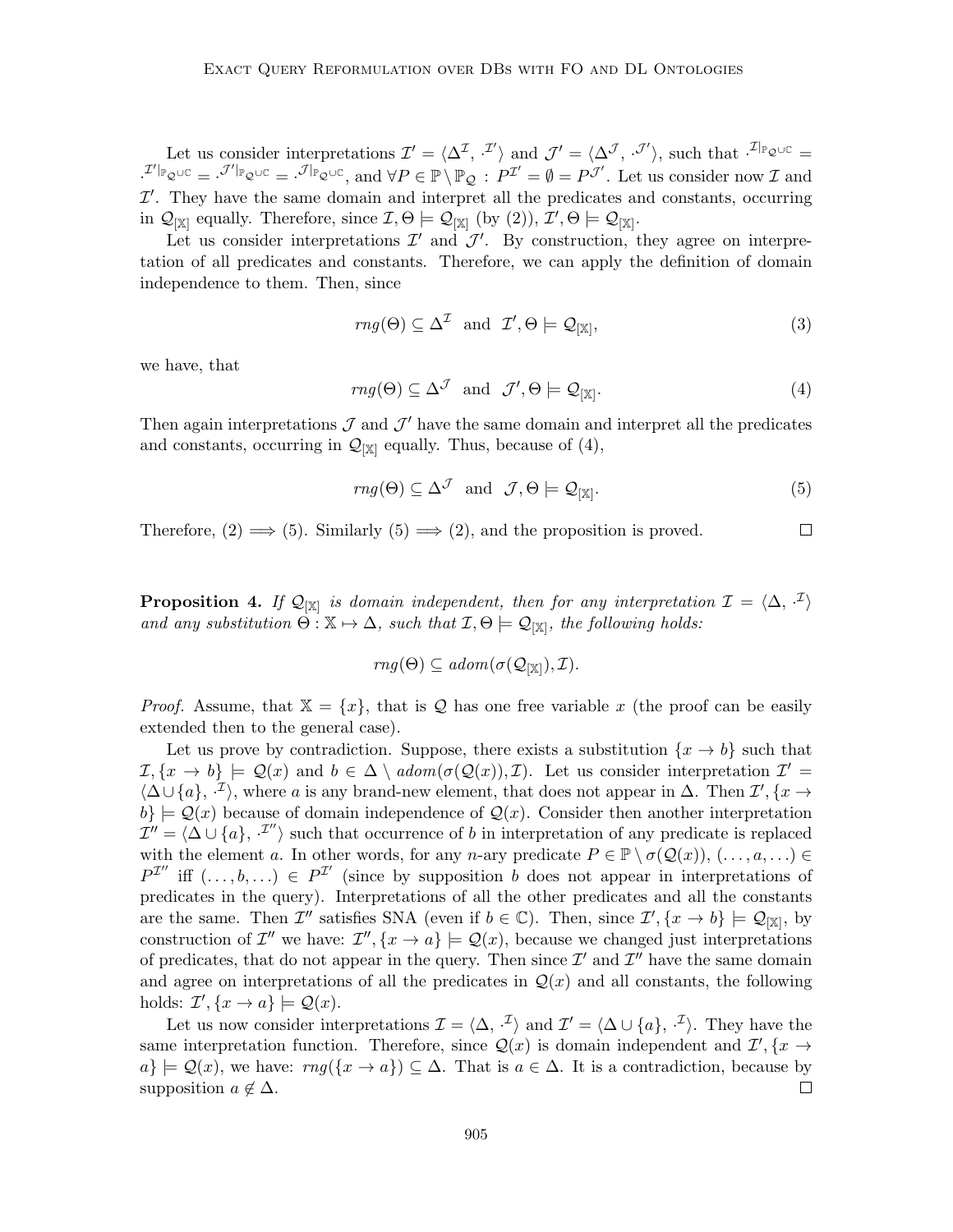Let us consider interpretations $\mathcal{I}' = \langle \Delta^{\mathcal{I}}, \cdot^{\mathcal{I}'} \rangle$ and $\mathcal{J}' = \langle \Delta^{\mathcal{J}}, \cdot^{\mathcal{J}'} \rangle$, such that $\cdot^{\mathcal{I}|_{\mathbb{P}_{\mathcal{Q}} \cup \mathbb{C}}} = \cdot^{\mathcal{I}'|_{\mathbb{P}_{\mathcal{Q}} \cup \mathbb{C}}} = \cdot^{\mathcal{J}'|_{\mathbb{P}_{\mathcal{Q}} \cup \mathbb{C}}} = \cdot^{\mathcal{J}|_{\mathbb{P}_{\mathcal{Q}} \cup \mathbb{C}}}$, and $\forall P \in \mathbb{P} \setminus \mathbb{P}_{\mathcal{Q}} : P^{\mathcal{I}'} = \emptyset = P^{\mathcal{J}'}$. Let us consider now $\mathcal{I}$ and $\mathcal{I}'$. They have the same domain and interpret all the predicates and constants, occurring in $\mathcal{Q}_{[\mathbb{X}]}$ equally. Therefore, since $\mathcal{I}, \Theta \models \mathcal{Q}_{[\mathbb{X}]}$ (by (2)), $\mathcal{I}', \Theta \models \mathcal{Q}_{[\mathbb{X}]}$.

Let us consider interpretations $\mathcal{I}'$ and $\mathcal{J}'$. By construction, they agree on interpretation of all predicates and constants. Therefore, we can apply the definition of domain independence to them. Then, since

$$rng(\Theta) \subseteq \Delta^{\mathcal{I}} \text{ and } \mathcal{I}', \Theta \models \mathcal{Q}_{[\mathbb{X}]}, \tag{3}$$

we have, that

$$rng(\Theta) \subseteq \Delta^{\mathcal{J}} \text{ and } \mathcal{J}', \Theta \models \mathcal{Q}_{[\mathbb{X}]}. \tag{4}$$

Then again interpretations $\mathcal{J}$ and $\mathcal{J}'$ have the same domain and interpret all the predicates and constants, occurring in $\mathcal{Q}_{[\mathbb{X}]}$ equally. Thus, because of (4),

$$rng(\Theta) \subseteq \Delta^{\mathcal{J}} \text{ and } \mathcal{J}, \Theta \models \mathcal{Q}_{[\mathbb{X}]}. \tag{5}$$

Therefore, (2) $\Longrightarrow$ (5). Similarly (5) $\Longrightarrow$ (2), and the proposition is proved. $\square$

**Proposition 4.** *If $\mathcal{Q}_{[\mathbb{X}]}$ is domain independent, then for any interpretation $\mathcal{I} = \langle \Delta, \cdot^{\mathcal{I}} \rangle$ and any substitution $\Theta : \mathbb{X} \mapsto \Delta$, such that $\mathcal{I}, \Theta \models \mathcal{Q}_{[\mathbb{X}]}$, the following holds:*

$$rng(\Theta) \subseteq adom(\sigma(\mathcal{Q}_{[\mathbb{X}]}), \mathcal{I}).$$

*Proof.* Assume, that $\mathbb{X} = \{x\}$, that is $\mathcal{Q}$ has one free variable $x$ (the proof can be easily extended then to the general case).

Let us prove by contradiction. Suppose, there exists a substitution $\{x \to b\}$ such that $\mathcal{I}, \{x \to b\} \models \mathcal{Q}(x)$ and $b \in \Delta \setminus adom(\sigma(\mathcal{Q}(x)), \mathcal{I})$. Let us consider interpretation $\mathcal{I}' = \langle \Delta \cup \{a\}, \cdot^{\mathcal{I}} \rangle$, where $a$ is any brand-new element, that does not appear in $\Delta$. Then $\mathcal{I}', \{x \to b\} \models \mathcal{Q}(x)$ because of domain independence of $\mathcal{Q}(x)$. Consider then another interpretation $\mathcal{I}'' = \langle \Delta \cup \{a\}, \cdot^{\mathcal{I}''} \rangle$ such that occurrence of $b$ in interpretation of any predicate is replaced with the element $a$. In other words, for any $n$-ary predicate $P \in \mathbb{P} \setminus \sigma(\mathcal{Q}(x))$, $(\dots, a, \dots) \in P^{\mathcal{I}''}$ iff $(\dots, b, \dots) \in P^{\mathcal{I}'}$ (since by supposition $b$ does not appear in interpretations of predicates in the query). Interpretations of all the other predicates and all the constants are the same. Then $\mathcal{I}''$ satisfies SNA (even if $b \in \mathbb{C}$). Then, since $\mathcal{I}', \{x \to b\} \models \mathcal{Q}_{[\mathbb{X}]}$, by construction of $\mathcal{I}''$ we have: $\mathcal{I}'', \{x \to a\} \models \mathcal{Q}(x)$, because we changed just interpretations of predicates, that do not appear in the query. Then since $\mathcal{I}'$ and $\mathcal{I}''$ have the same domain and agree on interpretations of all the predicates in $\mathcal{Q}(x)$ and all constants, the following holds: $\mathcal{I}', \{x \to a\} \models \mathcal{Q}(x)$.

Let us now consider interpretations $\mathcal{I} = \langle \Delta, \cdot^{\mathcal{I}} \rangle$ and $\mathcal{I}' = \langle \Delta \cup \{a\}, \cdot^{\mathcal{I}} \rangle$. They have the same interpretation function. Therefore, since $\mathcal{Q}(x)$ is domain independent and $\mathcal{I}', \{x \to a\} \models \mathcal{Q}(x)$, we have: $rng(\{x \to a\}) \subseteq \Delta$. That is $a \in \Delta$. It is a contradiction, because by supposition $a \notin \Delta$. $\square$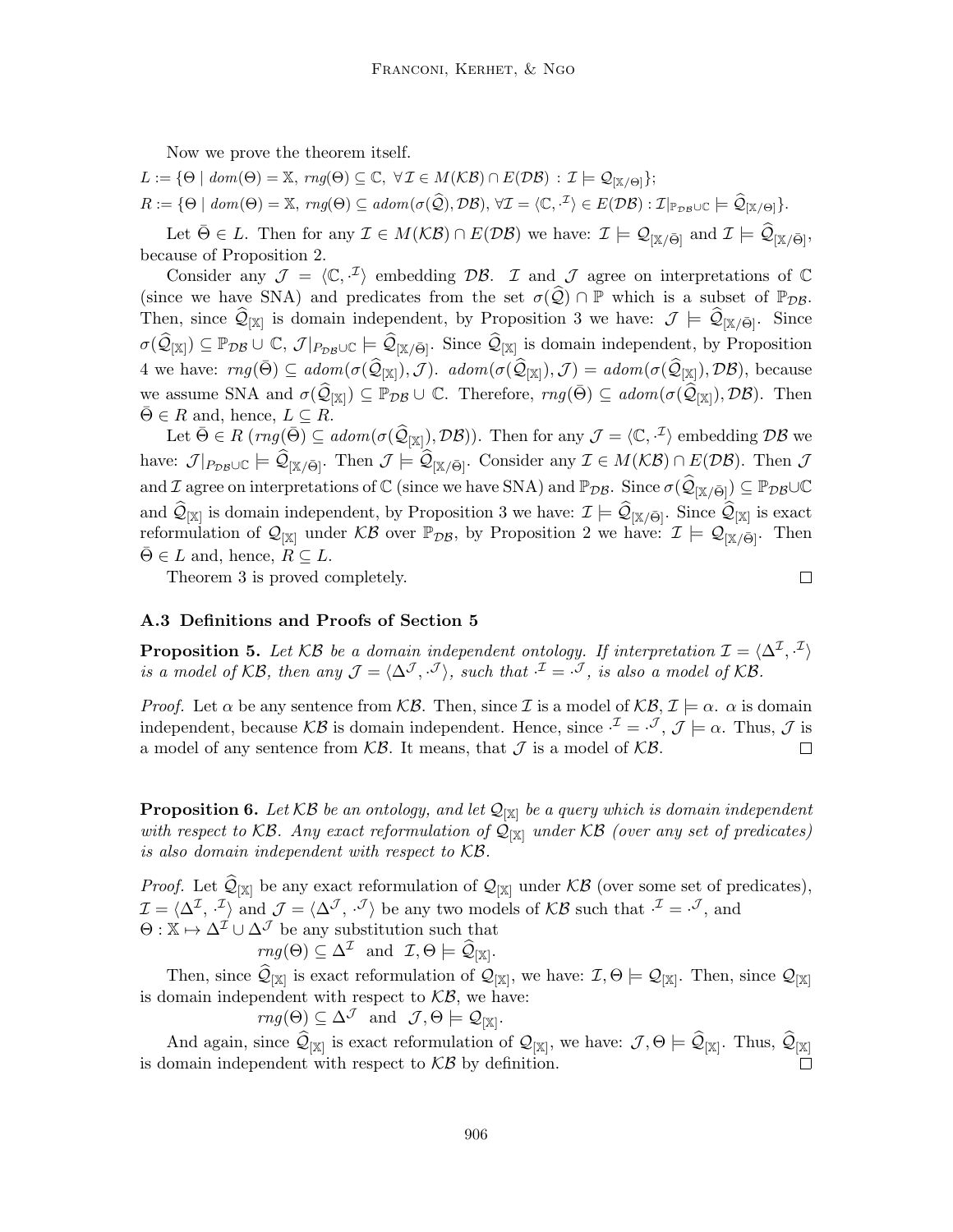Now we prove the theorem itself.

$L := \{\Theta \mid dom(\Theta) = \mathbb{X},\ rng(\Theta) \subseteq \mathbb{C},\ \forall \mathcal{I} \in M(\mathcal{KB}) \cap E(\mathcal{DB}) : \mathcal{I} \models \mathcal{Q}_{[\mathbb{X}/\Theta]}\}$;

$R := \{\Theta \mid dom(\Theta) = \mathbb{X},\ rng(\Theta) \subseteq adom(\sigma(\widehat{\mathcal{Q}}), \mathcal{DB}),\ \forall \mathcal{I} = \langle \mathbb{C}, \cdot^{\mathcal{I}} \rangle \in E(\mathcal{DB}) : \mathcal{I}|_{\mathbb{P}_{\mathcal{DB}} \cup \mathbb{C}} \models \widehat{\mathcal{Q}}_{[\mathbb{X}/\Theta]}\}$.

Let $\bar{\Theta} \in L$. Then for any $\mathcal{I} \in M(\mathcal{KB}) \cap E(\mathcal{DB})$ we have: $\mathcal{I} \models \mathcal{Q}_{[\mathbb{X}/\bar{\Theta}]}$ and $\mathcal{I} \models \widehat{\mathcal{Q}}_{[\mathbb{X}/\bar{\Theta}]}$, because of Proposition 2.

Consider any $\mathcal{J} = \langle \mathbb{C}, \cdot^{\mathcal{I}} \rangle$ embedding $\mathcal{DB}$. $\mathcal{I}$ and $\mathcal{J}$ agree on interpretations of $\mathbb{C}$ (since we have SNA) and predicates from the set $\sigma(\widehat{\mathcal{Q}}) \cap \mathbb{P}$ which is a subset of $\mathbb{P}_{\mathcal{DB}}$. Then, since $\widehat{\mathcal{Q}}_{[\mathbb{X}]}$ is domain independent, by Proposition 3 we have: $\mathcal{J} \models \widehat{\mathcal{Q}}_{[\mathbb{X}/\bar{\Theta}]}$. Since $\sigma(\widehat{\mathcal{Q}}_{[\mathbb{X}]}) \subseteq \mathbb{P}_{\mathcal{DB}} \cup \mathbb{C}$, $\mathcal{J}|_{P_{\mathcal{DB}} \cup \mathbb{C}} \models \widehat{\mathcal{Q}}_{[\mathbb{X}/\bar{\Theta}]}$. Since $\widehat{\mathcal{Q}}_{[\mathbb{X}]}$ is domain independent, by Proposition 4 we have: $rng(\bar{\Theta}) \subseteq adom(\sigma(\widehat{\mathcal{Q}}_{[\mathbb{X}]}), \mathcal{J})$. $adom(\sigma(\widehat{\mathcal{Q}}_{[\mathbb{X}]}), \mathcal{J}) = adom(\sigma(\widehat{\mathcal{Q}}_{[\mathbb{X}]}), \mathcal{DB})$, because we assume SNA and $\sigma(\widehat{\mathcal{Q}}_{[\mathbb{X}]}) \subseteq \mathbb{P}_{\mathcal{DB}} \cup \mathbb{C}$. Therefore, $rng(\bar{\Theta}) \subseteq adom(\sigma(\widehat{\mathcal{Q}}_{[\mathbb{X}]}), \mathcal{DB})$. Then $\bar{\Theta} \in R$ and, hence, $L \subseteq R$.

Let $\bar{\Theta} \in R$ ($rng(\bar{\Theta}) \subseteq adom(\sigma(\widehat{\mathcal{Q}}_{[\mathbb{X}]}), \mathcal{DB})$). Then for any $\mathcal{J} = \langle \mathbb{C}, \cdot^{\mathcal{I}} \rangle$ embedding $\mathcal{DB}$ we have: $\mathcal{J}|_{P_{\mathcal{DB}} \cup \mathbb{C}} \models \widehat{\mathcal{Q}}_{[\mathbb{X}/\bar{\Theta}]}$. Then $\mathcal{J} \models \widehat{\mathcal{Q}}_{[\mathbb{X}/\bar{\Theta}]}$. Consider any $\mathcal{I} \in M(\mathcal{KB}) \cap E(\mathcal{DB})$. Then $\mathcal{J}$ and $\mathcal{I}$ agree on interpretations of $\mathbb{C}$ (since we have SNA) and $\mathbb{P}_{\mathcal{DB}}$. Since $\sigma(\widehat{\mathcal{Q}}_{[\mathbb{X}/\bar{\Theta}]}) \subseteq \mathbb{P}_{\mathcal{DB}} \cup \mathbb{C}$ and $\widehat{\mathcal{Q}}_{[\mathbb{X}]}$ is domain independent, by Proposition 3 we have: $\mathcal{I} \models \widehat{\mathcal{Q}}_{[\mathbb{X}/\bar{\Theta}]}$. Since $\widehat{\mathcal{Q}}_{[\mathbb{X}]}$ is exact reformulation of $\mathcal{Q}_{[\mathbb{X}]}$ under $\mathcal{KB}$ over $\mathbb{P}_{\mathcal{DB}}$, by Proposition 2 we have: $\mathcal{I} \models \mathcal{Q}_{[\mathbb{X}/\bar{\Theta}]}$. Then $\bar{\Theta} \in L$ and, hence, $R \subseteq L$.

Theorem 3 is proved completely. □

### A.3 Definitions and Proofs of Section 5

**Proposition 5.** *Let $\mathcal{KB}$ be a domain independent ontology. If interpretation $\mathcal{I} = \langle \Delta^{\mathcal{I}}, \cdot^{\mathcal{I}} \rangle$ is a model of $\mathcal{KB}$, then any $\mathcal{J} = \langle \Delta^{\mathcal{J}}, \cdot^{\mathcal{J}} \rangle$, such that $\cdot^{\mathcal{I}} = \cdot^{\mathcal{J}}$, is also a model of $\mathcal{KB}$.*

*Proof.* Let $\alpha$ be any sentence from $\mathcal{KB}$. Then, since $\mathcal{I}$ is a model of $\mathcal{KB}$, $\mathcal{I} \models \alpha$. $\alpha$ is domain independent, because $\mathcal{KB}$ is domain independent. Hence, since $\cdot^{\mathcal{I}} = \cdot^{\mathcal{J}}$, $\mathcal{J} \models \alpha$. Thus, $\mathcal{J}$ is a model of any sentence from $\mathcal{KB}$. It means, that $\mathcal{J}$ is a model of $\mathcal{KB}$. □

**Proposition 6.** *Let $\mathcal{KB}$ be an ontology, and let $\mathcal{Q}_{[\mathbb{X}]}$ be a query which is domain independent with respect to $\mathcal{KB}$. Any exact reformulation of $\mathcal{Q}_{[\mathbb{X}]}$ under $\mathcal{KB}$ (over any set of predicates) is also domain independent with respect to $\mathcal{KB}$.*

*Proof.* Let $\widehat{\mathcal{Q}}_{[\mathbb{X}]}$ be any exact reformulation of $\mathcal{Q}_{[\mathbb{X}]}$ under $\mathcal{KB}$ (over some set of predicates), $\mathcal{I} = \langle \Delta^{\mathcal{I}}, \cdot^{\mathcal{I}} \rangle$ and $\mathcal{J} = \langle \Delta^{\mathcal{J}}, \cdot^{\mathcal{J}} \rangle$ be any two models of $\mathcal{KB}$ such that $\cdot^{\mathcal{I}} = \cdot^{\mathcal{J}}$, and $\Theta : \mathbb{X} \mapsto \Delta^{\mathcal{I}} \cup \Delta^{\mathcal{J}}$ be any substitution such that

$$rng(\Theta) \subseteq \Delta^{\mathcal{I}} \text{ and } \mathcal{I}, \Theta \models \widehat{\mathcal{Q}}_{[\mathbb{X}]}.$$

Then, since $\widehat{\mathcal{Q}}_{[\mathbb{X}]}$ is exact reformulation of $\mathcal{Q}_{[\mathbb{X}]}$, we have: $\mathcal{I}, \Theta \models \mathcal{Q}_{[\mathbb{X}]}$. Then, since $\mathcal{Q}_{[\mathbb{X}]}$ is domain independent with respect to $\mathcal{KB}$, we have:

$$rng(\Theta) \subseteq \Delta^{\mathcal{J}} \text{ and } \mathcal{J}, \Theta \models \mathcal{Q}_{[\mathbb{X}]}.$$

And again, since $\widehat{\mathcal{Q}}_{[\mathbb{X}]}$ is exact reformulation of $\mathcal{Q}_{[\mathbb{X}]}$, we have: $\mathcal{J}, \Theta \models \widehat{\mathcal{Q}}_{[\mathbb{X}]}$. Thus, $\widehat{\mathcal{Q}}_{[\mathbb{X}]}$ is domain independent with respect to $\mathcal{KB}$ by definition. □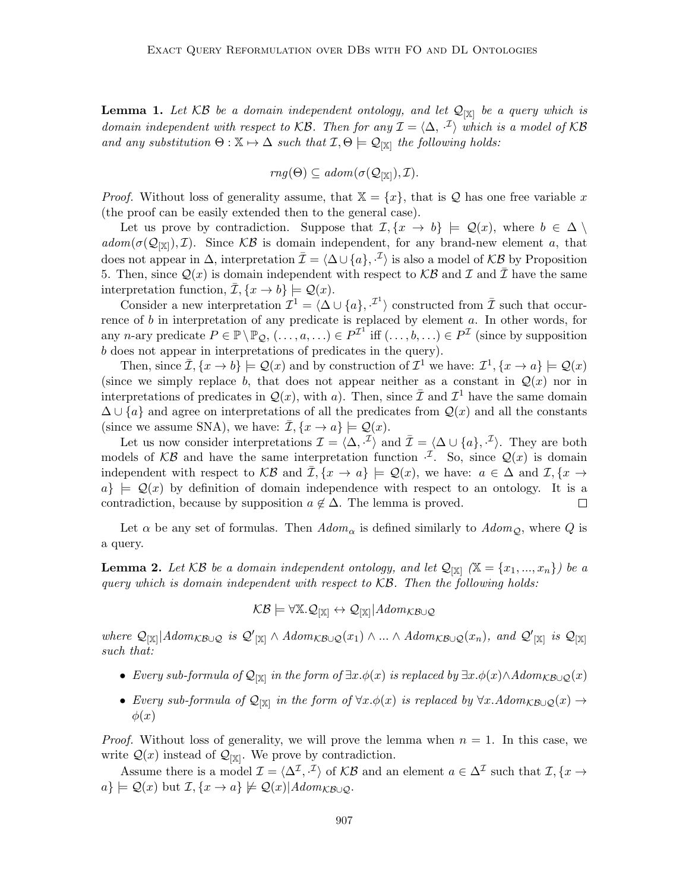**Lemma 1.** *Let $\mathcal{KB}$ be a domain independent ontology, and let $\mathcal{Q}_{[\mathbb{X}]}$ be a query which is domain independent with respect to $\mathcal{KB}$. Then for any $\mathcal{I} = \langle \Delta, \cdot^{\mathcal{I}} \rangle$ which is a model of $\mathcal{KB}$ and any substitution $\Theta : \mathbb{X} \mapsto \Delta$ such that $\mathcal{I}, \Theta \models \mathcal{Q}_{[\mathbb{X}]}$ the following holds:*

$$rng(\Theta) \subseteq adom(\sigma(\mathcal{Q}_{[\mathbb{X}]}), \mathcal{I}).$$

*Proof.* Without loss of generality assume, that $\mathbb{X} = \{x\}$, that is $\mathcal{Q}$ has one free variable $x$ (the proof can be easily extended then to the general case).

Let us prove by contradiction. Suppose that $\mathcal{I}, \{x \to b\} \models \mathcal{Q}(x)$, where $b \in \Delta \setminus adom(\sigma(\mathcal{Q}_{[\mathbb{X}]}), \mathcal{I})$. Since $\mathcal{KB}$ is domain independent, for any brand-new element $a$, that does not appear in $\Delta$, interpretation $\bar{\mathcal{I}} = \langle \Delta \cup \{a\}, \cdot^{\mathcal{I}} \rangle$ is also a model of $\mathcal{KB}$ by Proposition 5. Then, since $\mathcal{Q}(x)$ is domain independent with respect to $\mathcal{KB}$ and $\mathcal{I}$ and $\bar{\mathcal{I}}$ have the same interpretation function, $\bar{\mathcal{I}}, \{x \to b\} \models \mathcal{Q}(x)$.

Consider a new interpretation $\mathcal{I}^1 = \langle \Delta \cup \{a\}, \cdot^{\mathcal{I}^1} \rangle$ constructed from $\bar{\mathcal{I}}$ such that occurrence of $b$ in interpretation of any predicate is replaced by element $a$. In other words, for any $n$-ary predicate $P \in \mathbb{P} \setminus \mathbb{P}_{\mathcal{Q}}$, $(\ldots, a, \ldots) \in P^{\mathcal{I}^1}$ iff $(\ldots, b, \ldots) \in P^{\mathcal{I}}$ (since by supposition $b$ does not appear in interpretations of predicates in the query).

Then, since $\bar{\mathcal{I}}, \{x \to b\} \models \mathcal{Q}(x)$ and by construction of $\mathcal{I}^1$ we have: $\mathcal{I}^1, \{x \to a\} \models \mathcal{Q}(x)$ (since we simply replace $b$, that does not appear neither as a constant in $\mathcal{Q}(x)$ nor in interpretations of predicates in $\mathcal{Q}(x)$, with $a$). Then, since $\bar{\mathcal{I}}$ and $\mathcal{I}^1$ have the same domain $\Delta \cup \{a\}$ and agree on interpretations of all the predicates from $\mathcal{Q}(x)$ and all the constants (since we assume SNA), we have: $\bar{\mathcal{I}}, \{x \to a\} \models \mathcal{Q}(x)$.

Let us now consider interpretations $\mathcal{I} = \langle \Delta, \cdot^{\mathcal{I}} \rangle$ and $\bar{\mathcal{I}} = \langle \Delta \cup \{a\}, \cdot^{\mathcal{I}} \rangle$. They are both models of $\mathcal{KB}$ and have the same interpretation function $\cdot^{\mathcal{I}}$. So, since $\mathcal{Q}(x)$ is domain independent with respect to $\mathcal{KB}$ and $\bar{\mathcal{I}}, \{x \to a\} \models \mathcal{Q}(x)$, we have: $a \in \Delta$ and $\mathcal{I}, \{x \to a\} \models \mathcal{Q}(x)$ by definition of domain independence with respect to an ontology. It is a contradiction, because by supposition $a \notin \Delta$. The lemma is proved. $\square$

Let $\alpha$ be any set of formulas. Then $Adom_{\alpha}$ is defined similarly to $Adom_{\mathcal{Q}}$, where $Q$ is a query.

**Lemma 2.** *Let $\mathcal{KB}$ be a domain independent ontology, and let $\mathcal{Q}_{[\mathbb{X}]}$ ($\mathbb{X} = \{x_1, ..., x_n\}$) be a query which is domain independent with respect to $\mathcal{KB}$. Then the following holds:*

$$\mathcal{KB} \models \forall \mathbb{X}. \mathcal{Q}_{[\mathbb{X}]} \leftrightarrow \mathcal{Q}_{[\mathbb{X}]} | Adom_{\mathcal{KB} \cup \mathcal{Q}}$$

*where $\mathcal{Q}_{[\mathbb{X}]} | Adom_{\mathcal{KB} \cup \mathcal{Q}}$ is $\mathcal{Q}'_{[\mathbb{X}]} \wedge Adom_{\mathcal{KB} \cup \mathcal{Q}}(x_1) \wedge ... \wedge Adom_{\mathcal{KB} \cup \mathcal{Q}}(x_n)$, and $\mathcal{Q}'_{[\mathbb{X}]}$ is $\mathcal{Q}_{[\mathbb{X}]}$ such that:*

- *Every sub-formula of $\mathcal{Q}_{[\mathbb{X}]}$ in the form of $\exists x. \phi(x)$ is replaced by $\exists x. \phi(x) \wedge Adom_{\mathcal{KB} \cup \mathcal{Q}}(x)$*
- *Every sub-formula of $\mathcal{Q}_{[\mathbb{X}]}$ in the form of $\forall x. \phi(x)$ is replaced by $\forall x. Adom_{\mathcal{KB} \cup \mathcal{Q}}(x) \to \phi(x)$*

*Proof.* Without loss of generality, we will prove the lemma when $n = 1$. In this case, we write $\mathcal{Q}(x)$ instead of $\mathcal{Q}_{[\mathbb{X}]}$. We prove by contradiction.

Assume there is a model $\mathcal{I} = \langle \Delta^{\mathcal{I}}, \cdot^{\mathcal{I}} \rangle$ of $\mathcal{KB}$ and an element $a \in \Delta^{\mathcal{I}}$ such that $\mathcal{I}, \{x \to a\} \models \mathcal{Q}(x)$ but $\mathcal{I}, \{x \to a\} \not\models \mathcal{Q}(x) | Adom_{\mathcal{KB} \cup \mathcal{Q}}$.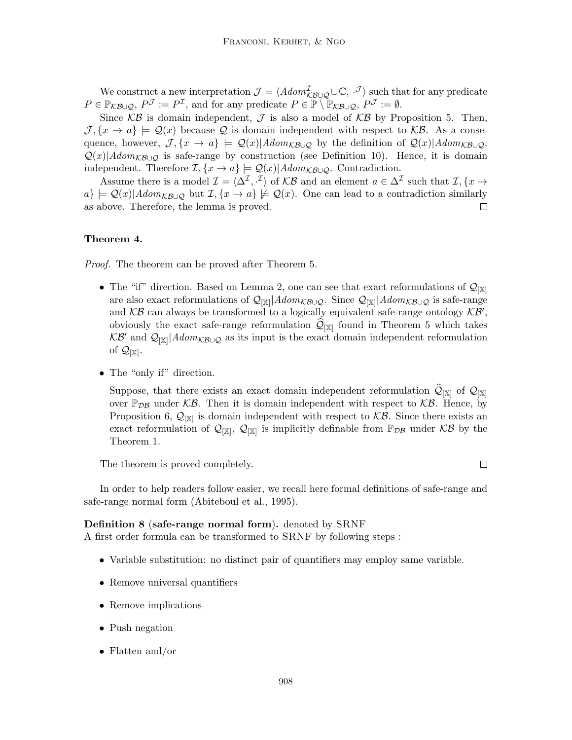We construct a new interpretation $\mathcal{J} = \langle Adom^{\mathcal{I}}_{\mathcal{KB}\cup\mathcal{Q}} \cup \mathbb{C}, \cdot^{\mathcal{J}} \rangle$ such that for any predicate $P \in \mathbb{P}_{\mathcal{KB}\cup\mathcal{Q}}$, $P^{\mathcal{J}} := P^{\mathcal{I}}$, and for any predicate $P \in \mathbb{P} \setminus \mathbb{P}_{\mathcal{KB}\cup\mathcal{Q}}$, $P^{\mathcal{J}} := \emptyset$.

Since $\mathcal{KB}$ is domain independent, $\mathcal{J}$ is also a model of $\mathcal{KB}$ by Proposition 5. Then, $\mathcal{J}, \{x \to a\} \models \mathcal{Q}(x)$ because $\mathcal{Q}$ is domain independent with respect to $\mathcal{KB}$. As a consequence, however, $\mathcal{J}, \{x \to a\} \models \mathcal{Q}(x)|Adom_{\mathcal{KB}\cup\mathcal{Q}}$ by the definition of $\mathcal{Q}(x)|Adom_{\mathcal{KB}\cup\mathcal{Q}}$. $\mathcal{Q}(x)|Adom_{\mathcal{KB}\cup\mathcal{Q}}$ is safe-range by construction (see Definition 10). Hence, it is domain independent. Therefore $\mathcal{I}, \{x \to a\} \models \mathcal{Q}(x)|Adom_{\mathcal{KB}\cup\mathcal{Q}}$. Contradiction.

Assume there is a model $\mathcal{I} = \langle \Delta^{\mathcal{I}}, \cdot^{\mathcal{I}} \rangle$ of $\mathcal{KB}$ and an element $a \in \Delta^{\mathcal{I}}$ such that $\mathcal{I}, \{x \to a\} \models \mathcal{Q}(x)|Adom_{\mathcal{KB}\cup\mathcal{Q}}$ but $\mathcal{I}, \{x \to a\} \not\models \mathcal{Q}(x)$. One can lead to a contradiction similarly as above. Therefore, the lemma is proved. □

**Theorem 4.**

*Proof.* The theorem can be proved after Theorem 5.

- The "if" direction. Based on Lemma 2, one can see that exact reformulations of $\mathcal{Q}_{[\mathbb{X}]}$ are also exact reformulations of $\mathcal{Q}_{[\mathbb{X}]}|Adom_{\mathcal{KB}\cup\mathcal{Q}}$. Since $\mathcal{Q}_{[\mathbb{X}]}|Adom_{\mathcal{KB}\cup\mathcal{Q}}$ is safe-range and $\mathcal{KB}$ can always be transformed to a logically equivalent safe-range ontology $\mathcal{KB}'$, obviously the exact safe-range reformulation $\widehat{\mathcal{Q}}_{[\mathbb{X}]}$ found in Theorem 5 which takes $\mathcal{KB}'$ and $\mathcal{Q}_{[\mathbb{X}]}|Adom_{\mathcal{KB}\cup\mathcal{Q}}$ as its input is the exact domain independent reformulation of $\mathcal{Q}_{[\mathbb{X}]}$.

- The "only if" direction.

  Suppose, that there exists an exact domain independent reformulation $\widehat{\mathcal{Q}}_{[\mathbb{X}]}$ of $\mathcal{Q}_{[\mathbb{X}]}$ over $\mathbb{P}_{\mathcal{DB}}$ under $\mathcal{KB}$. Then it is domain independent with respect to $\mathcal{KB}$. Hence, by Proposition 6, $\mathcal{Q}_{[\mathbb{X}]}$ is domain independent with respect to $\mathcal{KB}$. Since there exists an exact reformulation of $\mathcal{Q}_{[\mathbb{X}]}$, $\mathcal{Q}_{[\mathbb{X}]}$ is implicitly definable from $\mathbb{P}_{\mathcal{DB}}$ under $\mathcal{KB}$ by the Theorem 1.

The theorem is proved completely. □

In order to help readers follow easier, we recall here formal definitions of safe-range and safe-range normal form (Abiteboul et al., 1995).

**Definition 8 (safe-range normal form).** denoted by SRNF
A first order formula can be transformed to SRNF by following steps :

- Variable substitution: no distinct pair of quantifiers may employ same variable.
- Remove universal quantifiers
- Remove implications
- Push negation
- Flatten and/or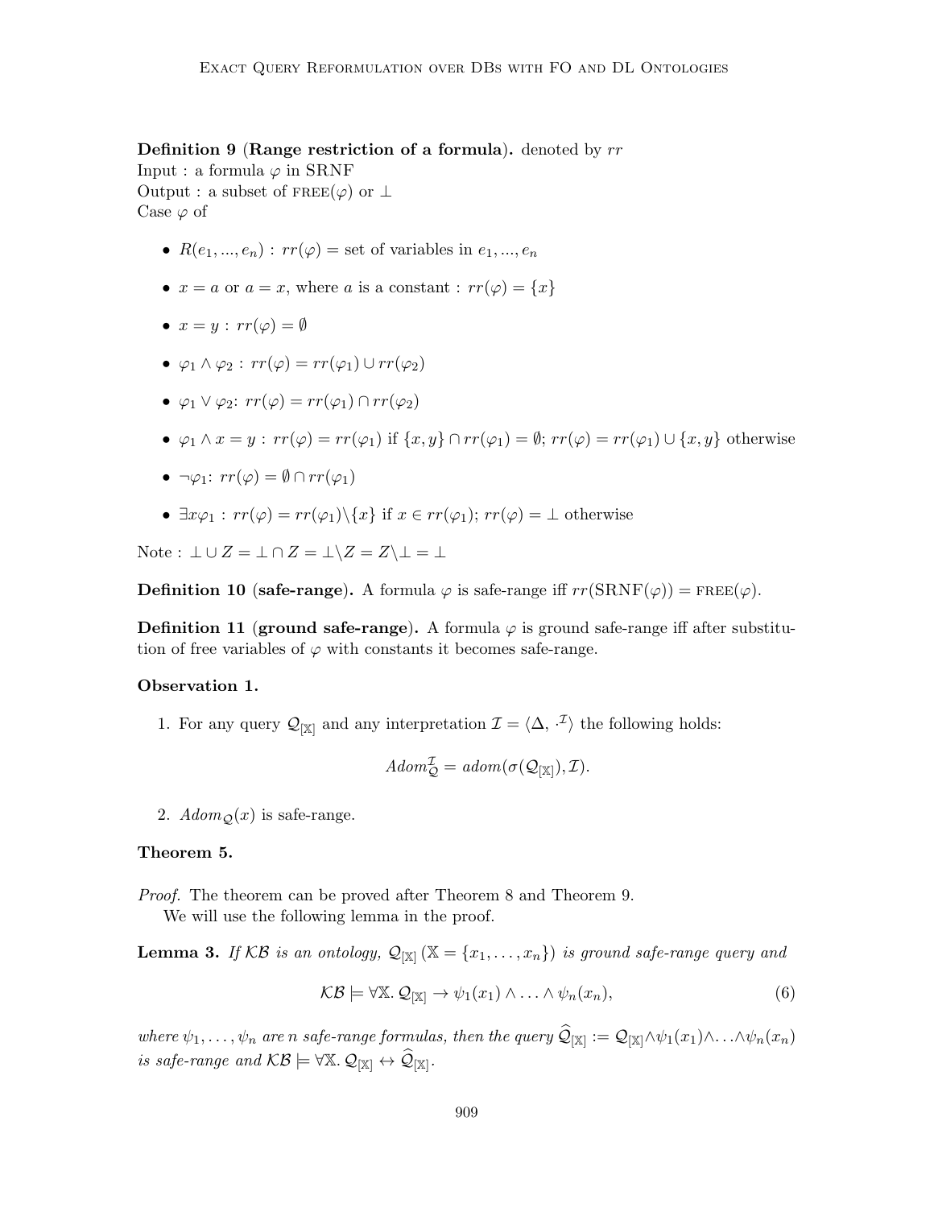**Definition 9** (**Range restriction of a formula**)**.** denoted by $rr$
Input : a formula $\varphi$ in SRNF
Output : a subset of $\textsc{free}(\varphi)$ or $\bot$
Case $\varphi$ of

- $R(e_1, ..., e_n)$ : $rr(\varphi)$ = set of variables in $e_1, ..., e_n$
- $x = a$ or $a = x$, where $a$ is a constant : $rr(\varphi) = \{x\}$
- $x = y$ : $rr(\varphi) = \emptyset$
- $\varphi_1 \wedge \varphi_2$ : $rr(\varphi) = rr(\varphi_1) \cup rr(\varphi_2)$
- $\varphi_1 \vee \varphi_2$: $rr(\varphi) = rr(\varphi_1) \cap rr(\varphi_2)$
- $\varphi_1 \wedge x = y$ : $rr(\varphi) = rr(\varphi_1)$ if $\{x, y\} \cap rr(\varphi_1) = \emptyset$; $rr(\varphi) = rr(\varphi_1) \cup \{x, y\}$ otherwise
- $\neg\varphi_1$: $rr(\varphi) = \emptyset \cap rr(\varphi_1)$
- $\exists x \varphi_1$ : $rr(\varphi) = rr(\varphi_1) \backslash \{x\}$ if $x \in rr(\varphi_1)$; $rr(\varphi) = \bot$ otherwise

Note : $\bot \cup Z = \bot \cap Z = \bot \backslash Z = Z \backslash \bot = \bot$

**Definition 10** (**safe-range**)**.** A formula $\varphi$ is safe-range iff $rr(\text{SRNF}(\varphi)) = \textsc{free}(\varphi)$.

**Definition 11** (**ground safe-range**)**.** A formula $\varphi$ is ground safe-range iff after substitution of free variables of $\varphi$ with constants it becomes safe-range.

**Observation 1.**

1. For any query $\mathcal{Q}_{[\mathbb{X}]}$ and any interpretation $\mathcal{I} = \langle \Delta, \cdot^{\mathcal{I}} \rangle$ the following holds:

$$Adom^{\mathcal{I}}_{\mathcal{Q}} = adom(\sigma(\mathcal{Q}_{[\mathbb{X}]}), \mathcal{I}).$$

2. $Adom_{\mathcal{Q}}(x)$ is safe-range.

**Theorem 5.**

*Proof.* The theorem can be proved after Theorem 8 and Theorem 9.
We will use the following lemma in the proof.

**Lemma 3.** *If $\mathcal{KB}$ is an ontology, $\mathcal{Q}_{[\mathbb{X}]}$ $(\mathbb{X} = \{x_1, \ldots, x_n\})$ is ground safe-range query and*

$$\mathcal{KB} \models \forall \mathbb{X}.\, \mathcal{Q}_{[\mathbb{X}]} \rightarrow \psi_1(x_1) \wedge \ldots \wedge \psi_n(x_n), \tag{6}$$

*where $\psi_1, \ldots, \psi_n$ are $n$ safe-range formulas, then the query $\widehat{\mathcal{Q}}_{[\mathbb{X}]} := \mathcal{Q}_{[\mathbb{X}]} \wedge \psi_1(x_1) \wedge \ldots \wedge \psi_n(x_n)$ is safe-range and $\mathcal{KB} \models \forall \mathbb{X}.\, \mathcal{Q}_{[\mathbb{X}]} \leftrightarrow \widehat{\mathcal{Q}}_{[\mathbb{X}]}$.*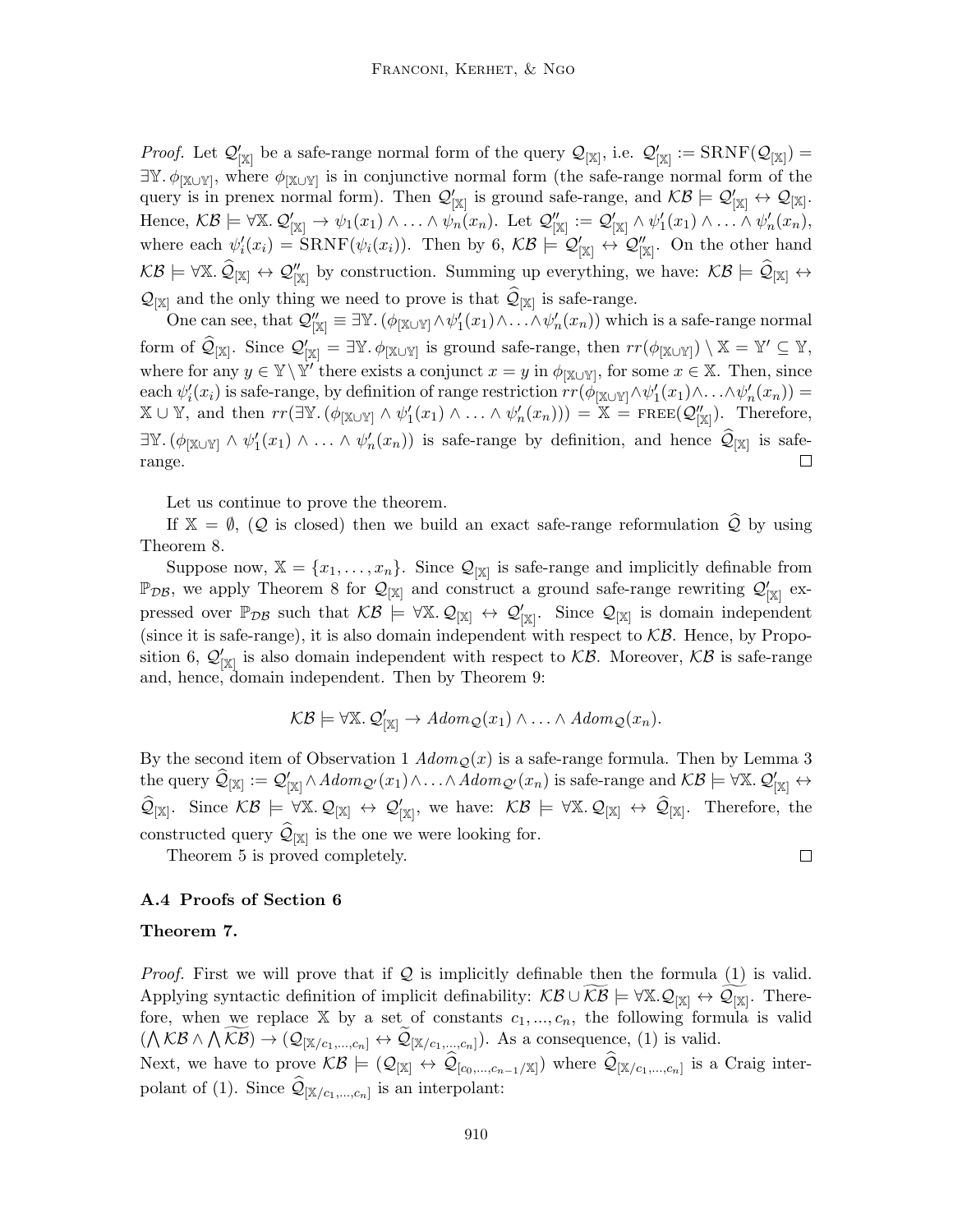*Proof.* Let $\mathcal{Q}'_{[\mathbb{X}]}$ be a safe-range normal form of the query $\mathcal{Q}_{[\mathbb{X}]}$, i.e. $\mathcal{Q}'_{[\mathbb{X}]} := \mathrm{SRNF}(\mathcal{Q}_{[\mathbb{X}]}) = \exists \mathbb{Y}.\, \phi_{[\mathbb{X}\cup\mathbb{Y}]}$, where $\phi_{[\mathbb{X}\cup\mathbb{Y}]}$ is in conjunctive normal form (the safe-range normal form of the query is in prenex normal form). Then $\mathcal{Q}'_{[\mathbb{X}]}$ is ground safe-range, and $\mathcal{KB} \models \mathcal{Q}'_{[\mathbb{X}]} \leftrightarrow \mathcal{Q}_{[\mathbb{X}]}$. Hence, $\mathcal{KB} \models \forall \mathbb{X}.\, \mathcal{Q}'_{[\mathbb{X}]} \to \psi_1(x_1) \wedge \ldots \wedge \psi_n(x_n)$. Let $\mathcal{Q}''_{[\mathbb{X}]} := \mathcal{Q}'_{[\mathbb{X}]} \wedge \psi'_1(x_1) \wedge \ldots \wedge \psi'_n(x_n)$, where each $\psi'_i(x_i) = \mathrm{SRNF}(\psi_i(x_i))$. Then by 6, $\mathcal{KB} \models \mathcal{Q}'_{[\mathbb{X}]} \leftrightarrow \mathcal{Q}''_{[\mathbb{X}]}$. On the other hand $\mathcal{KB} \models \forall \mathbb{X}.\, \widehat{\mathcal{Q}}_{[\mathbb{X}]} \leftrightarrow \mathcal{Q}''_{[\mathbb{X}]}$ by construction. Summing up everything, we have: $\mathcal{KB} \models \widehat{\mathcal{Q}}_{[\mathbb{X}]} \leftrightarrow \mathcal{Q}_{[\mathbb{X}]}$ and the only thing we need to prove is that $\widehat{\mathcal{Q}}_{[\mathbb{X}]}$ is safe-range.

One can see, that $\mathcal{Q}''_{[\mathbb{X}]} \equiv \exists \mathbb{Y}.\, (\phi_{[\mathbb{X}\cup\mathbb{Y}]} \wedge \psi'_1(x_1) \wedge \ldots \wedge \psi'_n(x_n))$ which is a safe-range normal form of $\widehat{\mathcal{Q}}_{[\mathbb{X}]}$. Since $\mathcal{Q}'_{[\mathbb{X}]} = \exists \mathbb{Y}.\, \phi_{[\mathbb{X}\cup\mathbb{Y}]}$ is ground safe-range, then $rr(\phi_{[\mathbb{X}\cup\mathbb{Y}]}) \setminus \mathbb{X} = \mathbb{Y}' \subseteq \mathbb{Y}$, where for any $y \in \mathbb{Y} \setminus \mathbb{Y}'$ there exists a conjunct $x = y$ in $\phi_{[\mathbb{X}\cup\mathbb{Y}]}$, for some $x \in \mathbb{X}$. Then, since each $\psi'_i(x_i)$ is safe-range, by definition of range restriction $rr(\phi_{[\mathbb{X}\cup\mathbb{Y}]} \wedge \psi'_1(x_1) \wedge \ldots \wedge \psi'_n(x_n)) = \mathbb{X} \cup \mathbb{Y}$, and then $rr(\exists \mathbb{Y}.\, (\phi_{[\mathbb{X}\cup\mathbb{Y}]} \wedge \psi'_1(x_1) \wedge \ldots \wedge \psi'_n(x_n))) = \mathbb{X} = \mathrm{FREE}(\mathcal{Q}''_{[\mathbb{X}]})$. Therefore, $\exists \mathbb{Y}.\, (\phi_{[\mathbb{X}\cup\mathbb{Y}]} \wedge \psi'_1(x_1) \wedge \ldots \wedge \psi'_n(x_n))$ is safe-range by definition, and hence $\widehat{\mathcal{Q}}_{[\mathbb{X}]}$ is safe-range. $\square$

Let us continue to prove the theorem.

If $\mathbb{X} = \emptyset$, ($\mathcal{Q}$ is closed) then we build an exact safe-range reformulation $\widehat{\mathcal{Q}}$ by using Theorem 8.

Suppose now, $\mathbb{X} = \{x_1, \ldots, x_n\}$. Since $\mathcal{Q}_{[\mathbb{X}]}$ is safe-range and implicitly definable from $\mathbb{P}_{\mathcal{DB}}$, we apply Theorem 8 for $\mathcal{Q}_{[\mathbb{X}]}$ and construct a ground safe-range rewriting $\mathcal{Q}'_{[\mathbb{X}]}$ expressed over $\mathbb{P}_{\mathcal{DB}}$ such that $\mathcal{KB} \models \forall \mathbb{X}.\, \mathcal{Q}_{[\mathbb{X}]} \leftrightarrow \mathcal{Q}'_{[\mathbb{X}]}$. Since $\mathcal{Q}_{[\mathbb{X}]}$ is domain independent (since it is safe-range), it is also domain independent with respect to $\mathcal{KB}$. Hence, by Proposition 6, $\mathcal{Q}'_{[\mathbb{X}]}$ is also domain independent with respect to $\mathcal{KB}$. Moreover, $\mathcal{KB}$ is safe-range and, hence, domain independent. Then by Theorem 9:

$$\mathcal{KB} \models \forall \mathbb{X}.\, \mathcal{Q}'_{[\mathbb{X}]} \to \mathit{Adom}_{\mathcal{Q}}(x_1) \wedge \ldots \wedge \mathit{Adom}_{\mathcal{Q}}(x_n).$$

By the second item of Observation 1 $\mathit{Adom}_{\mathcal{Q}}(x)$ is a safe-range formula. Then by Lemma 3 the query $\widehat{\mathcal{Q}}_{[\mathbb{X}]} := \mathcal{Q}'_{[\mathbb{X}]} \wedge \mathit{Adom}_{\mathcal{Q}'}(x_1) \wedge \ldots \wedge \mathit{Adom}_{\mathcal{Q}'}(x_n)$ is safe-range and $\mathcal{KB} \models \forall \mathbb{X}.\, \mathcal{Q}'_{[\mathbb{X}]} \leftrightarrow \widehat{\mathcal{Q}}_{[\mathbb{X}]}$. Since $\mathcal{KB} \models \forall \mathbb{X}.\, \mathcal{Q}_{[\mathbb{X}]} \leftrightarrow \mathcal{Q}'_{[\mathbb{X}]}$, we have: $\mathcal{KB} \models \forall \mathbb{X}.\, \mathcal{Q}_{[\mathbb{X}]} \leftrightarrow \widehat{\mathcal{Q}}_{[\mathbb{X}]}$. Therefore, the constructed query $\widehat{\mathcal{Q}}_{[\mathbb{X}]}$ is the one we were looking for.

Theorem 5 is proved completely. $\square$

### A.4 Proofs of Section 6

**Theorem 7.**

*Proof.* First we will prove that if $\mathcal{Q}$ is implicitly definable then the formula (1) is valid. Applying syntactic definition of implicit definability: $\mathcal{KB} \cup \widetilde{\mathcal{KB}} \models \forall \mathbb{X}. \mathcal{Q}_{[\mathbb{X}]} \leftrightarrow \widetilde{\mathcal{Q}}_{[\mathbb{X}]}$. Therefore, when we replace $\mathbb{X}$ by a set of constants $c_1, ..., c_n$, the following formula is valid $(\bigwedge \mathcal{KB} \wedge \bigwedge \widetilde{\mathcal{KB}}) \to (\mathcal{Q}_{[\mathbb{X}/c_1,\ldots,c_n]} \leftrightarrow \widetilde{\mathcal{Q}}_{[\mathbb{X}/c_1,\ldots,c_n]})$. As a consequence, (1) is valid.
Next, we have to prove $\mathcal{KB} \models (\mathcal{Q}_{[\mathbb{X}]} \leftrightarrow \widehat{\mathcal{Q}}_{[c_0,\ldots,c_{n-1}/\mathbb{X}]})$ where $\widehat{\mathcal{Q}}_{[\mathbb{X}/c_1,\ldots,c_n]}$ is a Craig interpolant of (1). Since $\widehat{\mathcal{Q}}_{[\mathbb{X}/c_1,\ldots,c_n]}$ is an interpolant: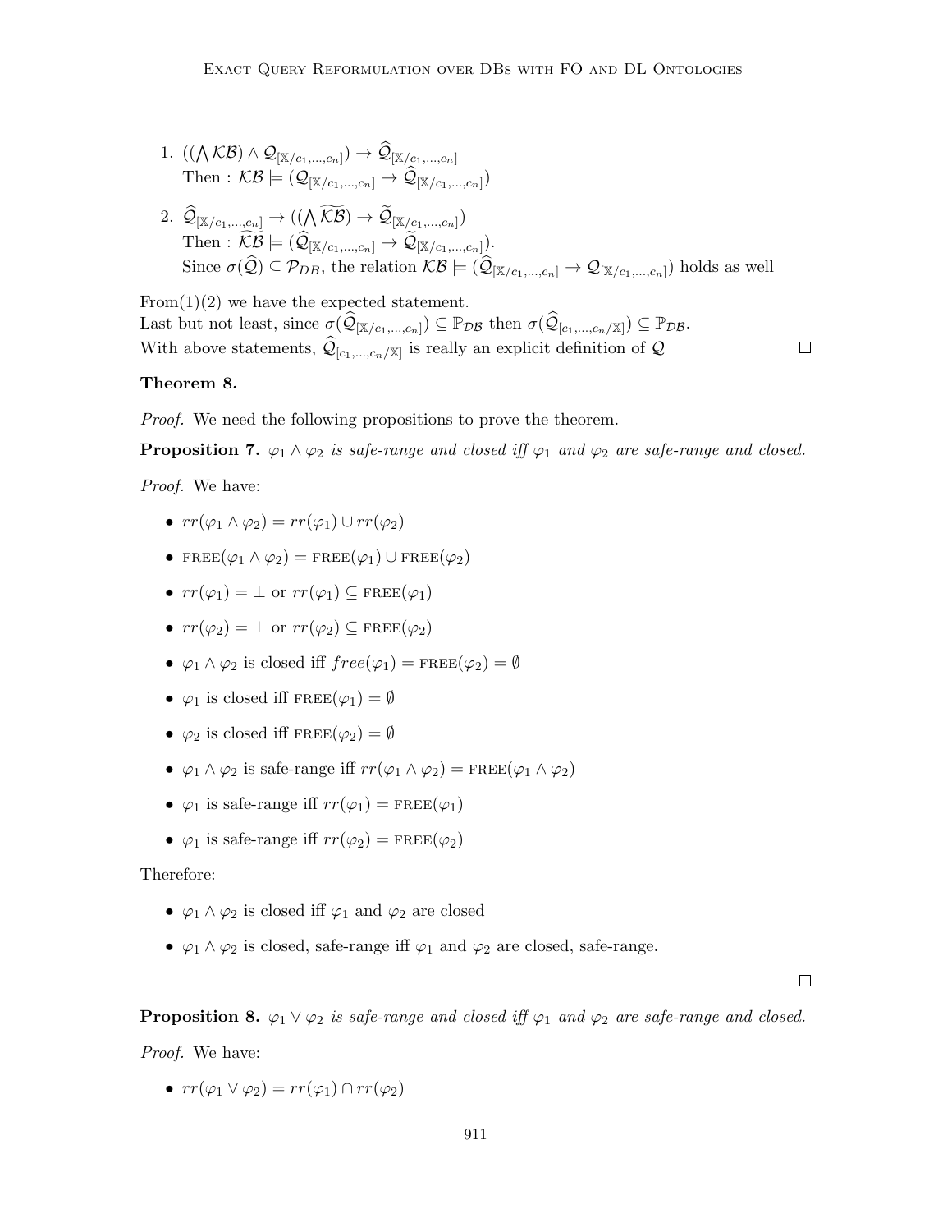1. $((\bigwedge \mathcal{KB}) \wedge \mathcal{Q}_{[\mathbb{X}/c_1,\ldots,c_n]}) \rightarrow \widehat{\mathcal{Q}}_{[\mathbb{X}/c_1,\ldots,c_n]}$
   Then : $\mathcal{KB} \models (\mathcal{Q}_{[\mathbb{X}/c_1,\ldots,c_n]} \rightarrow \widehat{\mathcal{Q}}_{[\mathbb{X}/c_1,\ldots,c_n]})$

2. $\widehat{\mathcal{Q}}_{[\mathbb{X}/c_1,\ldots,c_n]} \rightarrow ((\bigwedge \widetilde{\mathcal{KB}}) \rightarrow \widetilde{\mathcal{Q}}_{[\mathbb{X}/c_1,\ldots,c_n]})$
   Then : $\widetilde{\mathcal{KB}} \models (\widehat{\mathcal{Q}}_{[\mathbb{X}/c_1,\ldots,c_n]} \rightarrow \widetilde{\mathcal{Q}}_{[\mathbb{X}/c_1,\ldots,c_n]})$.
   Since $\sigma(\widehat{\mathcal{Q}}) \subseteq \mathcal{P}_{DB}$, the relation $\mathcal{KB} \models (\widehat{\mathcal{Q}}_{[\mathbb{X}/c_1,\ldots,c_n]} \rightarrow \mathcal{Q}_{[\mathbb{X}/c_1,\ldots,c_n]})$ holds as well

From(1)(2) we have the expected statement.
Last but not least, since $\sigma(\widehat{\mathcal{Q}}_{[\mathbb{X}/c_1,\ldots,c_n]}) \subseteq \mathbb{P}_{\mathcal{DB}}$ then $\sigma(\widehat{\mathcal{Q}}_{[c_1,\ldots,c_n/\mathbb{X}]}) \subseteq \mathbb{P}_{\mathcal{DB}}$.
With above statements, $\widehat{\mathcal{Q}}_{[c_1,\ldots,c_n/\mathbb{X}]}$ is really an explicit definition of $\mathcal{Q}$ □

**Theorem 8.**

*Proof.* We need the following propositions to prove the theorem.

**Proposition 7.** *$\varphi_1 \wedge \varphi_2$ is safe-range and closed iff $\varphi_1$ and $\varphi_2$ are safe-range and closed.*

*Proof.* We have:

- $rr(\varphi_1 \wedge \varphi_2) = rr(\varphi_1) \cup rr(\varphi_2)$
- $\text{FREE}(\varphi_1 \wedge \varphi_2) = \text{FREE}(\varphi_1) \cup \text{FREE}(\varphi_2)$
- $rr(\varphi_1) = \bot$ or $rr(\varphi_1) \subseteq \text{FREE}(\varphi_1)$
- $rr(\varphi_2) = \bot$ or $rr(\varphi_2) \subseteq \text{FREE}(\varphi_2)$
- $\varphi_1 \wedge \varphi_2$ is closed iff $free(\varphi_1) = \text{FREE}(\varphi_2) = \emptyset$
- $\varphi_1$ is closed iff $\text{FREE}(\varphi_1) = \emptyset$
- $\varphi_2$ is closed iff $\text{FREE}(\varphi_2) = \emptyset$
- $\varphi_1 \wedge \varphi_2$ is safe-range iff $rr(\varphi_1 \wedge \varphi_2) = \text{FREE}(\varphi_1 \wedge \varphi_2)$
- $\varphi_1$ is safe-range iff $rr(\varphi_1) = \text{FREE}(\varphi_1)$
- $\varphi_1$ is safe-range iff $rr(\varphi_2) = \text{FREE}(\varphi_2)$

Therefore:

- $\varphi_1 \wedge \varphi_2$ is closed iff $\varphi_1$ and $\varphi_2$ are closed
- $\varphi_1 \wedge \varphi_2$ is closed, safe-range iff $\varphi_1$ and $\varphi_2$ are closed, safe-range.

□

**Proposition 8.** *$\varphi_1 \vee \varphi_2$ is safe-range and closed iff $\varphi_1$ and $\varphi_2$ are safe-range and closed.*

*Proof.* We have:

- $rr(\varphi_1 \vee \varphi_2) = rr(\varphi_1) \cap rr(\varphi_2)$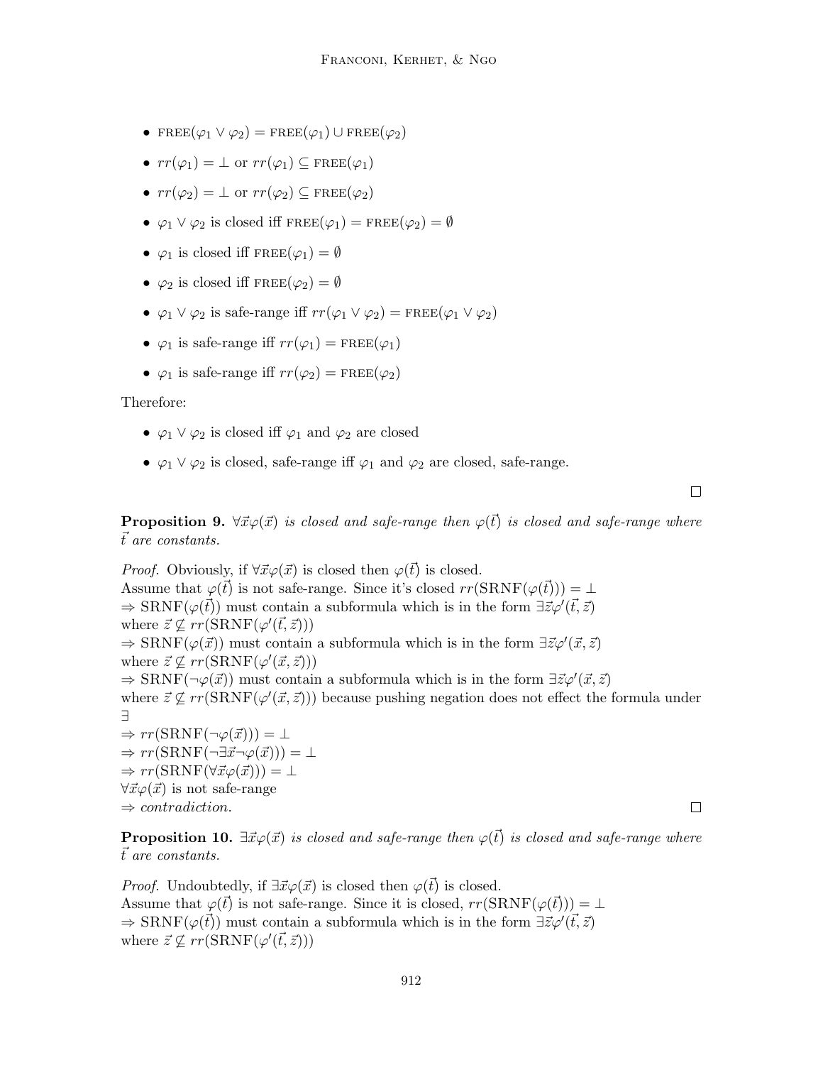- $\text{FREE}(\varphi_1 \vee \varphi_2) = \text{FREE}(\varphi_1) \cup \text{FREE}(\varphi_2)$
- $rr(\varphi_1) = \bot$ or $rr(\varphi_1) \subseteq \text{FREE}(\varphi_1)$
- $rr(\varphi_2) = \bot$ or $rr(\varphi_2) \subseteq \text{FREE}(\varphi_2)$
- $\varphi_1 \vee \varphi_2$ is closed iff $\text{FREE}(\varphi_1) = \text{FREE}(\varphi_2) = \emptyset$
- $\varphi_1$ is closed iff $\text{FREE}(\varphi_1) = \emptyset$
- $\varphi_2$ is closed iff $\text{FREE}(\varphi_2) = \emptyset$
- $\varphi_1 \vee \varphi_2$ is safe-range iff $rr(\varphi_1 \vee \varphi_2) = \text{FREE}(\varphi_1 \vee \varphi_2)$
- $\varphi_1$ is safe-range iff $rr(\varphi_1) = \text{FREE}(\varphi_1)$
- $\varphi_1$ is safe-range iff $rr(\varphi_2) = \text{FREE}(\varphi_2)$

Therefore:

- $\varphi_1 \vee \varphi_2$ is closed iff $\varphi_1$ and $\varphi_2$ are closed
- $\varphi_1 \vee \varphi_2$ is closed, safe-range iff $\varphi_1$ and $\varphi_2$ are closed, safe-range.

□

**Proposition 9.** *$\forall \vec{x} \varphi(\vec{x})$ is closed and safe-range then $\varphi(\vec{t})$ is closed and safe-range where $\vec{t}$ are constants.*

*Proof.* Obviously, if $\forall \vec{x} \varphi(\vec{x})$ is closed then $\varphi(\vec{t})$ is closed.
Assume that $\varphi(\vec{t})$ is not safe-range. Since it's closed $rr(\text{SRNF}(\varphi(\vec{t}))) = \bot$
$\Rightarrow$ $\text{SRNF}(\varphi(\vec{t}))$ must contain a subformula which is in the form $\exists \vec{z} \varphi'(\vec{t}, \vec{z})$
where $\vec{z} \not\subseteq rr(\text{SRNF}(\varphi'(\vec{t}, \vec{z})))$
$\Rightarrow$ $\text{SRNF}(\varphi(\vec{x}))$ must contain a subformula which is in the form $\exists \vec{z} \varphi'(\vec{x}, \vec{z})$
where $\vec{z} \not\subseteq rr(\text{SRNF}(\varphi'(\vec{x}, \vec{z})))$
$\Rightarrow$ $\text{SRNF}(\neg\varphi(\vec{x}))$ must contain a subformula which is in the form $\exists \vec{z} \varphi'(\vec{x}, \vec{z})$
where $\vec{z} \not\subseteq rr(\text{SRNF}(\varphi'(\vec{x}, \vec{z})))$ because pushing negation does not effect the formula under $\exists$
$\Rightarrow rr(\text{SRNF}(\neg\varphi(\vec{x}))) = \bot$
$\Rightarrow rr(\text{SRNF}(\neg\exists\vec{x}\neg\varphi(\vec{x}))) = \bot$
$\Rightarrow rr(\text{SRNF}(\forall\vec{x}\varphi(\vec{x}))) = \bot$
$\forall \vec{x} \varphi(\vec{x})$ is not safe-range
$\Rightarrow$ *contradiction.* □

**Proposition 10.** *$\exists \vec{x} \varphi(\vec{x})$ is closed and safe-range then $\varphi(\vec{t})$ is closed and safe-range where $\vec{t}$ are constants.*

*Proof.* Undoubtedly, if $\exists \vec{x} \varphi(\vec{x})$ is closed then $\varphi(\vec{t})$ is closed.
Assume that $\varphi(\vec{t})$ is not safe-range. Since it is closed, $rr(\text{SRNF}(\varphi(\vec{t}))) = \bot$
$\Rightarrow$ $\text{SRNF}(\varphi(\vec{t}))$ must contain a subformula which is in the form $\exists \vec{z} \varphi'(\vec{t}, \vec{z})$
where $\vec{z} \not\subseteq rr(\text{SRNF}(\varphi'(\vec{t}, \vec{z})))$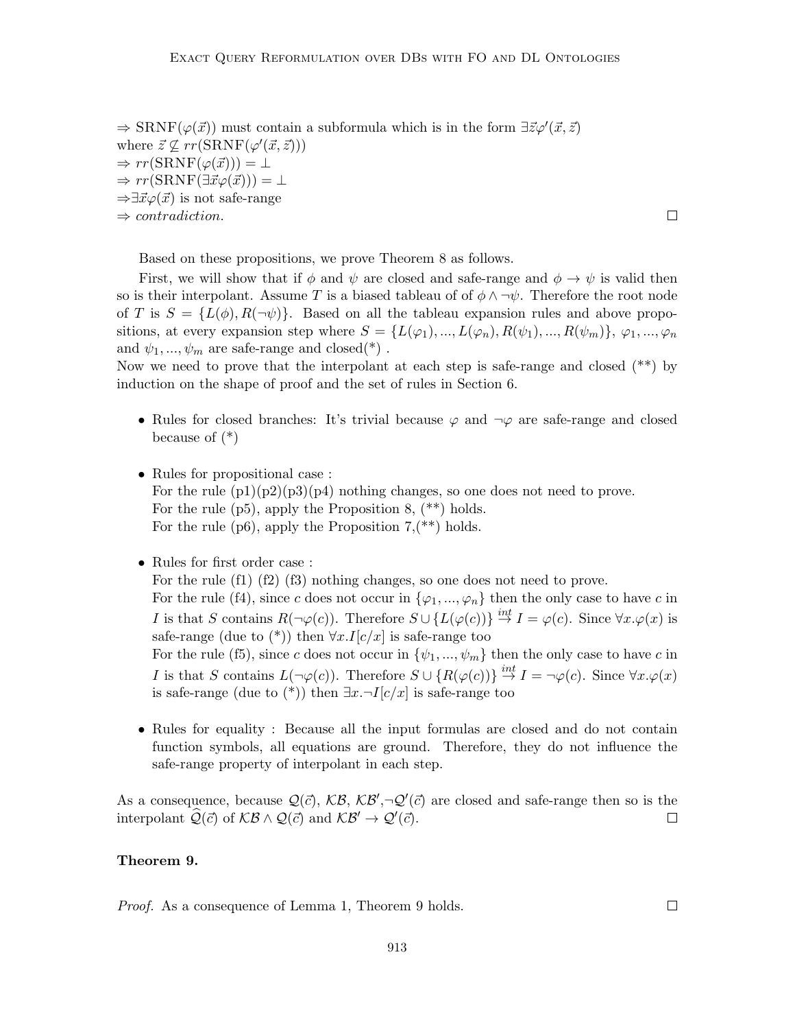$\Rightarrow$ SRNF($\varphi(\vec{x})$) must contain a subformula which is in the form $\exists \vec{z} \varphi'(\vec{x}, \vec{z})$ where $\vec{z} \not\subseteq rr(\text{SRNF}(\varphi'(\vec{x}, \vec{z})))$
$\Rightarrow rr(\text{SRNF}(\varphi(\vec{x}))) = \bot$
$\Rightarrow rr(\text{SRNF}(\exists \vec{x} \varphi(\vec{x}))) = \bot$
$\Rightarrow \exists \vec{x} \varphi(\vec{x})$ is not safe-range
$\Rightarrow$ *contradiction.* □

Based on these propositions, we prove Theorem 8 as follows.

First, we will show that if $\phi$ and $\psi$ are closed and safe-range and $\phi \to \psi$ is valid then so is their interpolant. Assume $T$ is a biased tableau of of $\phi \wedge \neg \psi$. Therefore the root node of $T$ is $S = \{L(\phi), R(\neg \psi)\}$. Based on all the tableau expansion rules and above propositions, at every expansion step where $S = \{L(\varphi_1), ..., L(\varphi_n), R(\psi_1), ..., R(\psi_m)\}$, $\varphi_1, ..., \varphi_n$ and $\psi_1, ..., \psi_m$ are safe-range and closed(*) .
Now we need to prove that the interpolant at each step is safe-range and closed (**) by induction on the shape of proof and the set of rules in Section 6.

- Rules for closed branches: It's trivial because $\varphi$ and $\neg \varphi$ are safe-range and closed because of (*)

- Rules for propositional case :
  For the rule (p1)(p2)(p3)(p4) nothing changes, so one does not need to prove.
  For the rule (p5), apply the Proposition 8, (**) holds.
  For the rule (p6), apply the Proposition 7,(**) holds.

- Rules for first order case :
  For the rule (f1) (f2) (f3) nothing changes, so one does not need to prove.
  For the rule (f4), since $c$ does not occur in $\{\varphi_1, ..., \varphi_n\}$ then the only case to have $c$ in $I$ is that $S$ contains $R(\neg \varphi(c))$. Therefore $S \cup \{L(\varphi(c))\} \overset{int}{\to} I = \varphi(c)$. Since $\forall x.\varphi(x)$ is safe-range (due to (*)) then $\forall x.I[c/x]$ is safe-range too
  For the rule (f5), since $c$ does not occur in $\{\psi_1, ..., \psi_m\}$ then the only case to have $c$ in $I$ is that $S$ contains $L(\neg \varphi(c))$. Therefore $S \cup \{R(\varphi(c))\} \overset{int}{\to} I = \neg \varphi(c)$. Since $\forall x.\varphi(x)$ is safe-range (due to (*)) then $\exists x.\neg I[c/x]$ is safe-range too

- Rules for equality : Because all the input formulas are closed and do not contain function symbols, all equations are ground. Therefore, they do not influence the safe-range property of interpolant in each step.

As a consequence, because $\mathcal{Q}(\vec{c})$, $\mathcal{KB}$, $\mathcal{KB}'$,$\neg \mathcal{Q}'(\vec{c})$ are closed and safe-range then so is the interpolant $\widehat{\mathcal{Q}}(\vec{c})$ of $\mathcal{KB} \wedge \mathcal{Q}(\vec{c})$ and $\mathcal{KB}' \to \mathcal{Q}'(\vec{c})$. □

**Theorem 9.**

*Proof.* As a consequence of Lemma 1, Theorem 9 holds. □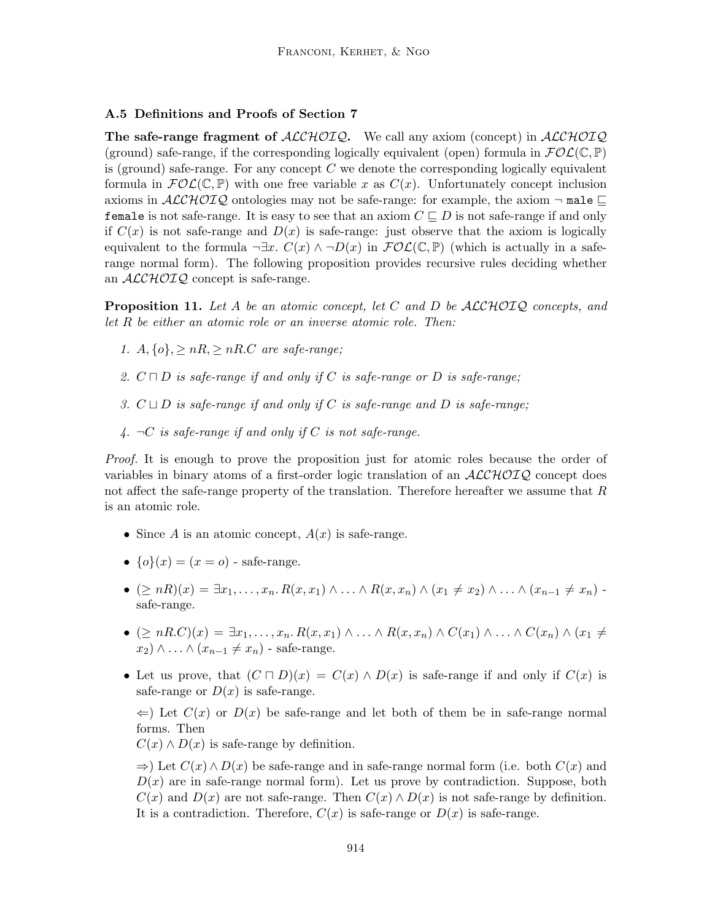### A.5 Definitions and Proofs of Section 7

**The safe-range fragment of $\mathcal{ALCHOIQ}$.** We call any axiom (concept) in $\mathcal{ALCHOIQ}$ (ground) safe-range, if the corresponding logically equivalent (open) formula in $\mathcal{FOL}(\mathbb{C},\mathbb{P})$ is (ground) safe-range. For any concept $C$ we denote the corresponding logically equivalent formula in $\mathcal{FOL}(\mathbb{C},\mathbb{P})$ with one free variable $x$ as $C(x)$. Unfortunately concept inclusion axioms in $\mathcal{ALCHOIQ}$ ontologies may not be safe-range: for example, the axiom $\neg$ `male` $\sqsubseteq$ `female` is not safe-range. It is easy to see that an axiom $C \sqsubseteq D$ is not safe-range if and only if $C(x)$ is not safe-range and $D(x)$ is safe-range: just observe that the axiom is logically equivalent to the formula $\neg\exists x.\, C(x) \wedge \neg D(x)$ in $\mathcal{FOL}(\mathbb{C},\mathbb{P})$ (which is actually in a safe-range normal form). The following proposition provides recursive rules deciding whether an $\mathcal{ALCHOIQ}$ concept is safe-range.

**Proposition 11.** *Let $A$ be an atomic concept, let $C$ and $D$ be $\mathcal{ALCHOIQ}$ concepts, and let $R$ be either an atomic role or an inverse atomic role. Then:*

1. *$A, \{o\}, \geq nR, \geq nR.C$ are safe-range;*
2. *$C \sqcap D$ is safe-range if and only if $C$ is safe-range or $D$ is safe-range;*
3. *$C \sqcup D$ is safe-range if and only if $C$ is safe-range and $D$ is safe-range;*
4. *$\neg C$ is safe-range if and only if $C$ is not safe-range.*

*Proof.* It is enough to prove the proposition just for atomic roles because the order of variables in binary atoms of a first-order logic translation of an $\mathcal{ALCHOIQ}$ concept does not affect the safe-range property of the translation. Therefore hereafter we assume that $R$ is an atomic role.

- Since $A$ is an atomic concept, $A(x)$ is safe-range.
- $\{o\}(x) = (x = o)$ - safe-range.
- $(\geq nR)(x) = \exists x_1, \ldots, x_n.\, R(x, x_1) \wedge \ldots \wedge R(x, x_n) \wedge (x_1 \neq x_2) \wedge \ldots \wedge (x_{n-1} \neq x_n)$ - safe-range.
- $(\geq nR.C)(x) = \exists x_1, \ldots, x_n.\, R(x, x_1) \wedge \ldots \wedge R(x, x_n) \wedge C(x_1) \wedge \ldots \wedge C(x_n) \wedge (x_1 \neq x_2) \wedge \ldots \wedge (x_{n-1} \neq x_n)$ - safe-range.
- Let us prove, that $(C \sqcap D)(x) = C(x) \wedge D(x)$ is safe-range if and only if $C(x)$ is safe-range or $D(x)$ is safe-range.

  $\Leftarrow$) Let $C(x)$ or $D(x)$ be safe-range and let both of them be in safe-range normal forms. Then
  $C(x) \wedge D(x)$ is safe-range by definition.

  $\Rightarrow$) Let $C(x) \wedge D(x)$ be safe-range and in safe-range normal form (i.e. both $C(x)$ and $D(x)$ are in safe-range normal form). Let us prove by contradiction. Suppose, both $C(x)$ and $D(x)$ are not safe-range. Then $C(x) \wedge D(x)$ is not safe-range by definition. It is a contradiction. Therefore, $C(x)$ is safe-range or $D(x)$ is safe-range.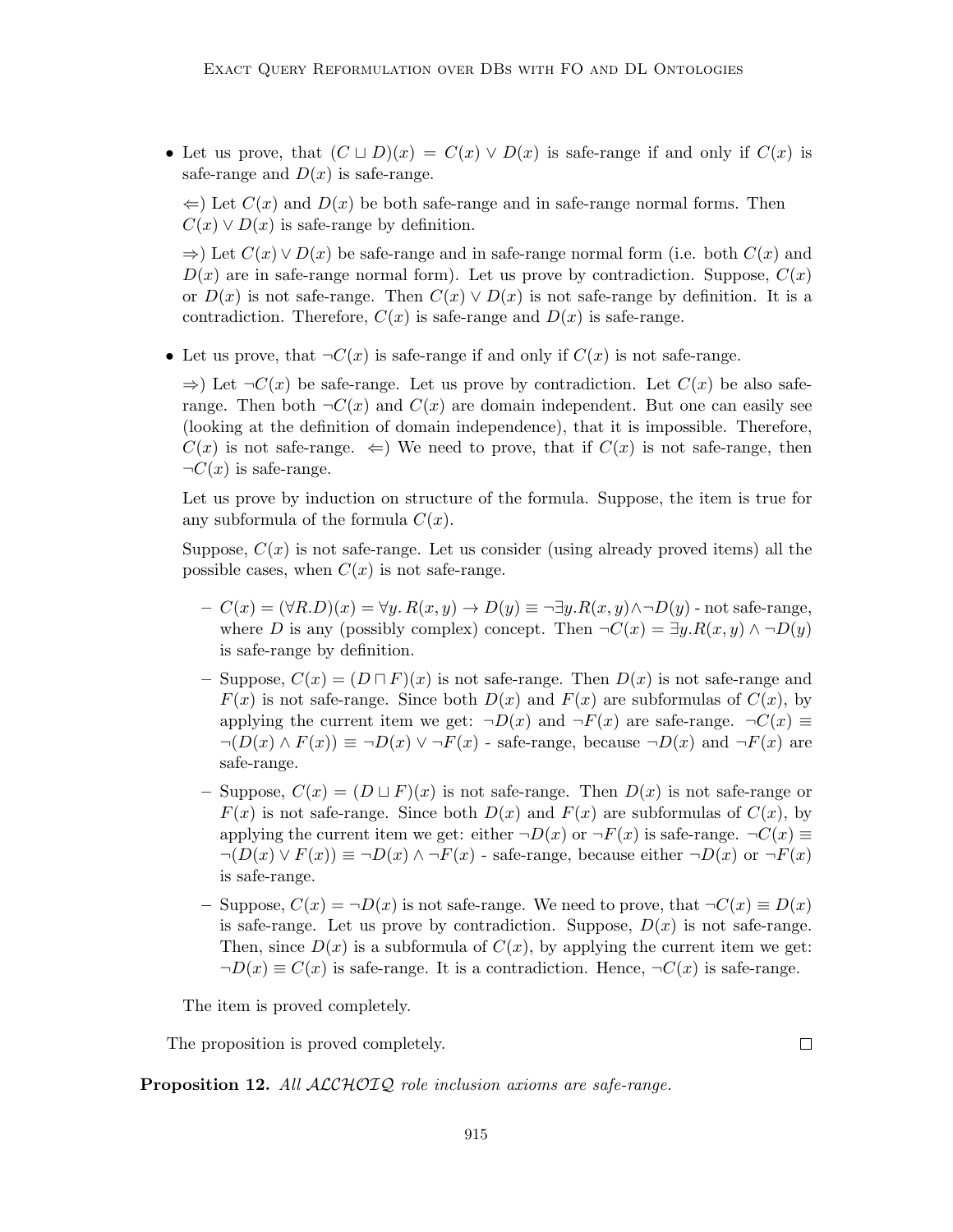- Let us prove, that $(C \sqcup D)(x) = C(x) \vee D(x)$ is safe-range if and only if $C(x)$ is safe-range and $D(x)$ is safe-range.

  $\Leftarrow$) Let $C(x)$ and $D(x)$ be both safe-range and in safe-range normal forms. Then $C(x) \vee D(x)$ is safe-range by definition.

  $\Rightarrow$) Let $C(x) \vee D(x)$ be safe-range and in safe-range normal form (i.e. both $C(x)$ and $D(x)$ are in safe-range normal form). Let us prove by contradiction. Suppose, $C(x)$ or $D(x)$ is not safe-range. Then $C(x) \vee D(x)$ is not safe-range by definition. It is a contradiction. Therefore, $C(x)$ is safe-range and $D(x)$ is safe-range.

- Let us prove, that $\neg C(x)$ is safe-range if and only if $C(x)$ is not safe-range.

  $\Rightarrow$) Let $\neg C(x)$ be safe-range. Let us prove by contradiction. Let $C(x)$ be also safe-range. Then both $\neg C(x)$ and $C(x)$ are domain independent. But one can easily see (looking at the definition of domain independence), that it is impossible. Therefore, $C(x)$ is not safe-range. $\Leftarrow$) We need to prove, that if $C(x)$ is not safe-range, then $\neg C(x)$ is safe-range.

  Let us prove by induction on structure of the formula. Suppose, the item is true for any subformula of the formula $C(x)$.

  Suppose, $C(x)$ is not safe-range. Let us consider (using already proved items) all the possible cases, when $C(x)$ is not safe-range.

  - $C(x) = (\forall R.D)(x) = \forall y. R(x,y) \rightarrow D(y) \equiv \neg \exists y. R(x,y) \wedge \neg D(y)$ - not safe-range, where $D$ is any (possibly complex) concept. Then $\neg C(x) = \exists y. R(x,y) \wedge \neg D(y)$ is safe-range by definition.
  - Suppose, $C(x) = (D \sqcap F)(x)$ is not safe-range. Then $D(x)$ is not safe-range and $F(x)$ is not safe-range. Since both $D(x)$ and $F(x)$ are subformulas of $C(x)$, by applying the current item we get: $\neg D(x)$ and $\neg F(x)$ are safe-range. $\neg C(x) \equiv \neg(D(x) \wedge F(x)) \equiv \neg D(x) \vee \neg F(x)$ - safe-range, because $\neg D(x)$ and $\neg F(x)$ are safe-range.
  - Suppose, $C(x) = (D \sqcup F)(x)$ is not safe-range. Then $D(x)$ is not safe-range or $F(x)$ is not safe-range. Since both $D(x)$ and $F(x)$ are subformulas of $C(x)$, by applying the current item we get: either $\neg D(x)$ or $\neg F(x)$ is safe-range. $\neg C(x) \equiv \neg(D(x) \vee F(x)) \equiv \neg D(x) \wedge \neg F(x)$ - safe-range, because either $\neg D(x)$ or $\neg F(x)$ is safe-range.
  - Suppose, $C(x) = \neg D(x)$ is not safe-range. We need to prove, that $\neg C(x) \equiv D(x)$ is safe-range. Let us prove by contradiction. Suppose, $D(x)$ is not safe-range. Then, since $D(x)$ is a subformula of $C(x)$, by applying the current item we get: $\neg D(x) \equiv C(x)$ is safe-range. It is a contradiction. Hence, $\neg C(x)$ is safe-range.

  The item is proved completely.

The proposition is proved completely. $\square$

**Proposition 12.** *All $\mathcal{ALCHOIQ}$ role inclusion axioms are safe-range.*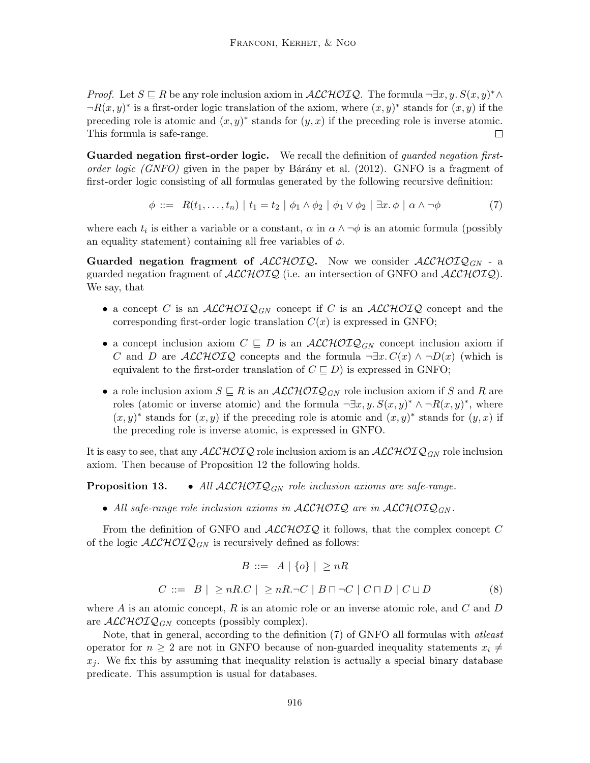*Proof.* Let $S \sqsubseteq R$ be any role inclusion axiom in $\mathcal{ALCHOIQ}$. The formula $\neg\exists x, y.\, S(x,y)^* \wedge \neg R(x,y)^*$ is a first-order logic translation of the axiom, where $(x,y)^*$ stands for $(x,y)$ if the preceding role is atomic and $(x,y)^*$ stands for $(y,x)$ if the preceding role is inverse atomic. This formula is safe-range. $\square$

**Guarded negation first-order logic.** We recall the definition of *guarded negation first-order logic (GNFO)* given in the paper by Bárány et al. (2012). GNFO is a fragment of first-order logic consisting of all formulas generated by the following recursive definition:

$$\phi ::= R(t_1, \ldots, t_n) \mid t_1 = t_2 \mid \phi_1 \wedge \phi_2 \mid \phi_1 \vee \phi_2 \mid \exists x.\, \phi \mid \alpha \wedge \neg\phi \tag{7}$$

where each $t_i$ is either a variable or a constant, $\alpha$ in $\alpha \wedge \neg\phi$ is an atomic formula (possibly an equality statement) containing all free variables of $\phi$.

**Guarded negation fragment of $\mathcal{ALCHOIQ}$.** Now we consider $\mathcal{ALCHOIQ}_{GN}$ - a guarded negation fragment of $\mathcal{ALCHOIQ}$ (i.e. an intersection of GNFO and $\mathcal{ALCHOIQ}$). We say, that

- a concept $C$ is an $\mathcal{ALCHOIQ}_{GN}$ concept if $C$ is an $\mathcal{ALCHOIQ}$ concept and the corresponding first-order logic translation $C(x)$ is expressed in GNFO;
- a concept inclusion axiom $C \sqsubseteq D$ is an $\mathcal{ALCHOIQ}_{GN}$ concept inclusion axiom if $C$ and $D$ are $\mathcal{ALCHOIQ}$ concepts and the formula $\neg\exists x.\, C(x) \wedge \neg D(x)$ (which is equivalent to the first-order translation of $C \sqsubseteq D$) is expressed in GNFO;
- a role inclusion axiom $S \sqsubseteq R$ is an $\mathcal{ALCHOIQ}_{GN}$ role inclusion axiom if $S$ and $R$ are roles (atomic or inverse atomic) and the formula $\neg\exists x, y.\, S(x,y)^* \wedge \neg R(x,y)^*$, where $(x,y)^*$ stands for $(x,y)$ if the preceding role is atomic and $(x,y)^*$ stands for $(y,x)$ if the preceding role is inverse atomic, is expressed in GNFO.

It is easy to see, that any $\mathcal{ALCHOIQ}$ role inclusion axiom is an $\mathcal{ALCHOIQ}_{GN}$ role inclusion axiom. Then because of Proposition 12 the following holds.

**Proposition 13.**

- *All $\mathcal{ALCHOIQ}_{GN}$ role inclusion axioms are safe-range.*
- *All safe-range role inclusion axioms in $\mathcal{ALCHOIQ}$ are in $\mathcal{ALCHOIQ}_{GN}$.*

From the definition of GNFO and $\mathcal{ALCHOIQ}$ it follows, that the complex concept $C$ of the logic $\mathcal{ALCHOIQ}_{GN}$ is recursively defined as follows:

$$B ::= A \mid \{o\} \mid \geq nR$$

$$C ::= B \mid \geq nR.C \mid \geq nR.\neg C \mid B \sqcap \neg C \mid C \sqcap D \mid C \sqcup D \tag{8}$$

where $A$ is an atomic concept, $R$ is an atomic role or an inverse atomic role, and $C$ and $D$ are $\mathcal{ALCHOIQ}_{GN}$ concepts (possibly complex).

Note, that in general, according to the definition (7) of GNFO all formulas with *atleast* operator for $n \geq 2$ are not in GNFO because of non-guarded inequality statements $x_i \neq x_j$. We fix this by assuming that inequality relation is actually a special binary database predicate. This assumption is usual for databases.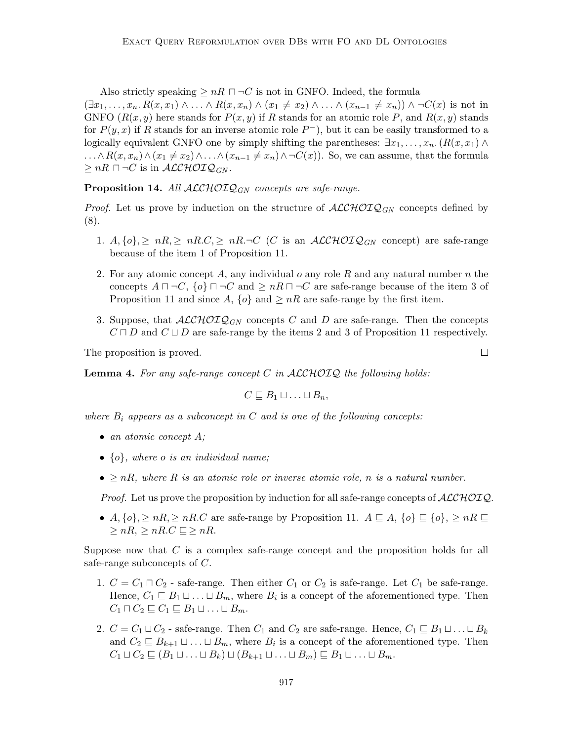Also strictly speaking $\geq nR \sqcap \neg C$ is not in GNFO. Indeed, the formula $(\exists x_1, \ldots, x_n. R(x, x_1) \wedge \ldots \wedge R(x, x_n) \wedge (x_1 \neq x_2) \wedge \ldots \wedge (x_{n-1} \neq x_n)) \wedge \neg C(x)$ is not in GNFO ($R(x, y)$ here stands for $P(x, y)$ if $R$ stands for an atomic role $P$, and $R(x, y)$ stands for $P(y, x)$ if $R$ stands for an inverse atomic role $P^-$), but it can be easily transformed to a logically equivalent GNFO one by simply shifting the parentheses: $\exists x_1, \ldots, x_n. (R(x, x_1) \wedge \ldots \wedge R(x, x_n) \wedge (x_1 \neq x_2) \wedge \ldots \wedge (x_{n-1} \neq x_n) \wedge \neg C(x))$. So, we can assume, that the formula $\geq nR \sqcap \neg C$ is in $\mathcal{ALCHOIQ}_{GN}$.

**Proposition 14.** *All $\mathcal{ALCHOIQ}_{GN}$ concepts are safe-range.*

*Proof.* Let us prove by induction on the structure of $\mathcal{ALCHOIQ}_{GN}$ concepts defined by (8).

1. $A, \{o\}, \geq nR, \geq nR.C, \geq nR.\neg C$ ($C$ is an $\mathcal{ALCHOIQ}_{GN}$ concept) are safe-range because of the item 1 of Proposition 11.
2. For any atomic concept $A$, any individual $o$ any role $R$ and any natural number $n$ the concepts $A \sqcap \neg C$, $\{o\} \sqcap \neg C$ and $\geq nR \sqcap \neg C$ are safe-range because of the item 3 of Proposition 11 and since $A$, $\{o\}$ and $\geq nR$ are safe-range by the first item.
3. Suppose, that $\mathcal{ALCHOIQ}_{GN}$ concepts $C$ and $D$ are safe-range. Then the concepts $C \sqcap D$ and $C \sqcup D$ are safe-range by the items 2 and 3 of Proposition 11 respectively.

The proposition is proved. □

**Lemma 4.** *For any safe-range concept $C$ in $\mathcal{ALCHOIQ}$ the following holds:*

$$C \sqsubseteq B_1 \sqcup \ldots \sqcup B_n,$$

*where $B_i$ appears as a subconcept in $C$ and is one of the following concepts:*

- *an atomic concept $A$;*
- *$\{o\}$, where $o$ is an individual name;*
- *$\geq nR$, where $R$ is an atomic role or inverse atomic role, $n$ is a natural number.*

*Proof.* Let us prove the proposition by induction for all safe-range concepts of $\mathcal{ALCHOIQ}$.

- $A, \{o\}, \geq nR, \geq nR.C$ are safe-range by Proposition 11. $A \sqsubseteq A$, $\{o\} \sqsubseteq \{o\}$, $\geq nR \sqsubseteq \geq nR$, $\geq nR.C \sqsubseteq \geq nR$.

Suppose now that $C$ is a complex safe-range concept and the proposition holds for all safe-range subconcepts of $C$.

1. $C = C_1 \sqcap C_2$ - safe-range. Then either $C_1$ or $C_2$ is safe-range. Let $C_1$ be safe-range. Hence, $C_1 \sqsubseteq B_1 \sqcup \ldots \sqcup B_m$, where $B_i$ is a concept of the aforementioned type. Then $C_1 \sqcap C_2 \sqsubseteq C_1 \sqsubseteq B_1 \sqcup \ldots \sqcup B_m$.
2. $C = C_1 \sqcup C_2$ - safe-range. Then $C_1$ and $C_2$ are safe-range. Hence, $C_1 \sqsubseteq B_1 \sqcup \ldots \sqcup B_k$ and $C_2 \sqsubseteq B_{k+1} \sqcup \ldots \sqcup B_m$, where $B_i$ is a concept of the aforementioned type. Then $C_1 \sqcup C_2 \sqsubseteq (B_1 \sqcup \ldots \sqcup B_k) \sqcup (B_{k+1} \sqcup \ldots \sqcup B_m) \sqsubseteq B_1 \sqcup \ldots \sqcup B_m$.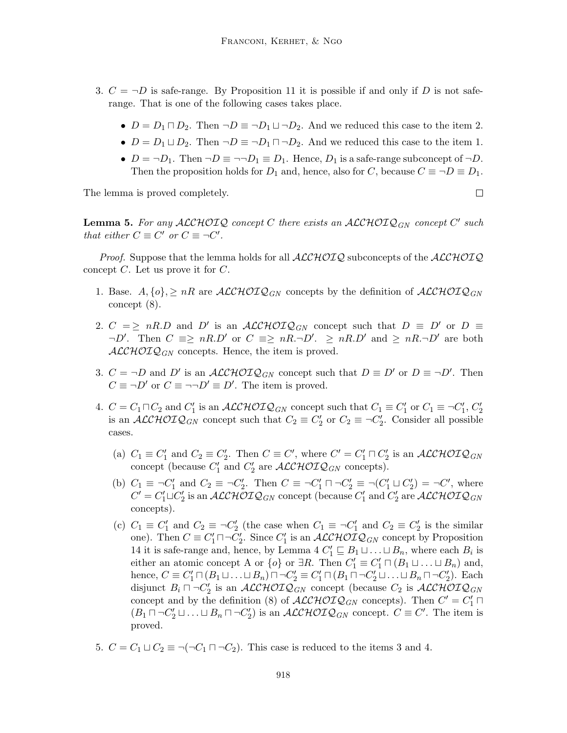3. $C = \neg D$ is safe-range. By Proposition 11 it is possible if and only if $D$ is not safe-range. That is one of the following cases takes place.

   - $D = D_1 \sqcap D_2$. Then $\neg D \equiv \neg D_1 \sqcup \neg D_2$. And we reduced this case to the item 2.
   - $D = D_1 \sqcup D_2$. Then $\neg D \equiv \neg D_1 \sqcap \neg D_2$. And we reduced this case to the item 1.
   - $D = \neg D_1$. Then $\neg D \equiv \neg\neg D_1 \equiv D_1$. Hence, $D_1$ is a safe-range subconcept of $\neg D$. Then the proposition holds for $D_1$ and, hence, also for $C$, because $C \equiv \neg D \equiv D_1$.

The lemma is proved completely. $\square$

**Lemma 5.** *For any $\mathcal{ALCHOIQ}$ concept $C$ there exists an $\mathcal{ALCHOIQ}_{GN}$ concept $C'$ such that either $C \equiv C'$ or $C \equiv \neg C'$.*

*Proof.* Suppose that the lemma holds for all $\mathcal{ALCHOIQ}$ subconcepts of the $\mathcal{ALCHOIQ}$ concept $C$. Let us prove it for $C$.

1. Base. $A, \{o\}, \geq nR$ are $\mathcal{ALCHOIQ}_{GN}$ concepts by the definition of $\mathcal{ALCHOIQ}_{GN}$ concept (8).

2. $C = \geq nR.D$ and $D'$ is an $\mathcal{ALCHOIQ}_{GN}$ concept such that $D \equiv D'$ or $D \equiv \neg D'$. Then $C \equiv \geq nR.D'$ or $C \equiv \geq nR.\neg D'$. $\geq nR.D'$ and $\geq nR.\neg D'$ are both $\mathcal{ALCHOIQ}_{GN}$ concepts. Hence, the item is proved.

3. $C = \neg D$ and $D'$ is an $\mathcal{ALCHOIQ}_{GN}$ concept such that $D \equiv D'$ or $D \equiv \neg D'$. Then $C \equiv \neg D'$ or $C \equiv \neg\neg D' \equiv D'$. The item is proved.

4. $C = C_1 \sqcap C_2$ and $C_1'$ is an $\mathcal{ALCHOIQ}_{GN}$ concept such that $C_1 \equiv C_1'$ or $C_1 \equiv \neg C_1'$, $C_2'$ is an $\mathcal{ALCHOIQ}_{GN}$ concept such that $C_2 \equiv C_2'$ or $C_2 \equiv \neg C_2'$. Consider all possible cases.

   (a) $C_1 \equiv C_1'$ and $C_2 \equiv C_2'$. Then $C \equiv C'$, where $C' = C_1' \sqcap C_2'$ is an $\mathcal{ALCHOIQ}_{GN}$ concept (because $C_1'$ and $C_2'$ are $\mathcal{ALCHOIQ}_{GN}$ concepts).

   (b) $C_1 \equiv \neg C_1'$ and $C_2 \equiv \neg C_2'$. Then $C \equiv \neg C_1' \sqcap \neg C_2' \equiv \neg(C_1' \sqcup C_2') = \neg C'$, where $C' = C_1' \sqcup C_2'$ is an $\mathcal{ALCHOIQ}_{GN}$ concept (because $C_1'$ and $C_2'$ are $\mathcal{ALCHOIQ}_{GN}$ concepts).

   (c) $C_1 \equiv C_1'$ and $C_2 \equiv \neg C_2'$ (the case when $C_1 \equiv \neg C_1'$ and $C_2 \equiv C_2'$ is the similar one). Then $C \equiv C_1' \sqcap \neg C_2'$. Since $C_1'$ is an $\mathcal{ALCHOIQ}_{GN}$ concept by Proposition 14 it is safe-range and, hence, by Lemma 4 $C_1' \sqsubseteq B_1 \sqcup \ldots \sqcup B_n$, where each $B_i$ is either an atomic concept A or $\{o\}$ or $\exists R$. Then $C_1' \equiv C_1' \sqcap (B_1 \sqcup \ldots \sqcup B_n)$ and, hence, $C \equiv C_1' \sqcap (B_1 \sqcup \ldots \sqcup B_n) \sqcap \neg C_2' \equiv C_1' \sqcap (B_1 \sqcap \neg C_2' \sqcup \ldots \sqcup B_n \sqcap \neg C_2')$. Each disjunct $B_i \sqcap \neg C_2'$ is an $\mathcal{ALCHOIQ}_{GN}$ concept (because $C_2$ is $\mathcal{ALCHOIQ}_{GN}$ concept and by the definition (8) of $\mathcal{ALCHOIQ}_{GN}$ concepts). Then $C' = C_1' \sqcap (B_1 \sqcap \neg C_2' \sqcup \ldots \sqcup B_n \sqcap \neg C_2')$ is an $\mathcal{ALCHOIQ}_{GN}$ concept. $C \equiv C'$. The item is proved.

5. $C = C_1 \sqcup C_2 \equiv \neg(\neg C_1 \sqcap \neg C_2)$. This case is reduced to the items 3 and 4.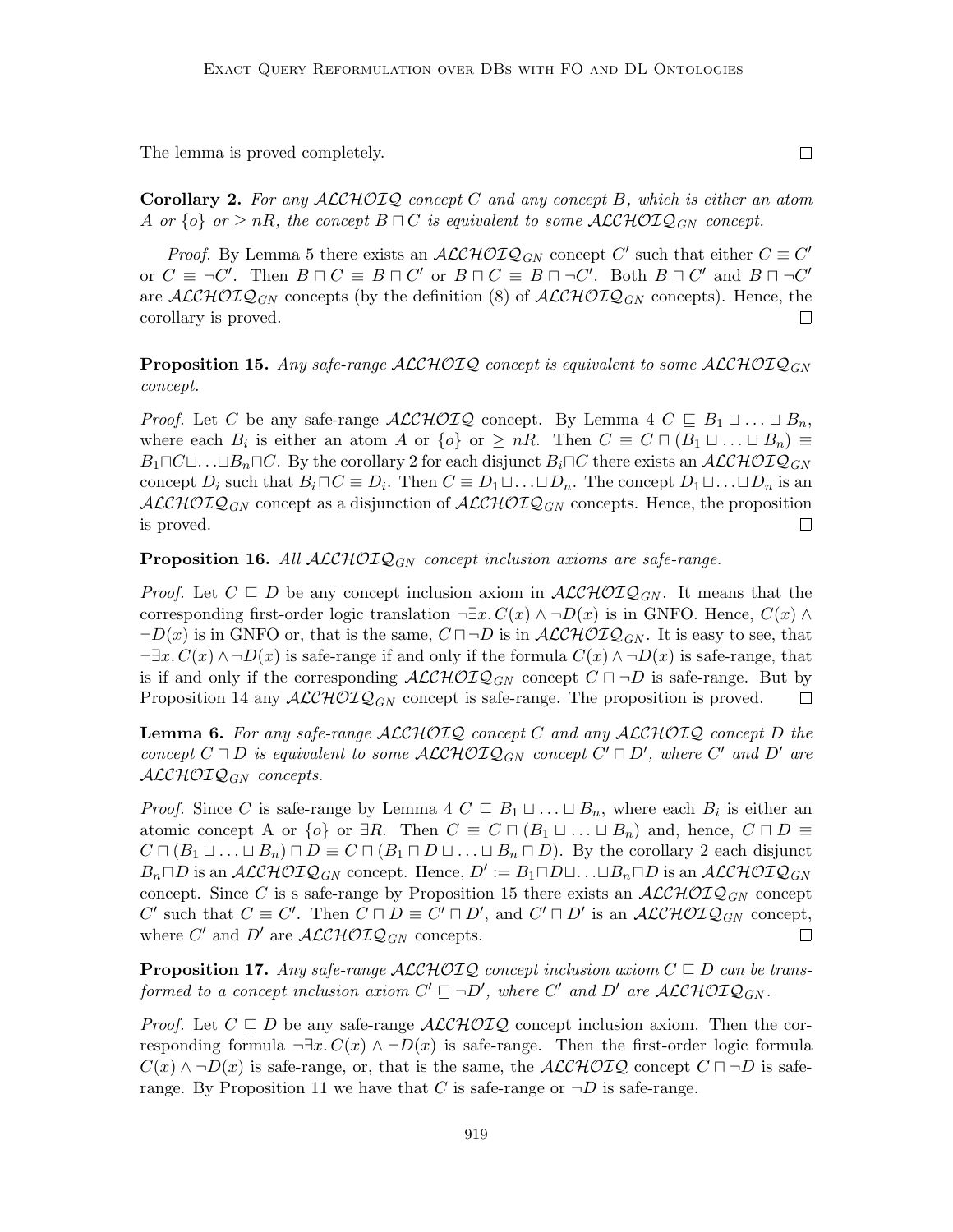The lemma is proved completely. $\square$

**Corollary 2.** *For any $\mathcal{ALCHOIQ}$ concept $C$ and any concept $B$, which is either an atom $A$ or $\{o\}$ or $\geq nR$, the concept $B \sqcap C$ is equivalent to some $\mathcal{ALCHOIQ}_{GN}$ concept.*

*Proof.* By Lemma 5 there exists an $\mathcal{ALCHOIQ}_{GN}$ concept $C'$ such that either $C \equiv C'$ or $C \equiv \neg C'$. Then $B \sqcap C \equiv B \sqcap C'$ or $B \sqcap C \equiv B \sqcap \neg C'$. Both $B \sqcap C'$ and $B \sqcap \neg C'$ are $\mathcal{ALCHOIQ}_{GN}$ concepts (by the definition (8) of $\mathcal{ALCHOIQ}_{GN}$ concepts). Hence, the corollary is proved. $\square$

**Proposition 15.** *Any safe-range $\mathcal{ALCHOIQ}$ concept is equivalent to some $\mathcal{ALCHOIQ}_{GN}$ concept.*

*Proof.* Let $C$ be any safe-range $\mathcal{ALCHOIQ}$ concept. By Lemma 4 $C \sqsubseteq B_1 \sqcup \ldots \sqcup B_n$, where each $B_i$ is either an atom $A$ or $\{o\}$ or $\geq nR$. Then $C \equiv C \sqcap (B_1 \sqcup \ldots \sqcup B_n) \equiv B_1 \sqcap C \sqcup \ldots \sqcup B_n \sqcap C$. By the corollary 2 for each disjunct $B_i \sqcap C$ there exists an $\mathcal{ALCHOIQ}_{GN}$ concept $D_i$ such that $B_i \sqcap C \equiv D_i$. Then $C \equiv D_1 \sqcup \ldots \sqcup D_n$. The concept $D_1 \sqcup \ldots \sqcup D_n$ is an $\mathcal{ALCHOIQ}_{GN}$ concept as a disjunction of $\mathcal{ALCHOIQ}_{GN}$ concepts. Hence, the proposition is proved. $\square$

**Proposition 16.** *All $\mathcal{ALCHOIQ}_{GN}$ concept inclusion axioms are safe-range.*

*Proof.* Let $C \sqsubseteq D$ be any concept inclusion axiom in $\mathcal{ALCHOIQ}_{GN}$. It means that the corresponding first-order logic translation $\neg \exists x. C(x) \wedge \neg D(x)$ is in GNFO. Hence, $C(x) \wedge \neg D(x)$ is in GNFO or, that is the same, $C \sqcap \neg D$ is in $\mathcal{ALCHOIQ}_{GN}$. It is easy to see, that $\neg \exists x. C(x) \wedge \neg D(x)$ is safe-range if and only if the formula $C(x) \wedge \neg D(x)$ is safe-range, that is if and only if the corresponding $\mathcal{ALCHOIQ}_{GN}$ concept $C \sqcap \neg D$ is safe-range. But by Proposition 14 any $\mathcal{ALCHOIQ}_{GN}$ concept is safe-range. The proposition is proved. $\square$

**Lemma 6.** *For any safe-range $\mathcal{ALCHOIQ}$ concept $C$ and any $\mathcal{ALCHOIQ}$ concept $D$ the concept $C \sqcap D$ is equivalent to some $\mathcal{ALCHOIQ}_{GN}$ concept $C' \sqcap D'$, where $C'$ and $D'$ are $\mathcal{ALCHOIQ}_{GN}$ concepts.*

*Proof.* Since $C$ is safe-range by Lemma 4 $C \sqsubseteq B_1 \sqcup \ldots \sqcup B_n$, where each $B_i$ is either an atomic concept A or $\{o\}$ or $\exists R$. Then $C \equiv C \sqcap (B_1 \sqcup \ldots \sqcup B_n)$ and, hence, $C \sqcap D \equiv C \sqcap (B_1 \sqcup \ldots \sqcup B_n) \sqcap D \equiv C \sqcap (B_1 \sqcap D \sqcup \ldots \sqcup B_n \sqcap D)$. By the corollary 2 each disjunct $B_n \sqcap D$ is an $\mathcal{ALCHOIQ}_{GN}$ concept. Hence, $D' := B_1 \sqcap D \sqcup \ldots \sqcup B_n \sqcap D$ is an $\mathcal{ALCHOIQ}_{GN}$ concept. Since $C$ is s safe-range by Proposition 15 there exists an $\mathcal{ALCHOIQ}_{GN}$ concept $C'$ such that $C \equiv C'$. Then $C \sqcap D \equiv C' \sqcap D'$, and $C' \sqcap D'$ is an $\mathcal{ALCHOIQ}_{GN}$ concept, where $C'$ and $D'$ are $\mathcal{ALCHOIQ}_{GN}$ concepts. $\square$

**Proposition 17.** *Any safe-range $\mathcal{ALCHOIQ}$ concept inclusion axiom $C \sqsubseteq D$ can be transformed to a concept inclusion axiom $C' \sqsubseteq \neg D'$, where $C'$ and $D'$ are $\mathcal{ALCHOIQ}_{GN}$.*

*Proof.* Let $C \sqsubseteq D$ be any safe-range $\mathcal{ALCHOIQ}$ concept inclusion axiom. Then the corresponding formula $\neg \exists x. C(x) \wedge \neg D(x)$ is safe-range. Then the first-order logic formula $C(x) \wedge \neg D(x)$ is safe-range, or, that is the same, the $\mathcal{ALCHOIQ}$ concept $C \sqcap \neg D$ is safe-range. By Proposition 11 we have that $C$ is safe-range or $\neg D$ is safe-range.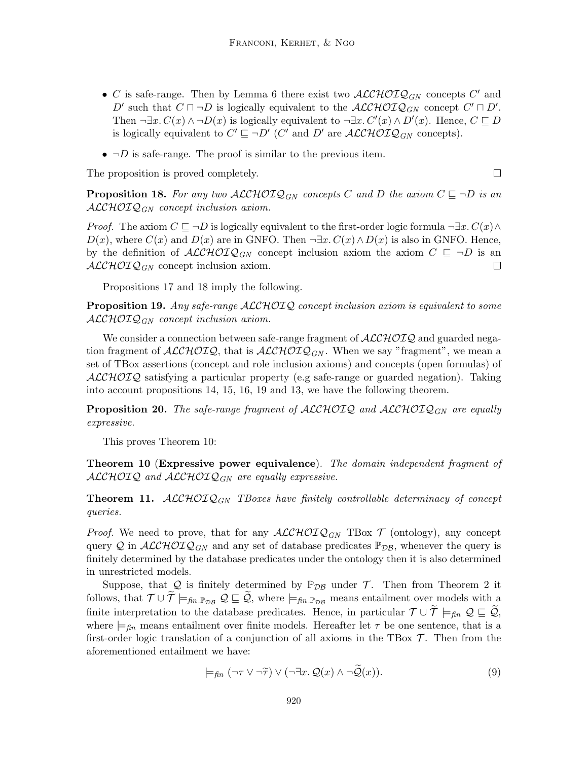- $C$ is safe-range. Then by Lemma 6 there exist two $\mathcal{ALCHOIQ}_{GN}$ concepts $C'$ and $D'$ such that $C \sqcap \neg D$ is logically equivalent to the $\mathcal{ALCHOIQ}_{GN}$ concept $C' \sqcap D'$. Then $\neg\exists x. C(x) \wedge \neg D(x)$ is logically equivalent to $\neg\exists x. C'(x) \wedge D'(x)$. Hence, $C \sqsubseteq D$ is logically equivalent to $C' \sqsubseteq \neg D'$ ($C'$ and $D'$ are $\mathcal{ALCHOIQ}_{GN}$ concepts).
- $\neg D$ is safe-range. The proof is similar to the previous item.

The proposition is proved completely. $\square$

**Proposition 18.** *For any two $\mathcal{ALCHOIQ}_{GN}$ concepts $C$ and $D$ the axiom $C \sqsubseteq \neg D$ is an $\mathcal{ALCHOIQ}_{GN}$ concept inclusion axiom.*

*Proof.* The axiom $C \sqsubseteq \neg D$ is logically equivalent to the first-order logic formula $\neg\exists x. C(x) \wedge D(x)$, where $C(x)$ and $D(x)$ are in GNFO. Then $\neg\exists x. C(x) \wedge D(x)$ is also in GNFO. Hence, by the definition of $\mathcal{ALCHOIQ}_{GN}$ concept inclusion axiom the axiom $C \sqsubseteq \neg D$ is an $\mathcal{ALCHOIQ}_{GN}$ concept inclusion axiom. $\square$

Propositions 17 and 18 imply the following.

**Proposition 19.** *Any safe-range $\mathcal{ALCHOIQ}$ concept inclusion axiom is equivalent to some $\mathcal{ALCHOIQ}_{GN}$ concept inclusion axiom.*

We consider a connection between safe-range fragment of $\mathcal{ALCHOIQ}$ and guarded negation fragment of $\mathcal{ALCHOIQ}$, that is $\mathcal{ALCHOIQ}_{GN}$. When we say "fragment", we mean a set of TBox assertions (concept and role inclusion axioms) and concepts (open formulas) of $\mathcal{ALCHOIQ}$ satisfying a particular property (e.g safe-range or guarded negation). Taking into account propositions 14, 15, 16, 19 and 13, we have the following theorem.

**Proposition 20.** *The safe-range fragment of $\mathcal{ALCHOIQ}$ and $\mathcal{ALCHOIQ}_{GN}$ are equally expressive.*

This proves Theorem 10:

**Theorem 10** (**Expressive power equivalence**). *The domain independent fragment of $\mathcal{ALCHOIQ}$ and $\mathcal{ALCHOIQ}_{GN}$ are equally expressive.*

**Theorem 11.** *$\mathcal{ALCHOIQ}_{GN}$ TBoxes have finitely controllable determinacy of concept queries.*

*Proof.* We need to prove, that for any $\mathcal{ALCHOIQ}_{GN}$ TBox $\mathcal{T}$ (ontology), any concept query $\mathcal{Q}$ in $\mathcal{ALCHOIQ}_{GN}$ and any set of database predicates $\mathbb{P}_{\mathcal{DB}}$, whenever the query is finitely determined by the database predicates under the ontology then it is also determined in unrestricted models.

Suppose, that $\mathcal{Q}$ is finitely determined by $\mathbb{P}_{\mathcal{DB}}$ under $\mathcal{T}$. Then from Theorem 2 it follows, that $\mathcal{T} \cup \widetilde{\mathcal{T}} \models_{fin\_\mathbb{P}_{\mathcal{DB}}} \mathcal{Q} \sqsubseteq \widetilde{\mathcal{Q}}$, where $\models_{fin\_\mathbb{P}_{\mathcal{DB}}}$ means entailment over models with a finite interpretation to the database predicates. Hence, in particular $\mathcal{T} \cup \widetilde{\mathcal{T}} \models_{fin} \mathcal{Q} \sqsubseteq \widetilde{\mathcal{Q}}$, where $\models_{fin}$ means entailment over finite models. Hereafter let $\tau$ be one sentence, that is a first-order logic translation of a conjunction of all axioms in the TBox $\mathcal{T}$. Then from the aforementioned entailment we have:

$$\models_{fin} (\neg\tau \vee \neg\widetilde{\tau}) \vee (\neg\exists x. \mathcal{Q}(x) \wedge \neg\widetilde{\mathcal{Q}}(x)). \tag{9}$$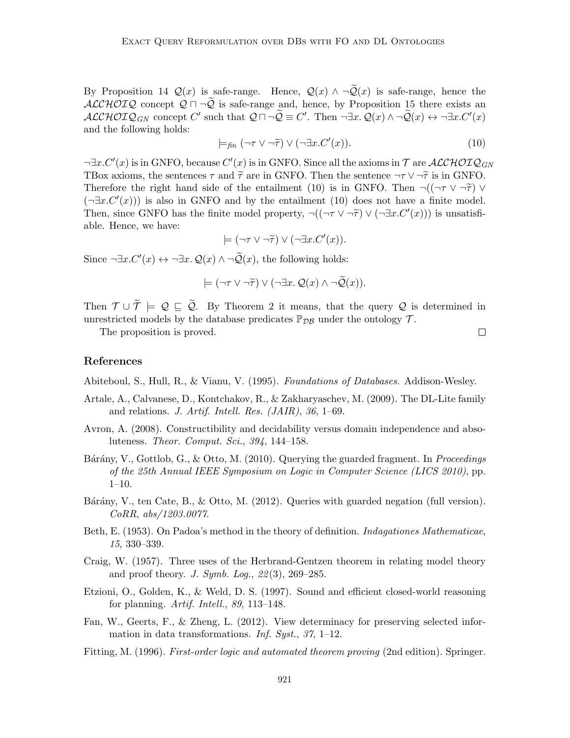By Proposition 14 $\mathcal{Q}(x)$ is safe-range. Hence, $\mathcal{Q}(x) \wedge \neg\widetilde{\mathcal{Q}}(x)$ is safe-range, hence the $\mathcal{ALCHOIQ}$ concept $\mathcal{Q} \sqcap \neg\widetilde{\mathcal{Q}}$ is safe-range and, hence, by Proposition 15 there exists an $\mathcal{ALCHOIQ}_{GN}$ concept $C'$ such that $\mathcal{Q} \sqcap \neg\widetilde{\mathcal{Q}} \equiv C'$. Then $\neg\exists x.\, \mathcal{Q}(x) \wedge \neg\widetilde{\mathcal{Q}}(x) \leftrightarrow \neg\exists x.C'(x)$ and the following holds:

$$\models_{fin} (\neg\tau \vee \neg\widetilde{\tau}) \vee (\neg\exists x.C'(x)). \tag{10}$$

$\neg\exists x.C'(x)$ is in GNFO, because $C'(x)$ is in GNFO. Since all the axioms in $\mathcal{T}$ are $\mathcal{ALCHOIQ}_{GN}$ TBox axioms, the sentences $\tau$ and $\widetilde{\tau}$ are in GNFO. Then the sentence $\neg\tau \vee \neg\widetilde{\tau}$ is in GNFO. Therefore the right hand side of the entailment (10) is in GNFO. Then $\neg((\neg\tau \vee \neg\widetilde{\tau}) \vee (\neg\exists x.C'(x)))$ is also in GNFO and by the entailment (10) does not have a finite model. Then, since GNFO has the finite model property, $\neg((\neg\tau \vee \neg\widetilde{\tau}) \vee (\neg\exists x.C'(x)))$ is unsatisfiable. Hence, we have:

$$\models (\neg\tau \vee \neg\widetilde{\tau}) \vee (\neg\exists x.C'(x)).$$

Since $\neg\exists x.C'(x) \leftrightarrow \neg\exists x.\, \mathcal{Q}(x) \wedge \neg\widetilde{\mathcal{Q}}(x)$, the following holds:

$$\models (\neg\tau \vee \neg\widetilde{\tau}) \vee (\neg\exists x.\, \mathcal{Q}(x) \wedge \neg\widetilde{\mathcal{Q}}(x)).$$

Then $\mathcal{T} \cup \widetilde{\mathcal{T}} \models \mathcal{Q} \sqsubseteq \widetilde{\mathcal{Q}}$. By Theorem 2 it means, that the query $\mathcal{Q}$ is determined in unrestricted models by the database predicates $\mathbb{P}_{\mathcal{DB}}$ under the ontology $\mathcal{T}$.

The proposition is proved. ☐

## References

Abiteboul, S., Hull, R., & Vianu, V. (1995). *Foundations of Databases*. Addison-Wesley.

Artale, A., Calvanese, D., Kontchakov, R., & Zakharyaschev, M. (2009). The DL-Lite family and relations. *J. Artif. Intell. Res. (JAIR)*, *36*, 1–69.

Avron, A. (2008). Constructibility and decidability versus domain independence and absoluteness. *Theor. Comput. Sci.*, *394*, 144–158.

Bárány, V., Gottlob, G., & Otto, M. (2010). Querying the guarded fragment. In *Proceedings of the 25th Annual IEEE Symposium on Logic in Computer Science (LICS 2010)*, pp. 1–10.

Bárány, V., ten Cate, B., & Otto, M. (2012). Queries with guarded negation (full version). *CoRR*, *abs/1203.0077*.

Beth, E. (1953). On Padoa's method in the theory of definition. *Indagationes Mathematicae*, *15*, 330–339.

Craig, W. (1957). Three uses of the Herbrand-Gentzen theorem in relating model theory and proof theory. *J. Symb. Log.*, *22*(3), 269–285.

Etzioni, O., Golden, K., & Weld, D. S. (1997). Sound and efficient closed-world reasoning for planning. *Artif. Intell.*, *89*, 113–148.

Fan, W., Geerts, F., & Zheng, L. (2012). View determinacy for preserving selected information in data transformations. *Inf. Syst.*, *37*, 1–12.

Fitting, M. (1996). *First-order logic and automated theorem proving* (2nd edition). Springer.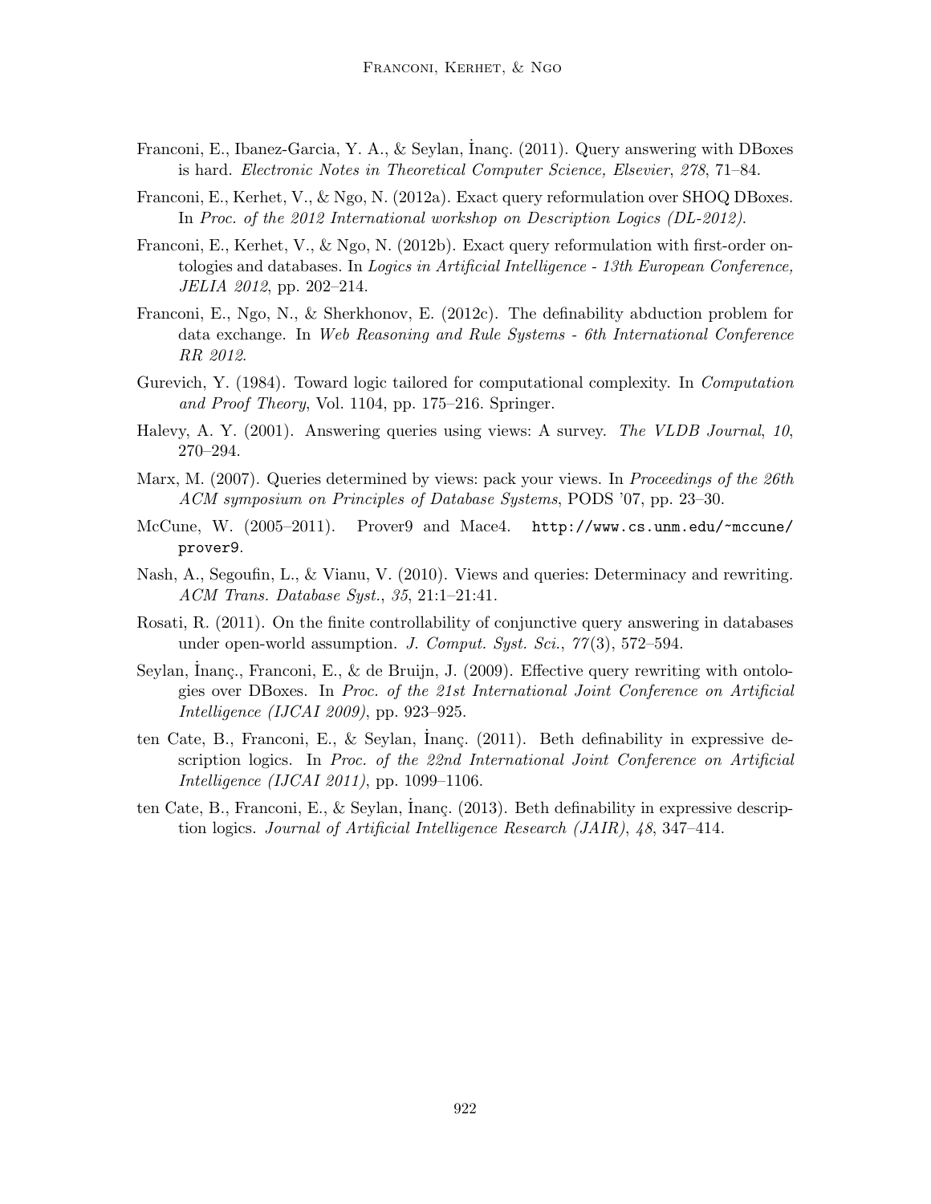Franconi, E., Ibanez-Garcia, Y. A., & Seylan, İnanç. (2011). Query answering with DBoxes is hard. *Electronic Notes in Theoretical Computer Science, Elsevier*, *278*, 71–84.

Franconi, E., Kerhet, V., & Ngo, N. (2012a). Exact query reformulation over SHOQ DBoxes. In *Proc. of the 2012 International workshop on Description Logics (DL-2012)*.

Franconi, E., Kerhet, V., & Ngo, N. (2012b). Exact query reformulation with first-order ontologies and databases. In *Logics in Artificial Intelligence - 13th European Conference, JELIA 2012*, pp. 202–214.

Franconi, E., Ngo, N., & Sherkhonov, E. (2012c). The definability abduction problem for data exchange. In *Web Reasoning and Rule Systems - 6th International Conference RR 2012*.

Gurevich, Y. (1984). Toward logic tailored for computational complexity. In *Computation and Proof Theory*, Vol. 1104, pp. 175–216. Springer.

Halevy, A. Y. (2001). Answering queries using views: A survey. *The VLDB Journal*, *10*, 270–294.

Marx, M. (2007). Queries determined by views: pack your views. In *Proceedings of the 26th ACM symposium on Principles of Database Systems*, PODS '07, pp. 23–30.

McCune, W. (2005–2011). Prover9 and Mace4. `http://www.cs.unm.edu/~mccune/prover9`.

Nash, A., Segoufin, L., & Vianu, V. (2010). Views and queries: Determinacy and rewriting. *ACM Trans. Database Syst.*, *35*, 21:1–21:41.

Rosati, R. (2011). On the finite controllability of conjunctive query answering in databases under open-world assumption. *J. Comput. Syst. Sci.*, *77*(3), 572–594.

Seylan, İnanç., Franconi, E., & de Bruijn, J. (2009). Effective query rewriting with ontologies over DBoxes. In *Proc. of the 21st International Joint Conference on Artificial Intelligence (IJCAI 2009)*, pp. 923–925.

ten Cate, B., Franconi, E., & Seylan, İnanç. (2011). Beth definability in expressive description logics. In *Proc. of the 22nd International Joint Conference on Artificial Intelligence (IJCAI 2011)*, pp. 1099–1106.

ten Cate, B., Franconi, E., & Seylan, İnanç. (2013). Beth definability in expressive description logics. *Journal of Artificial Intelligence Research (JAIR)*, *48*, 347–414.